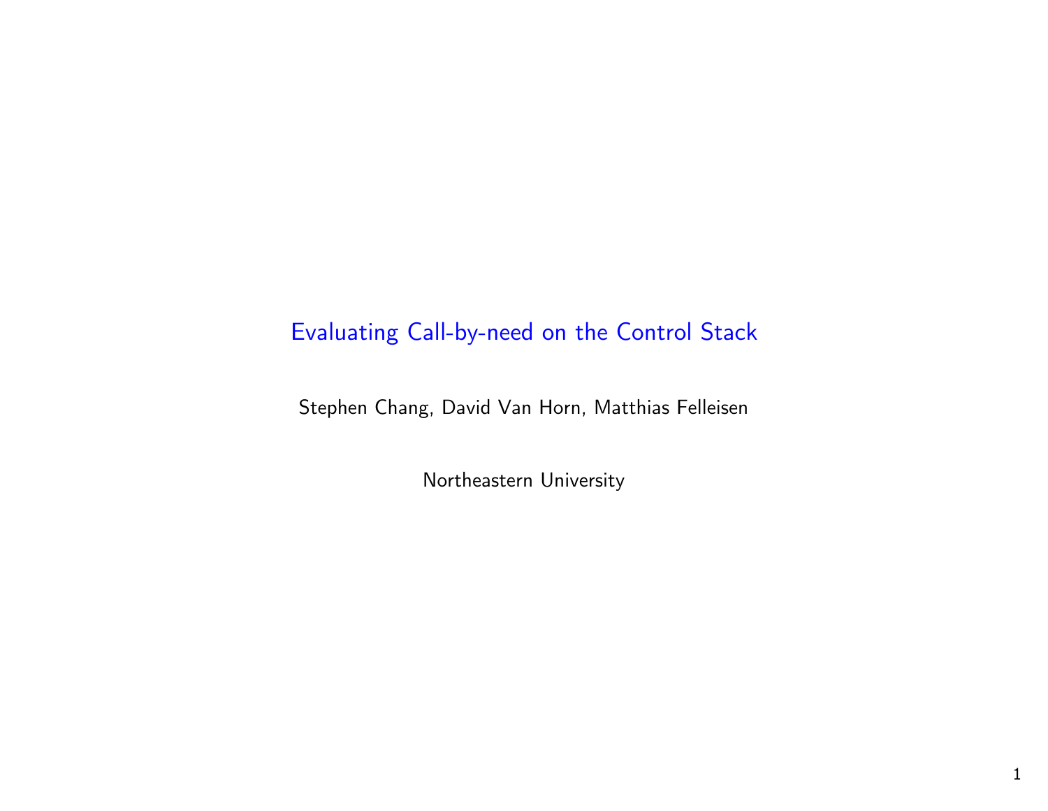# Evaluating Call-by-need on the Control Stack

Stephen Chang, David Van Horn, Matthias Felleisen

Northeastern University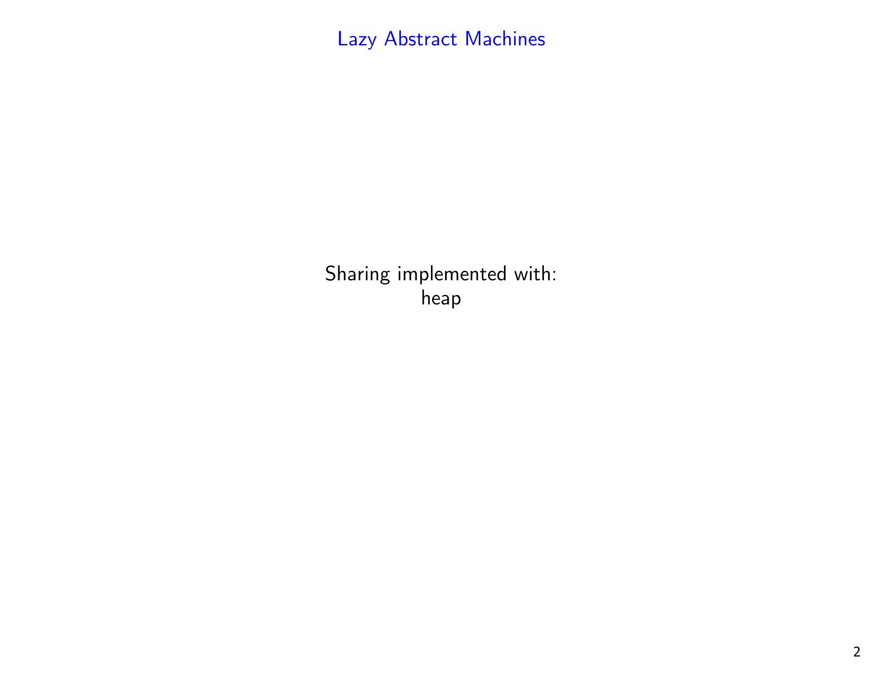# Lazy Abstract Machines

Sharing implemented with:
heap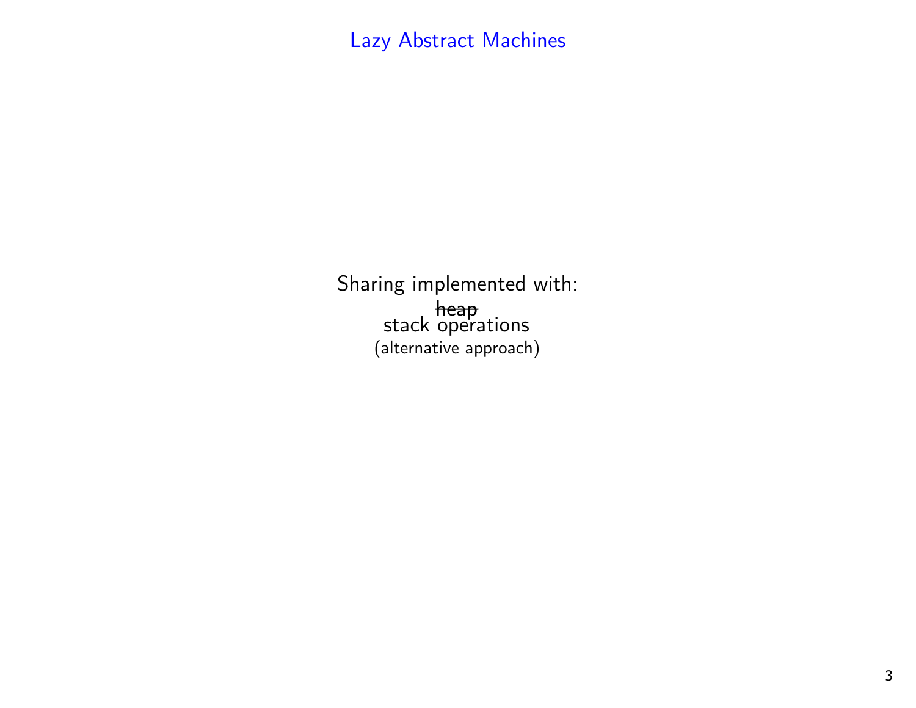# Lazy Abstract Machines

Sharing implemented with:

~~heap~~

stack operations

(alternative approach)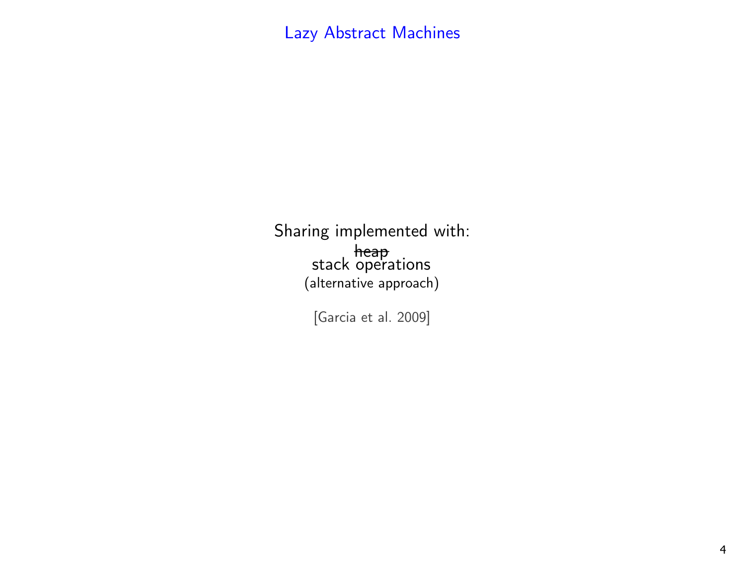# Lazy Abstract Machines

Sharing implemented with:

~~heap~~

stack operations

(alternative approach)

[Garcia et al. 2009]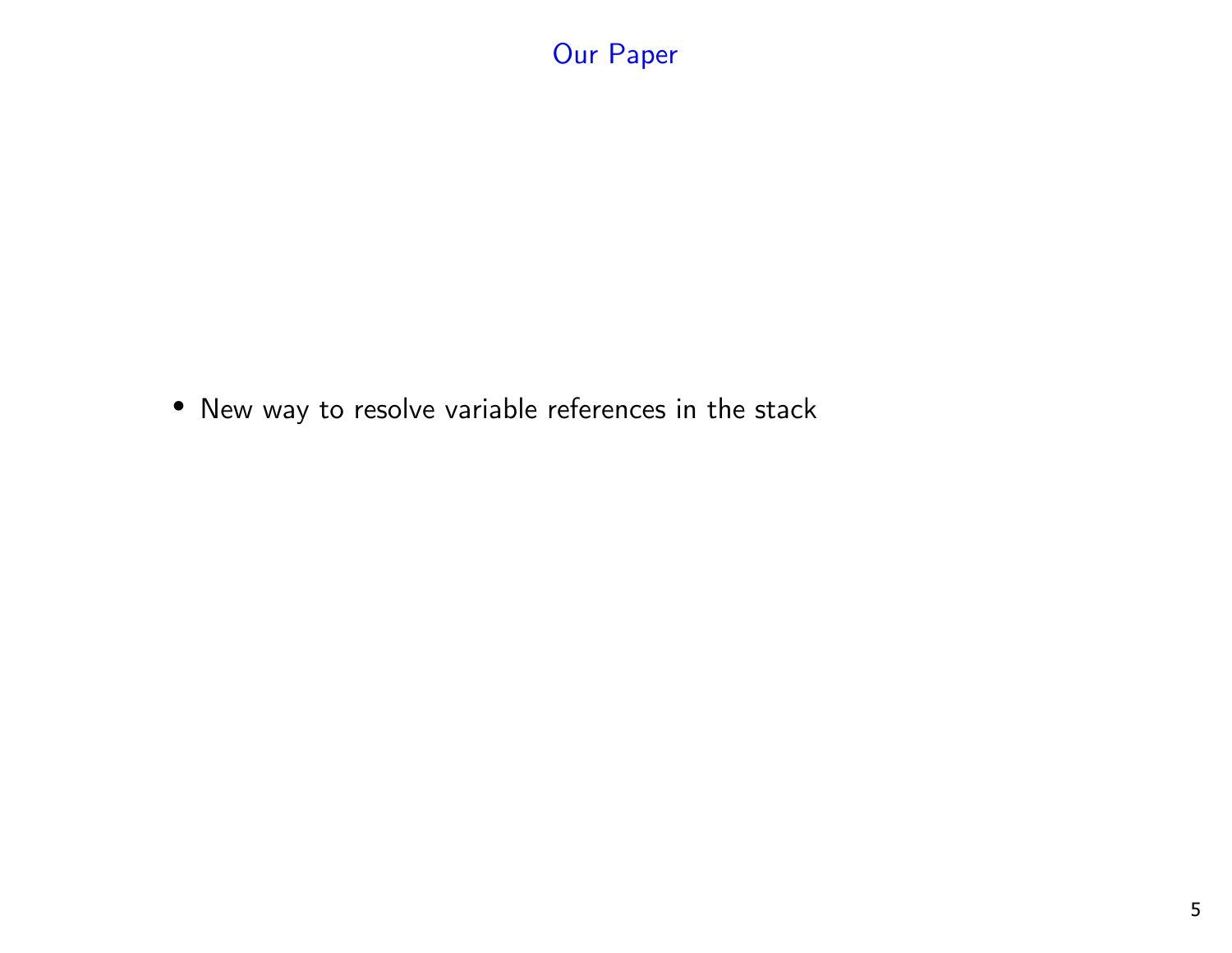# Our Paper

- New way to resolve variable references in the stack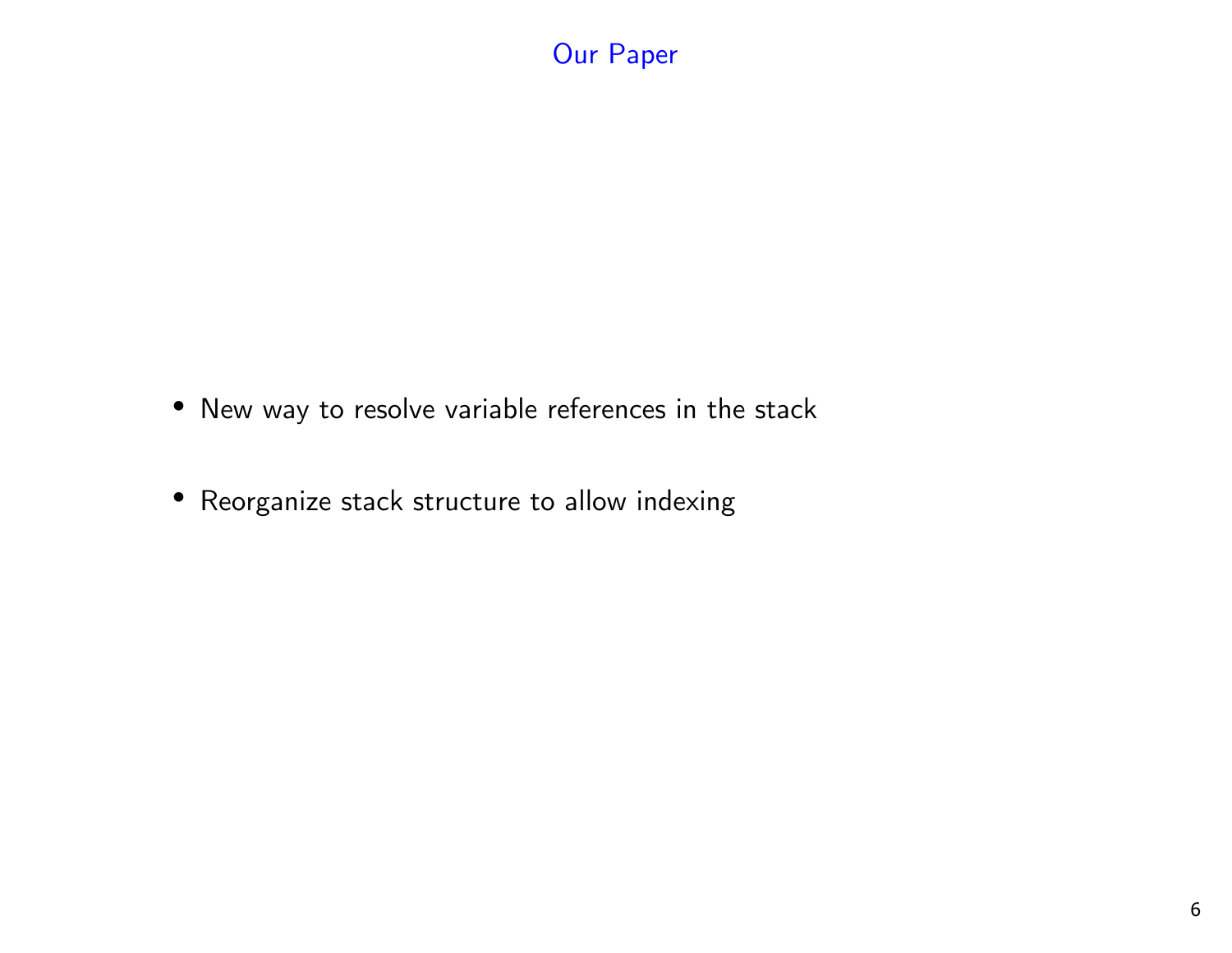# Our Paper

- New way to resolve variable references in the stack
- Reorganize stack structure to allow indexing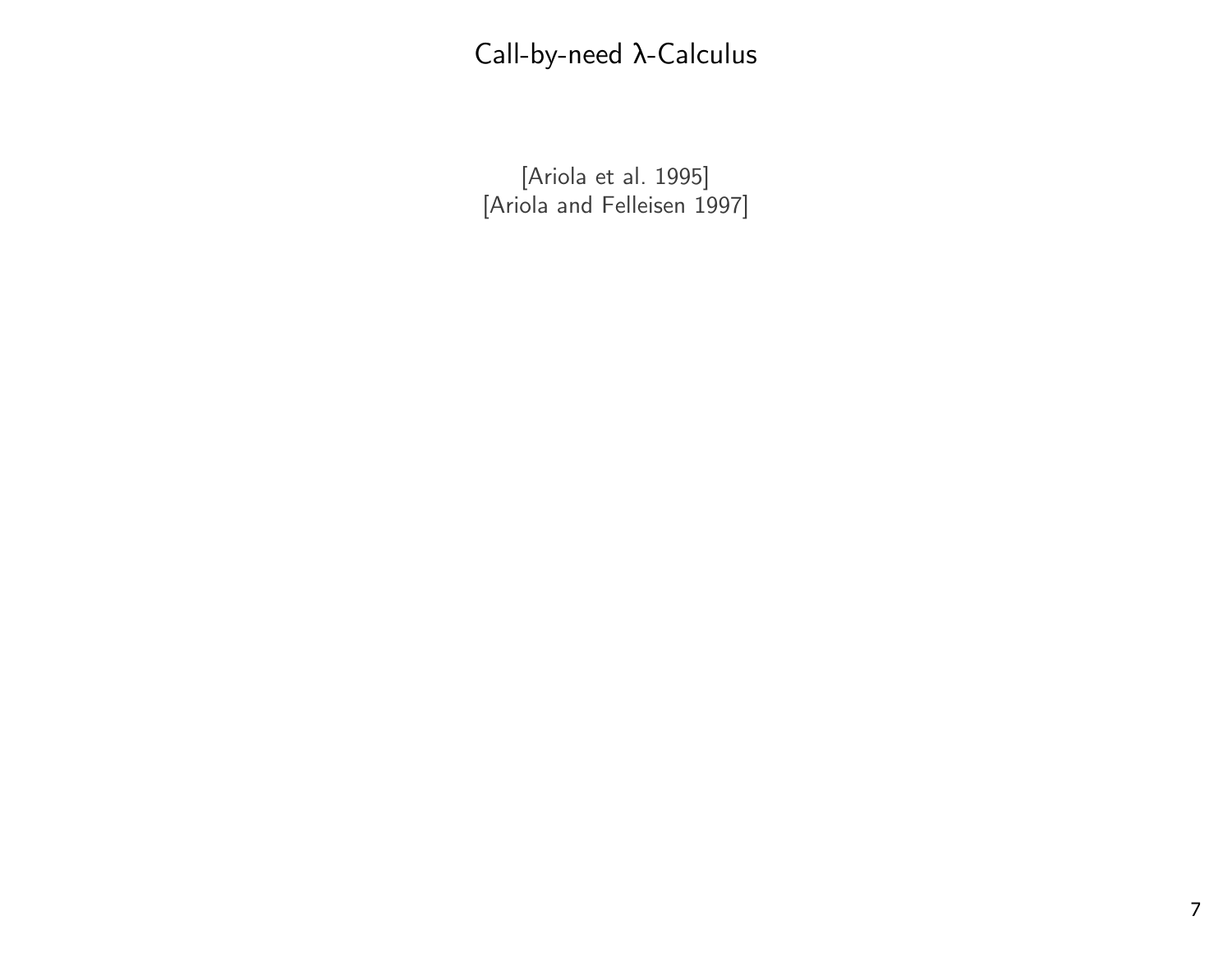# Call-by-need λ-Calculus

[Ariola et al. 1995]
[Ariola and Felleisen 1997]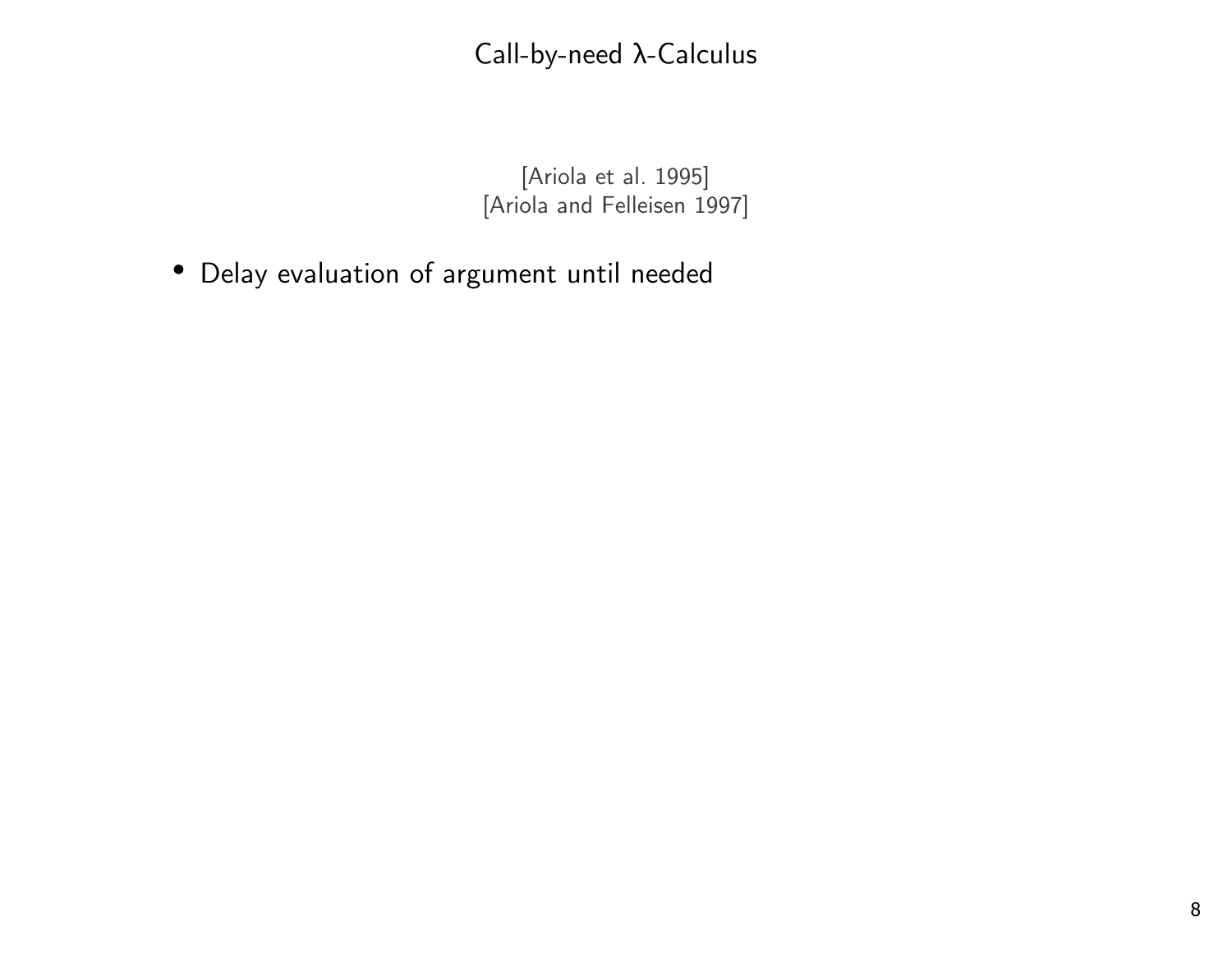# Call-by-need λ-Calculus

[Ariola et al. 1995]
[Ariola and Felleisen 1997]

- Delay evaluation of argument until needed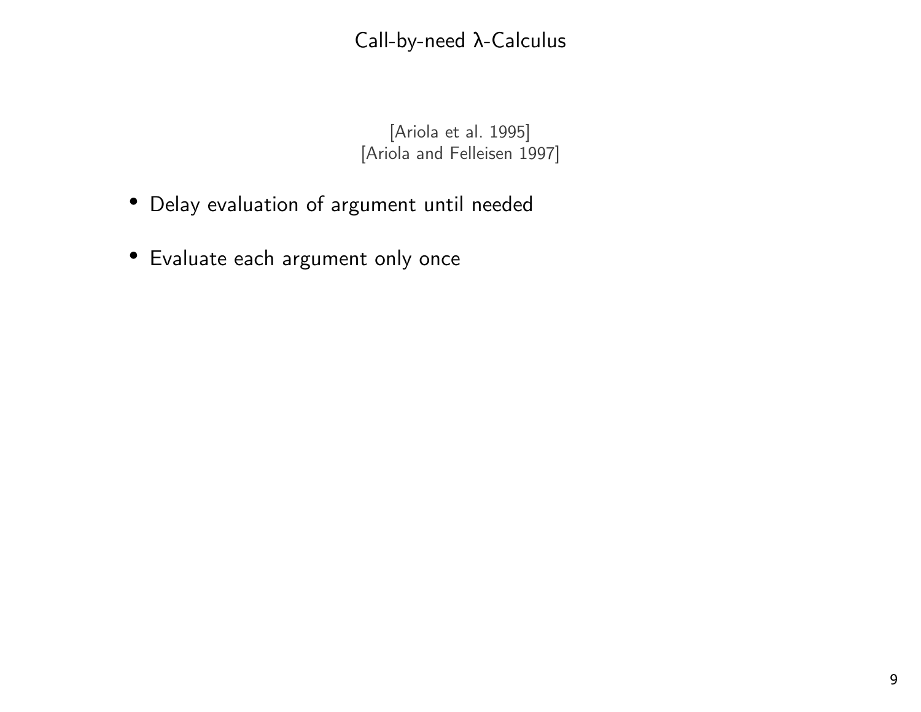# Call-by-need λ-Calculus

[Ariola et al. 1995]
[Ariola and Felleisen 1997]

- Delay evaluation of argument until needed
- Evaluate each argument only once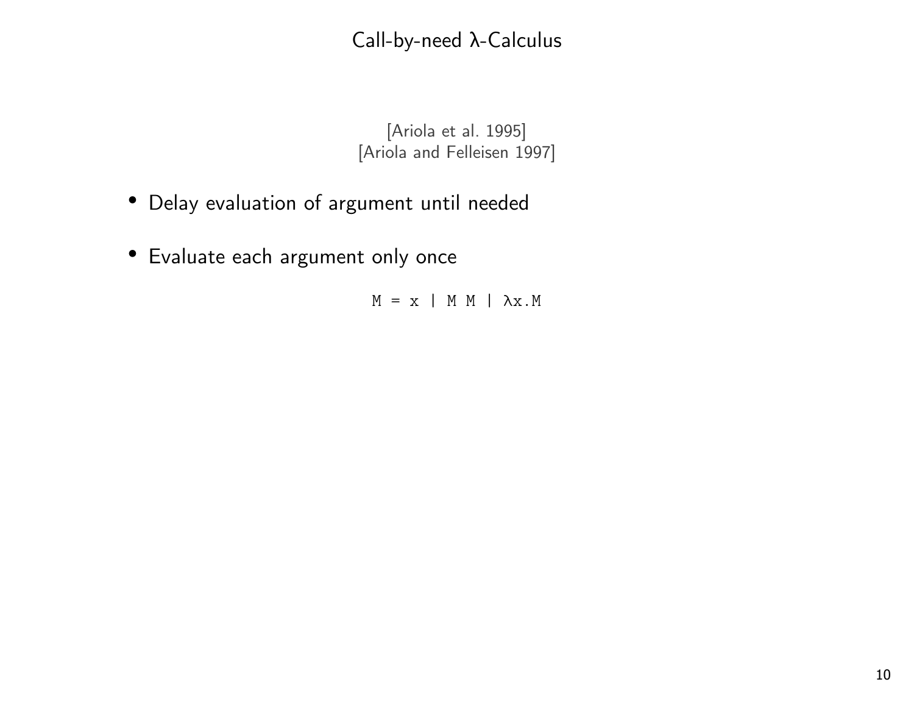# Call-by-need λ-Calculus

[Ariola et al. 1995]
[Ariola and Felleisen 1997]

- Delay evaluation of argument until needed
- Evaluate each argument only once

```
M = x | M M | λx.M
```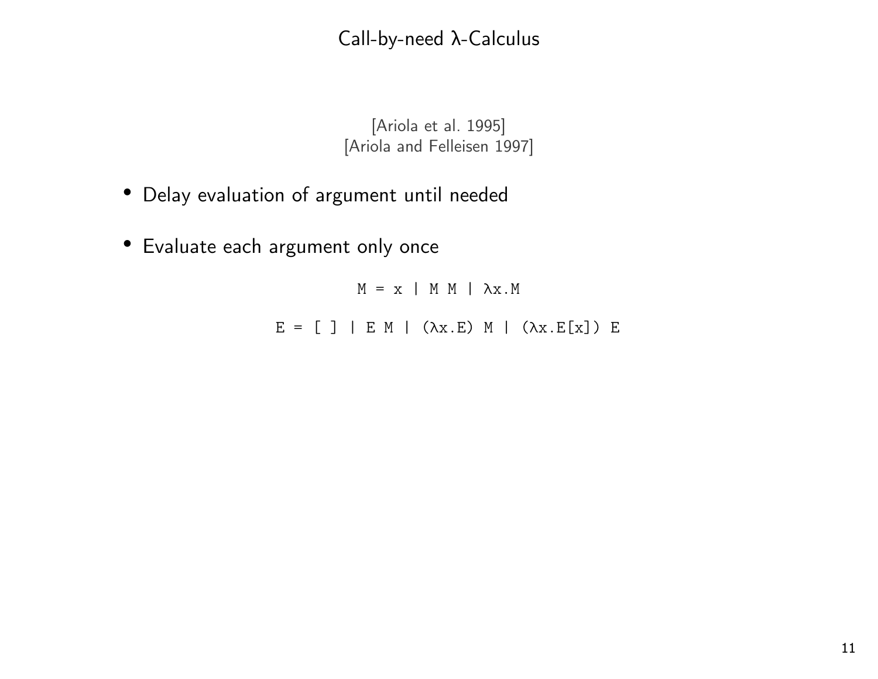# Call-by-need λ-Calculus

[Ariola et al. 1995]
[Ariola and Felleisen 1997]

- Delay evaluation of argument until needed
- Evaluate each argument only once

```
M = x | M M | λx.M

E = [ ] | E M | (λx.E) M | (λx.E[x]) E
```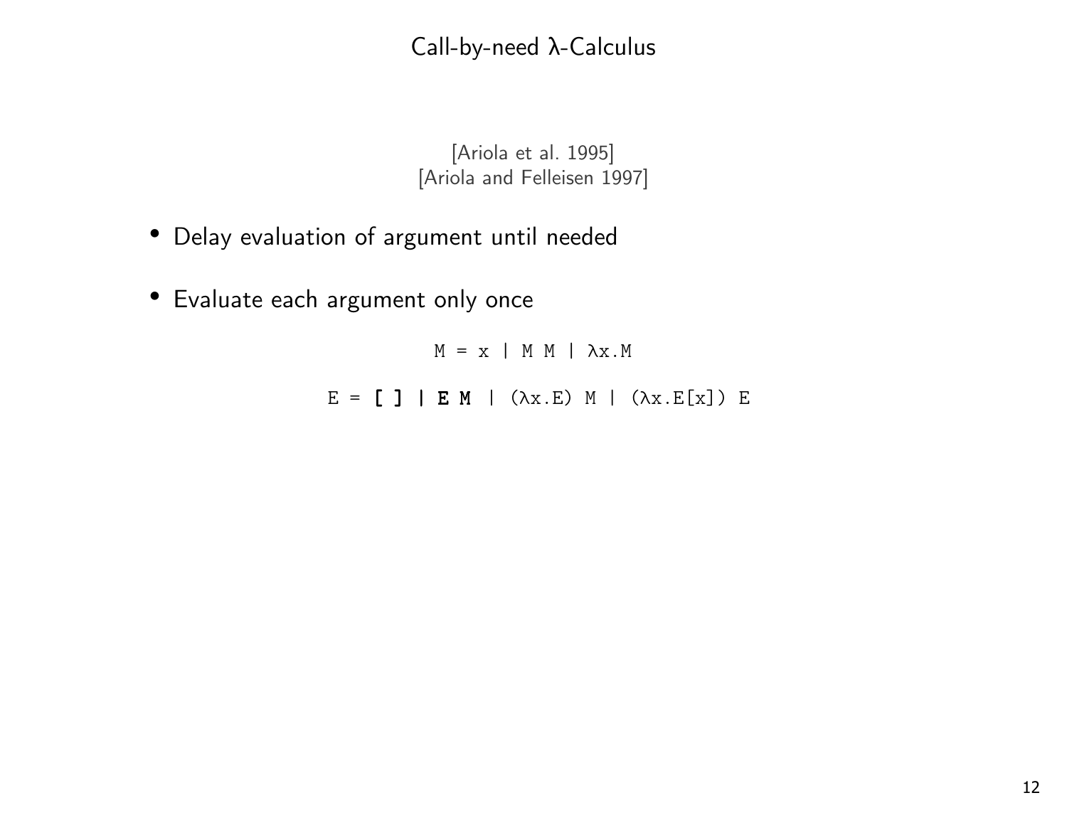# Call-by-need λ-Calculus

[Ariola et al. 1995]
[Ariola and Felleisen 1997]

- Delay evaluation of argument until needed
- Evaluate each argument only once

```
M = x | M M | λx.M

E = [ ] | E M | (λx.E) M | (λx.E[x]) E
```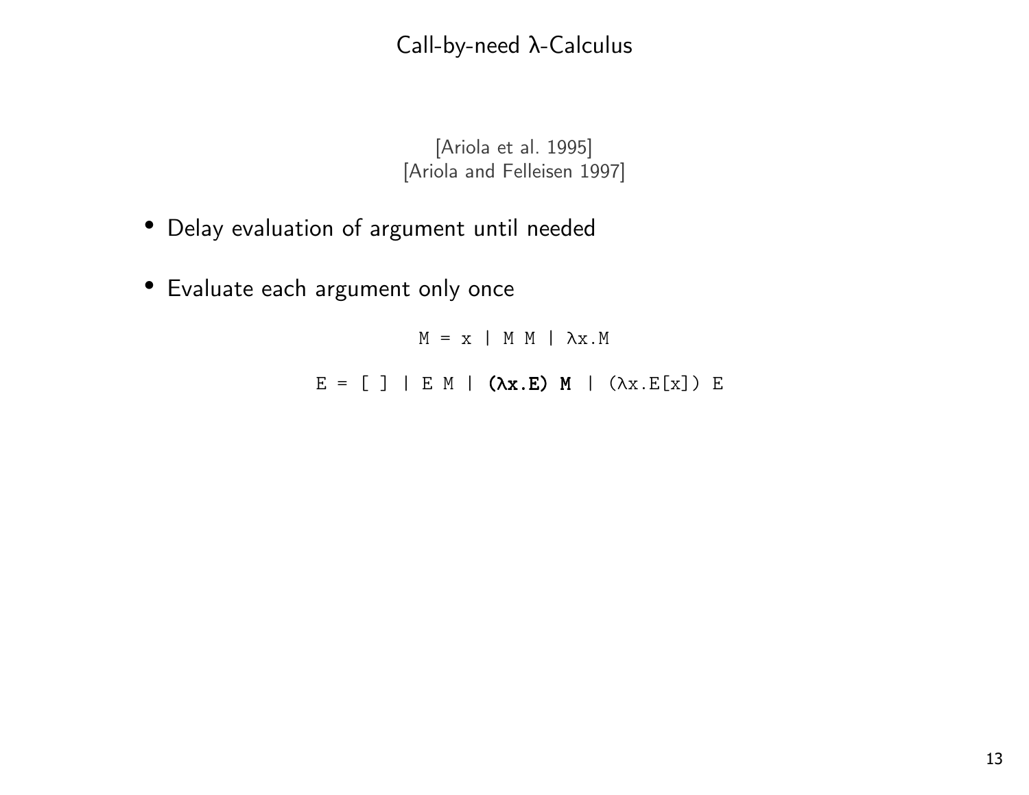# Call-by-need λ-Calculus

[Ariola et al. 1995]
[Ariola and Felleisen 1997]

- Delay evaluation of argument until needed
- Evaluate each argument only once

```
M = x | M M | λx.M

E = [ ] | E M | (λx.E) M | (λx.E[x]) E
```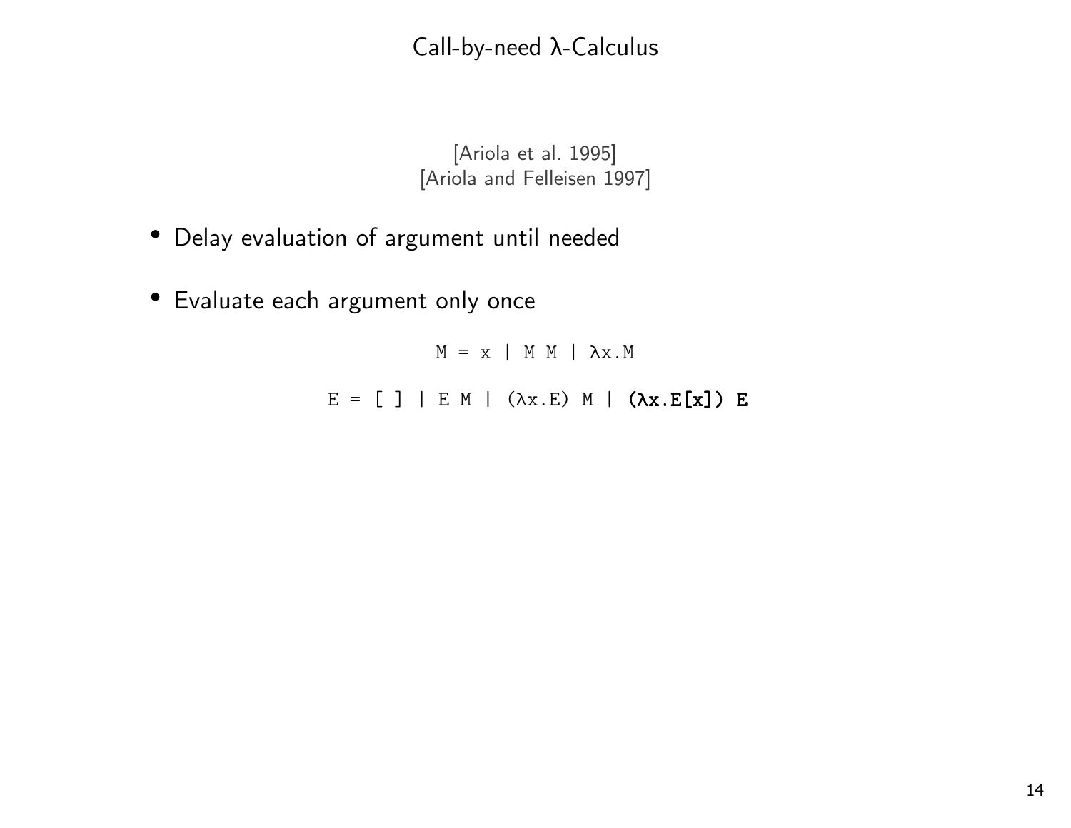# Call-by-need λ-Calculus

[Ariola et al. 1995]
[Ariola and Felleisen 1997]

- Delay evaluation of argument until needed
- Evaluate each argument only once

```
M = x | M M | λx.M
```

```
E = [ ] | E M | (λx.E) M | (λx.E[x]) E
```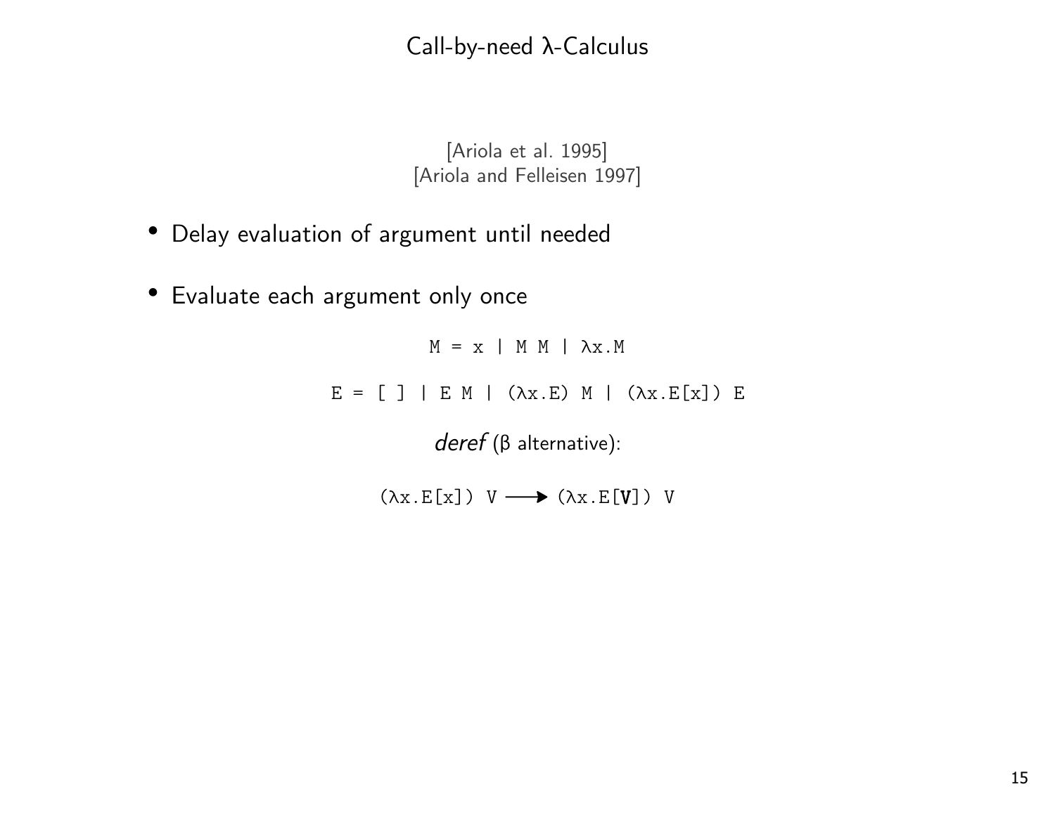# Call-by-need λ-Calculus

[Ariola et al. 1995]
[Ariola and Felleisen 1997]

- Delay evaluation of argument until needed
- Evaluate each argument only once

```
M = x | M M | λx.M
```

```
E = [ ] | E M | (λx.E) M | (λx.E[x]) E
```

*deref* (β alternative):

```
(λx.E[x]) V ⟶ (λx.E[V]) V
```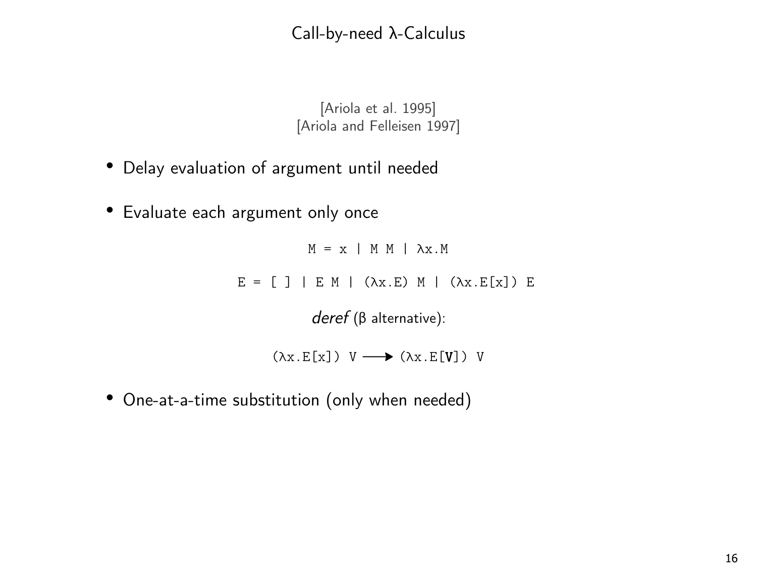# Call-by-need λ-Calculus

[Ariola et al. 1995]
[Ariola and Felleisen 1997]

- Delay evaluation of argument until needed
- Evaluate each argument only once

```
M = x | M M | λx.M

E = [ ] | E M | (λx.E) M | (λx.E[x]) E
```

*deref* (β alternative):

```
(λx.E[x]) V ⟶ (λx.E[V]) V
```

- One-at-a-time substitution (only when needed)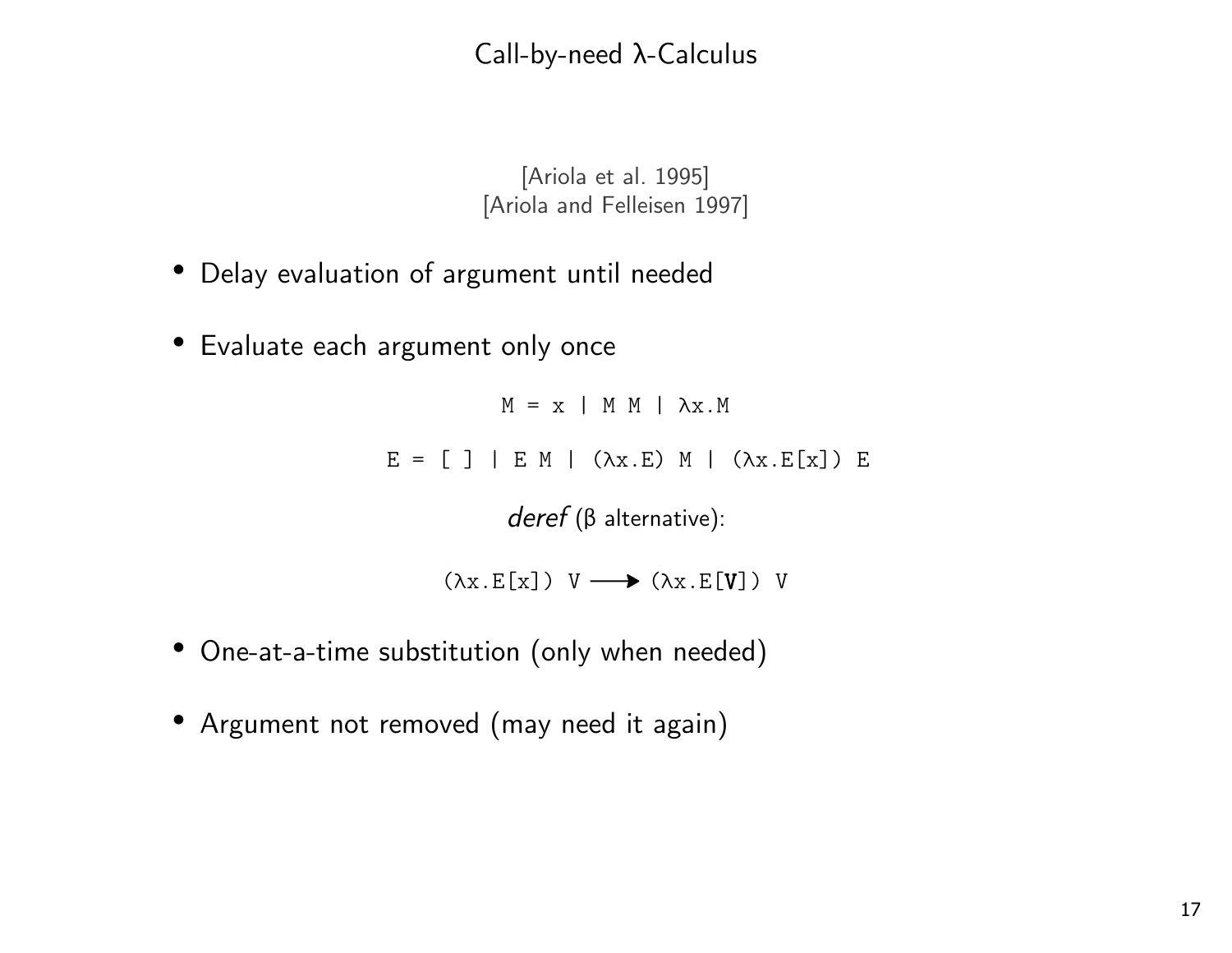# Call-by-need λ-Calculus

[Ariola et al. 1995]
[Ariola and Felleisen 1997]

- Delay evaluation of argument until needed
- Evaluate each argument only once

```
M = x | M M | λx.M

E = [ ] | E M | (λx.E) M | (λx.E[x]) E
```

*deref* (β alternative):

```
(λx.E[x]) V ⟶ (λx.E[V]) V
```

- One-at-a-time substitution (only when needed)
- Argument not removed (may need it again)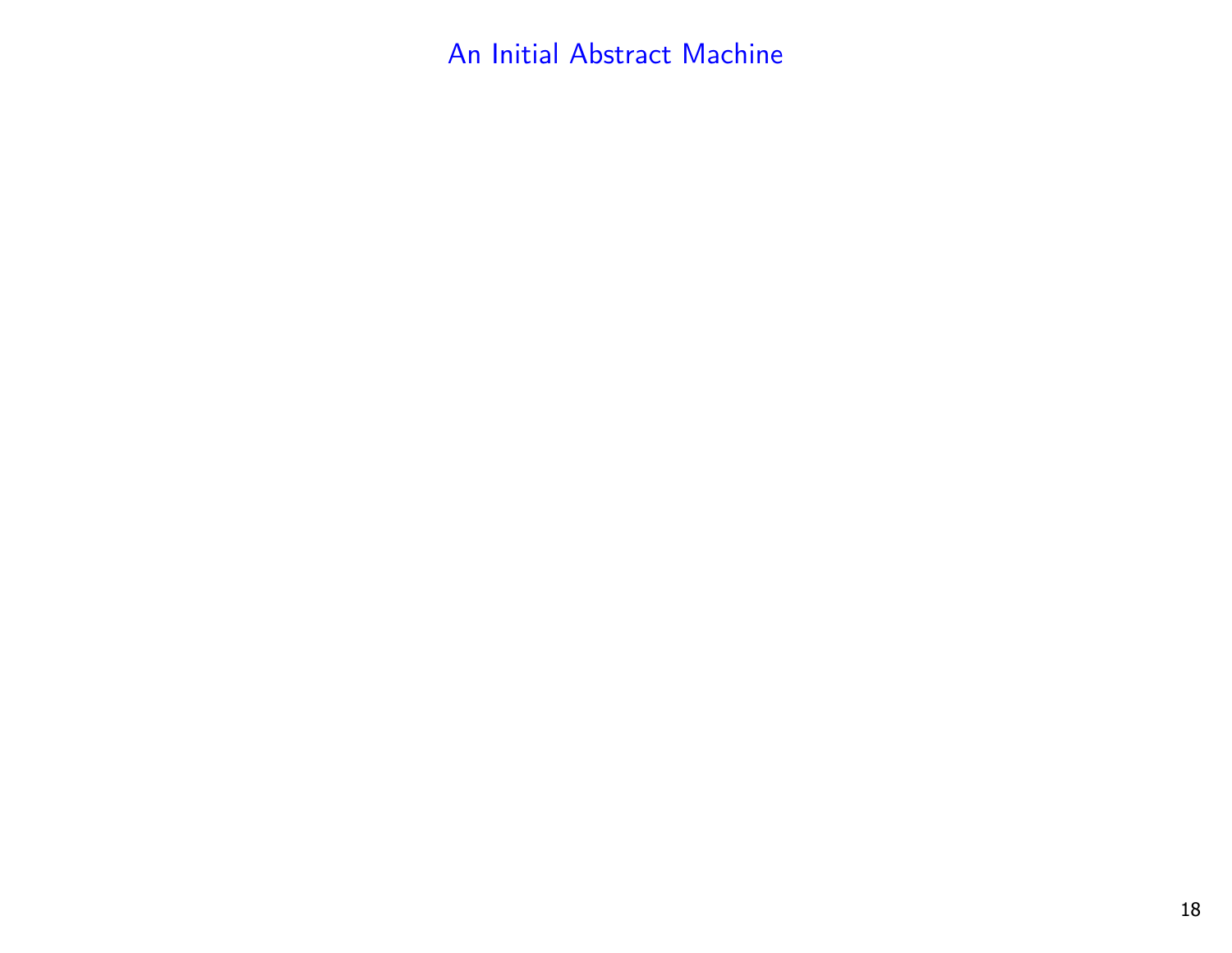# An Initial Abstract Machine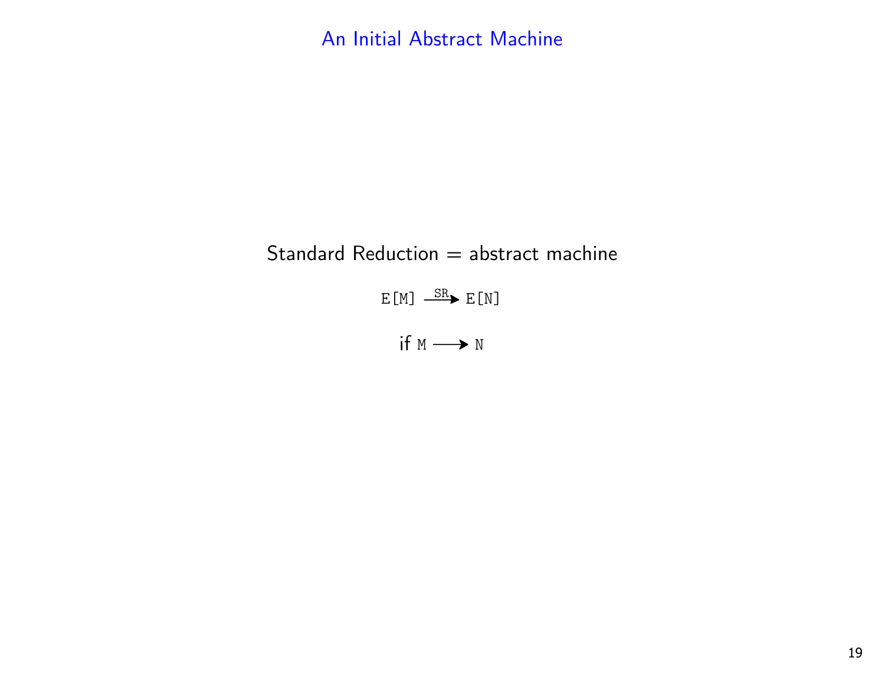# An Initial Abstract Machine

Standard Reduction = abstract machine

$$\texttt{E[M]} \xrightarrow{\texttt{SR}} \texttt{E[N]}$$

$$\text{if } \texttt{M} \longrightarrow \texttt{N}$$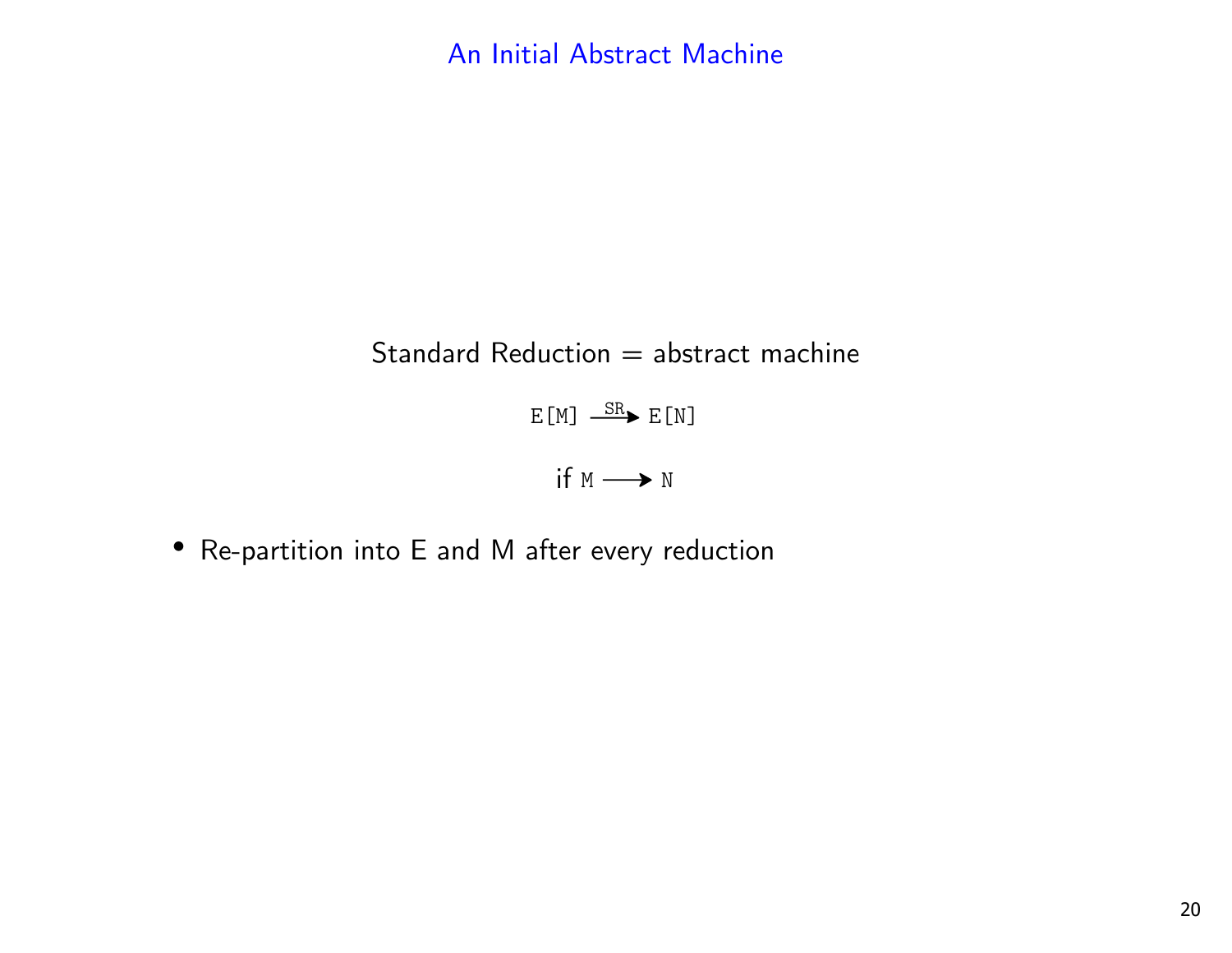# An Initial Abstract Machine

Standard Reduction = abstract machine

$$\texttt{E[M]} \xrightarrow{\text{SR}} \texttt{E[N]}$$

$$\text{if } \texttt{M} \longrightarrow \texttt{N}$$

- Re-partition into E and M after every reduction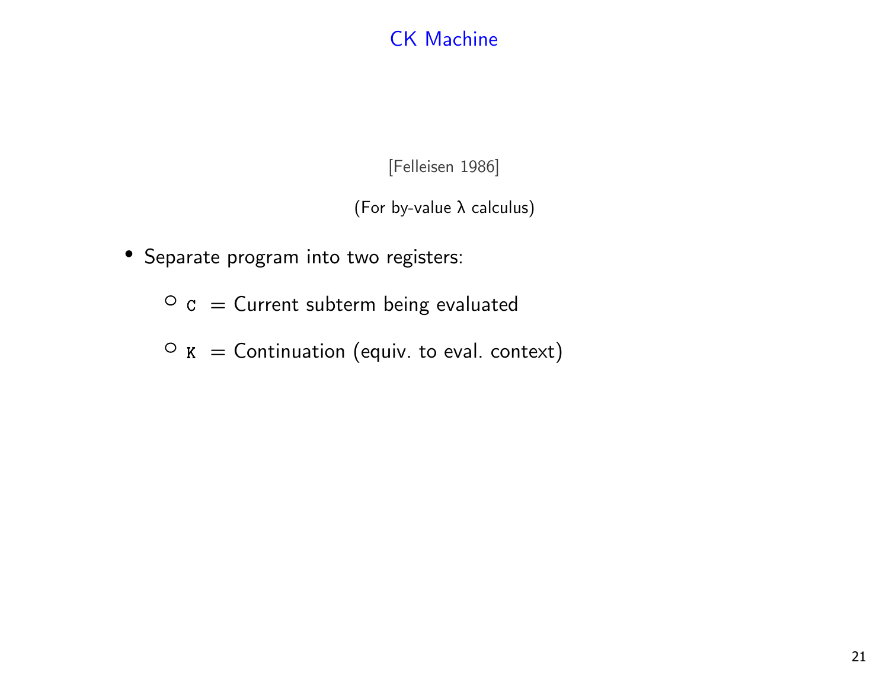# CK Machine

[Felleisen 1986]

(For by-value λ calculus)

- Separate program into two registers:
  - `C` = Current subterm being evaluated
  - `K` = Continuation (equiv. to eval. context)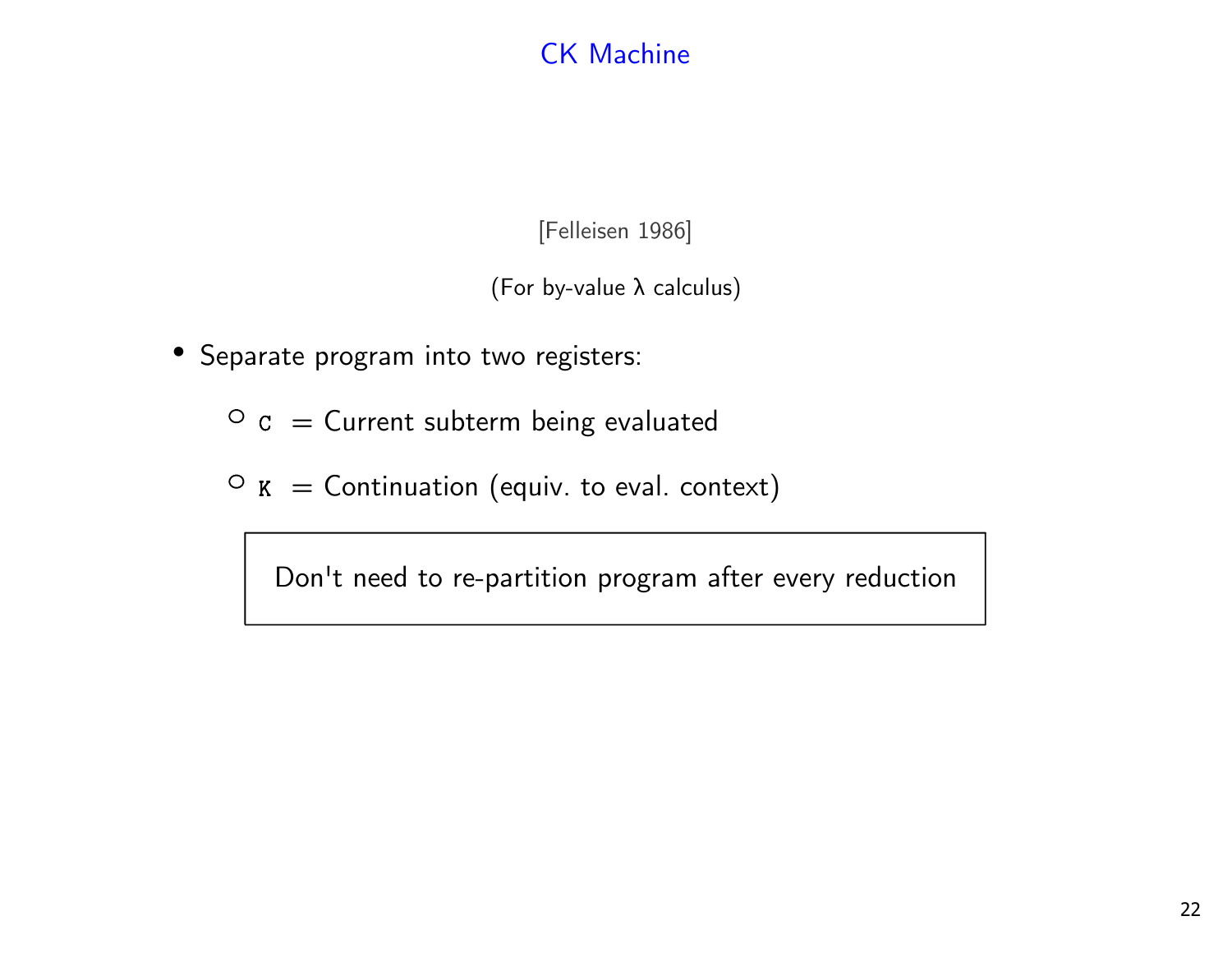# CK Machine

[Felleisen 1986]

(For by-value λ calculus)

- Separate program into two registers:
  - `C` = Current subterm being evaluated
  - `K` = Continuation (equiv. to eval. context)

Don't need to re-partition program after every reduction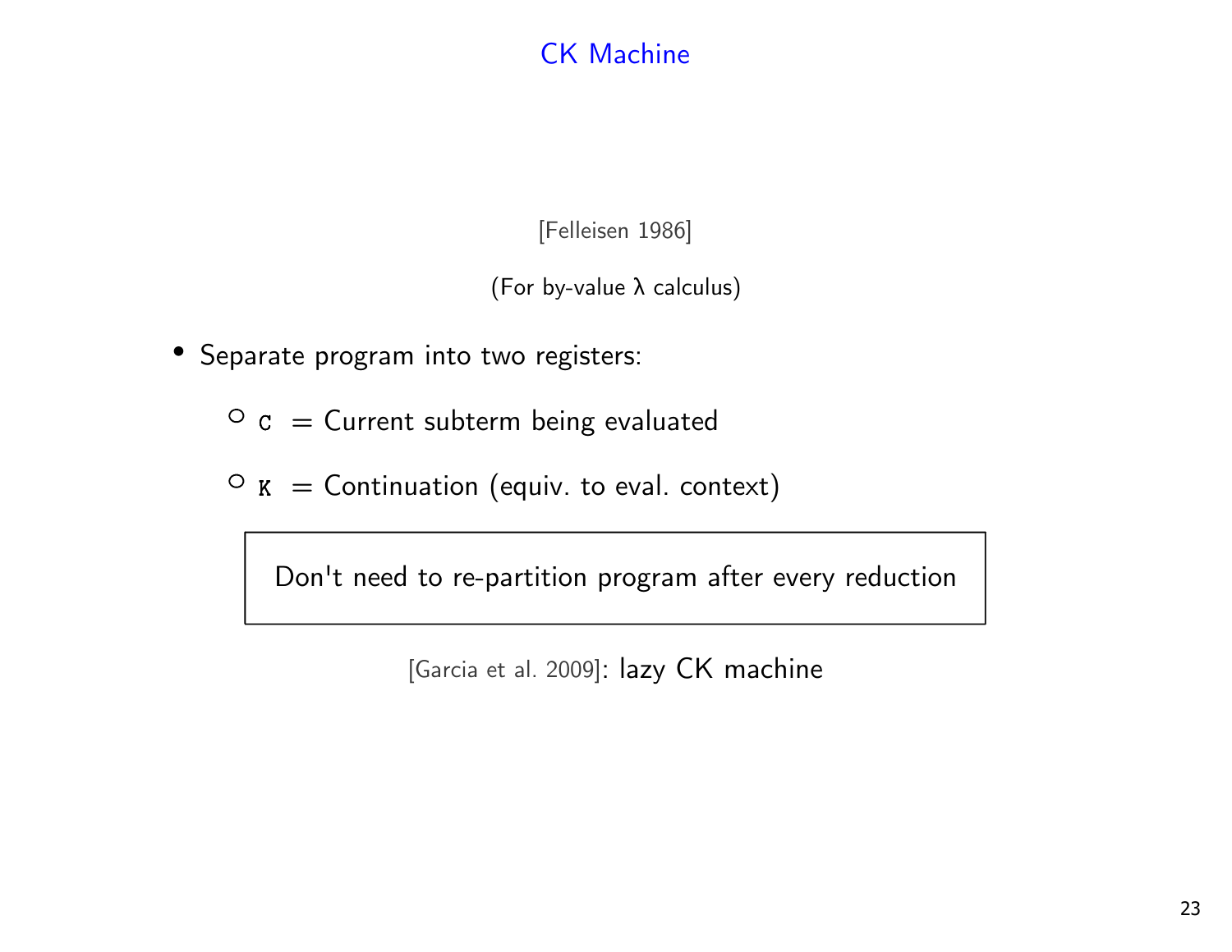# CK Machine

[Felleisen 1986]

(For by-value λ calculus)

- Separate program into two registers:
  - `C` = Current subterm being evaluated
  - `K` = Continuation (equiv. to eval. context)

Don't need to re-partition program after every reduction

[Garcia et al. 2009]: lazy CK machine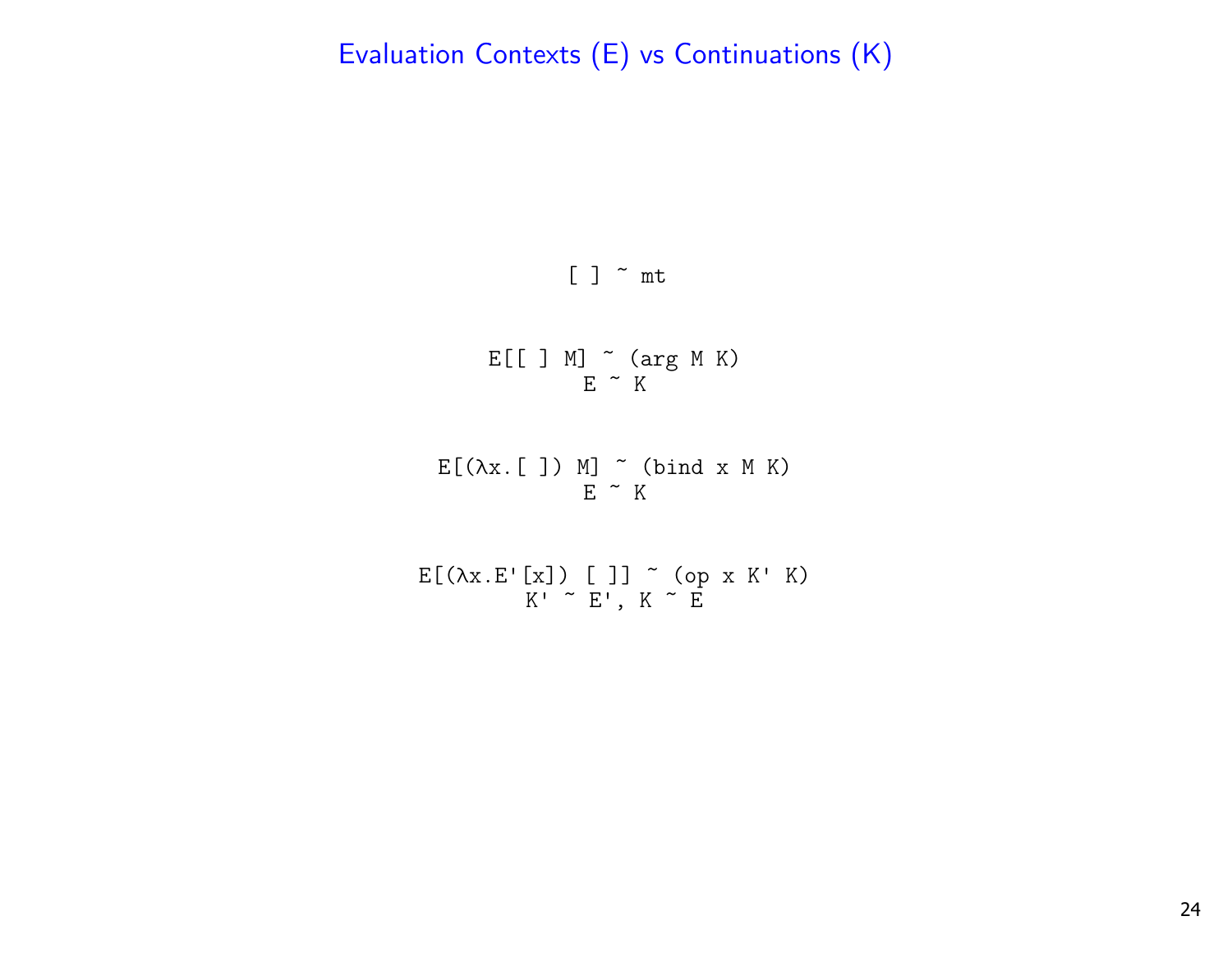# Evaluation Contexts (E) vs Continuations (K)

```
[ ] ~ mt
```

```
E[[ ] M] ~ (arg M K)
      E ~ K
```

```
E[(λx.[ ]) M] ~ (bind x M K)
           E ~ K
```

```
E[(λx.E'[x]) [ ]] ~ (op x K' K)
        K' ~ E', K ~ E
```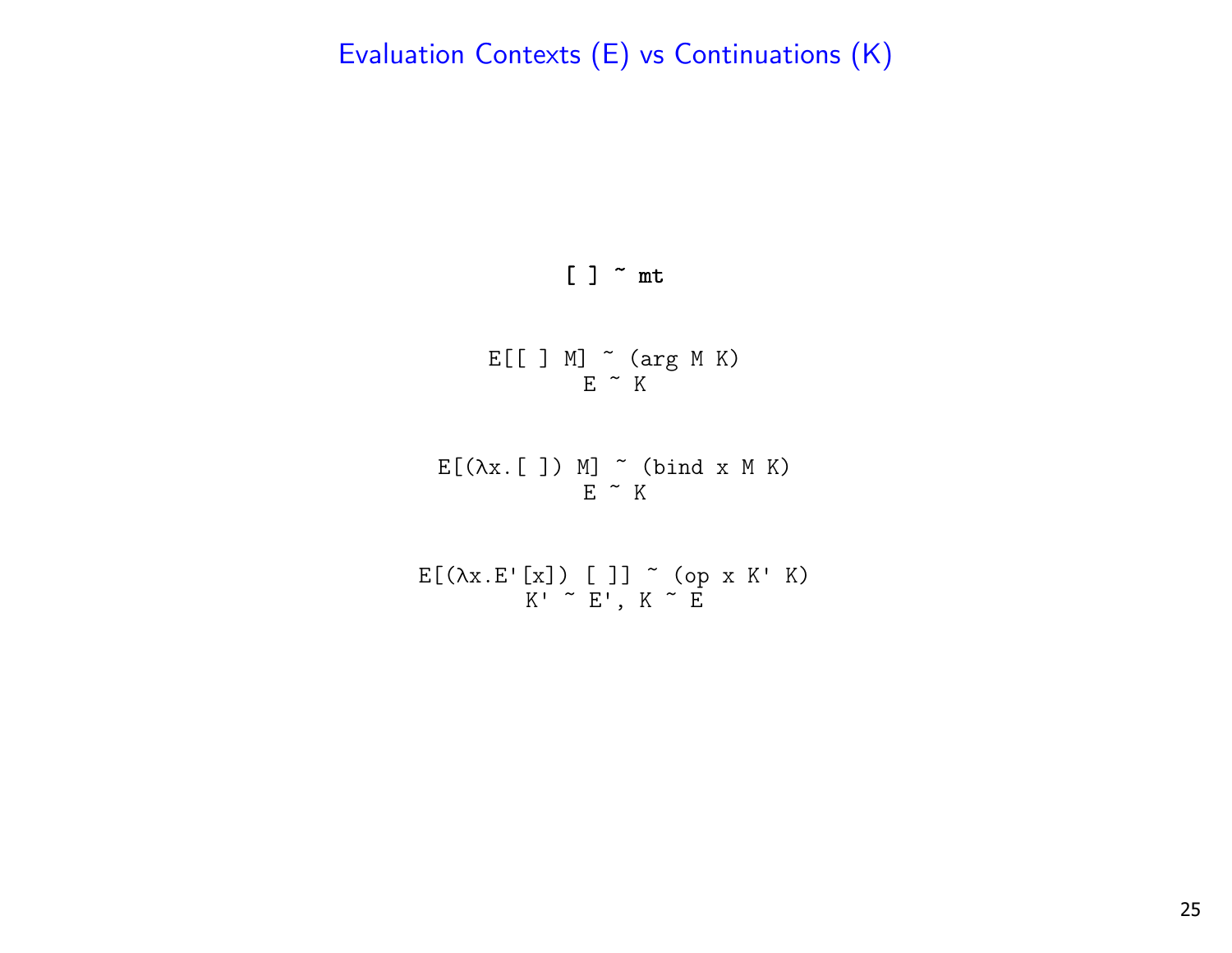# Evaluation Contexts (E) vs Continuations (K)

```
[ ] ~ mt
```

```
E[[ ] M] ~ (arg M K)
       E ~ K
```

```
E[(λx.[ ]) M] ~ (bind x M K)
          E ~ K
```

```
E[(λx.E'[x]) [ ]] ~ (op x K' K)
       K' ~ E', K ~ E
```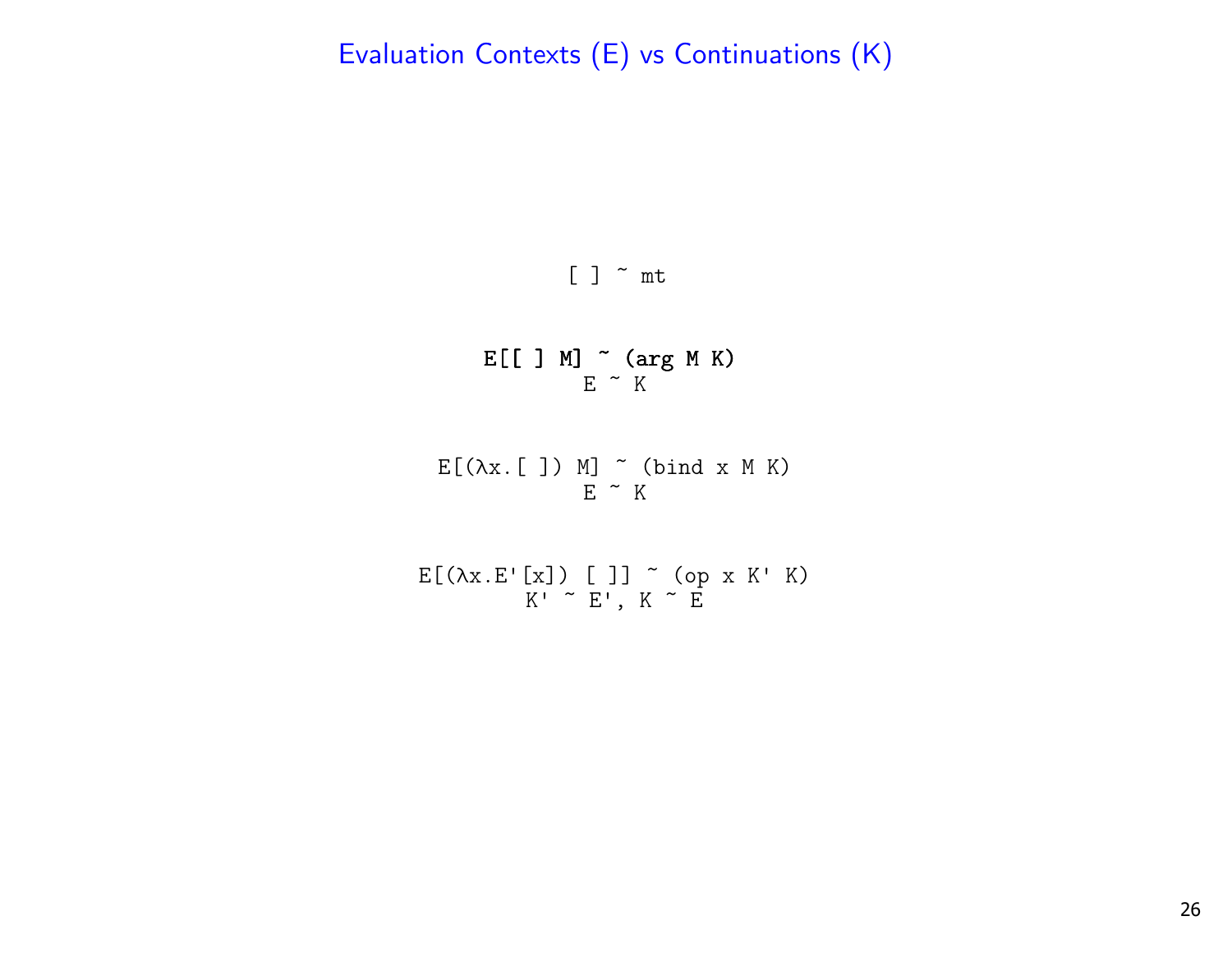# Evaluation Contexts (E) vs Continuations (K)

```
[ ] ~ mt
```

```
E[[ ] M] ~ (arg M K)
        E ~ K
```

```
E[(λx.[ ]) M] ~ (bind x M K)
          E ~ K
```

```
E[(λx.E'[x]) [ ]] ~ (op x K' K)
      K' ~ E', K ~ E
```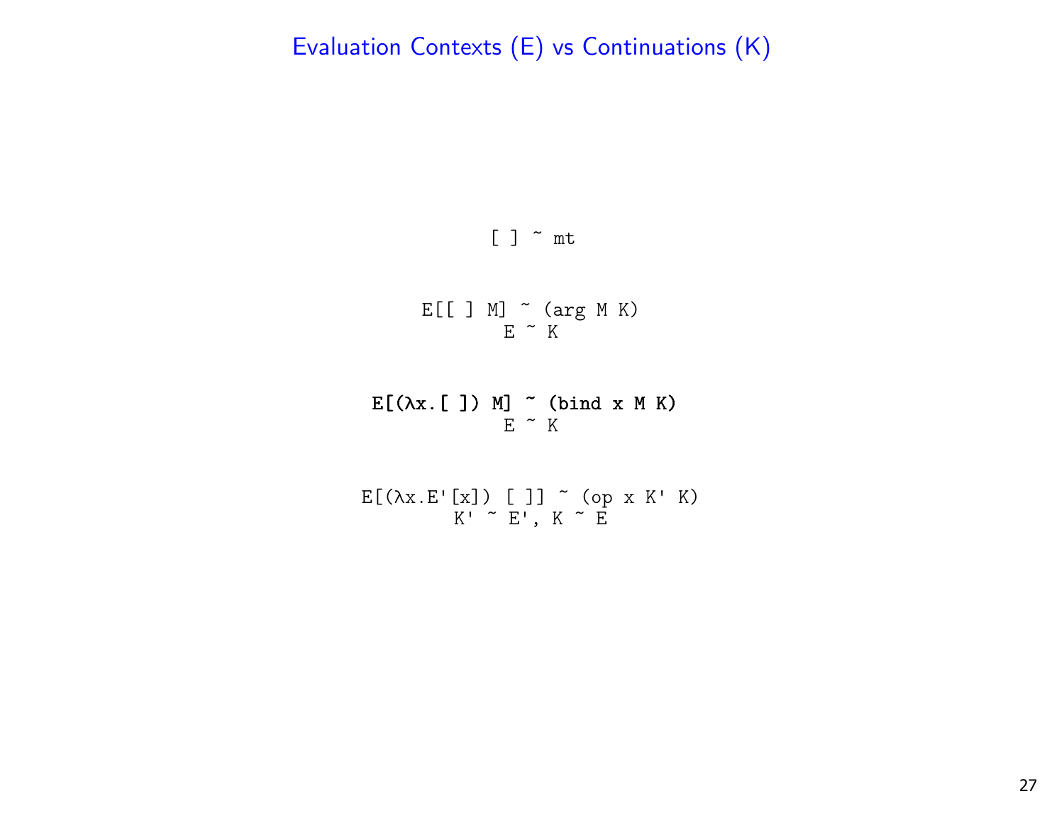# Evaluation Contexts (E) vs Continuations (K)

```
[ ] ~ mt
```

```
E[[ ] M] ~ (arg M K)
       E ~ K
```

**`E[(λx.[ ]) M] ~ (bind x M K)`**

```
       E ~ K
```

```
E[(λx.E'[x]) [ ]] ~ (op x K' K)
        K' ~ E', K ~ E
```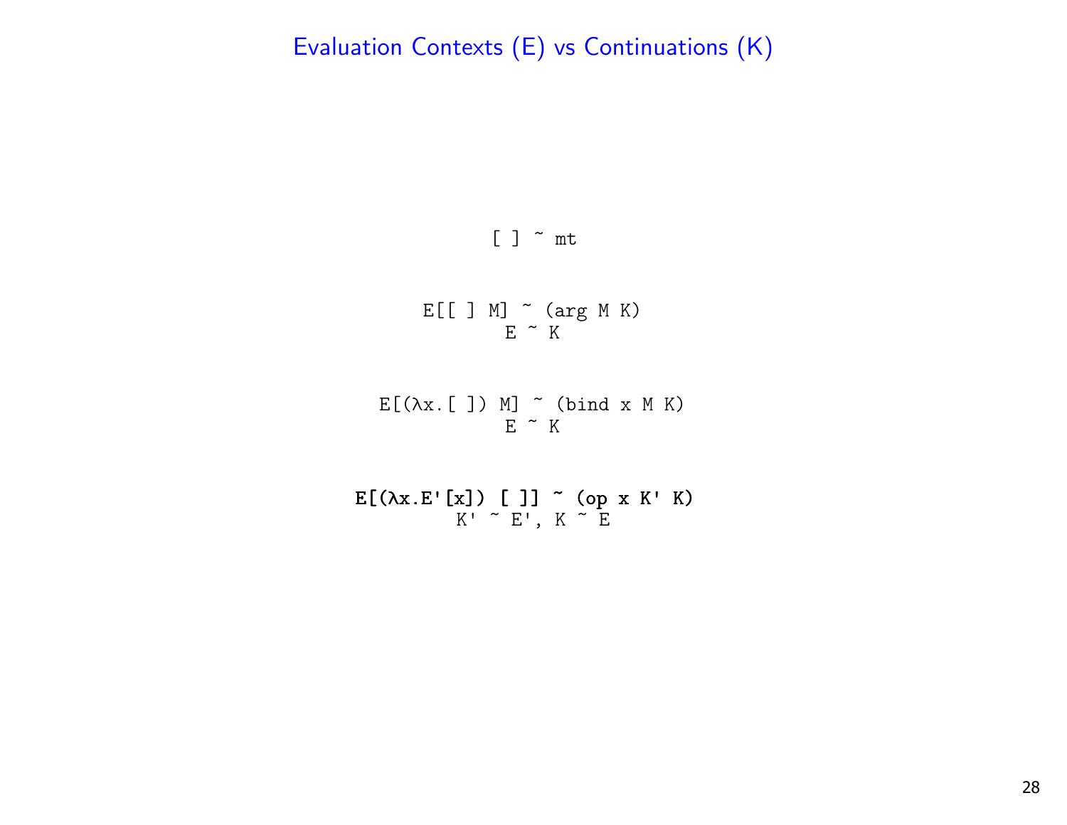# Evaluation Contexts (E) vs Continuations (K)

```
[ ] ~ mt
```

```
E[[ ] M] ~ (arg M K)
      E ~ K
```

```
E[(λx.[ ]) M] ~ (bind x M K)
        E ~ K
```

```
E[(λx.E'[x]) [ ]] ~ (op x K' K)
        K' ~ E', K ~ E
```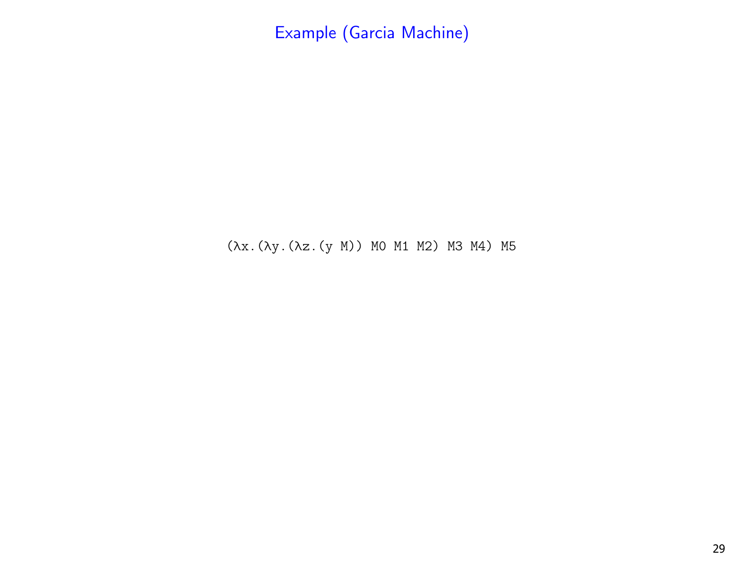# Example (Garcia Machine)

```
(λx.(λy.(λz.(y M)) M0 M1 M2) M3 M4) M5
```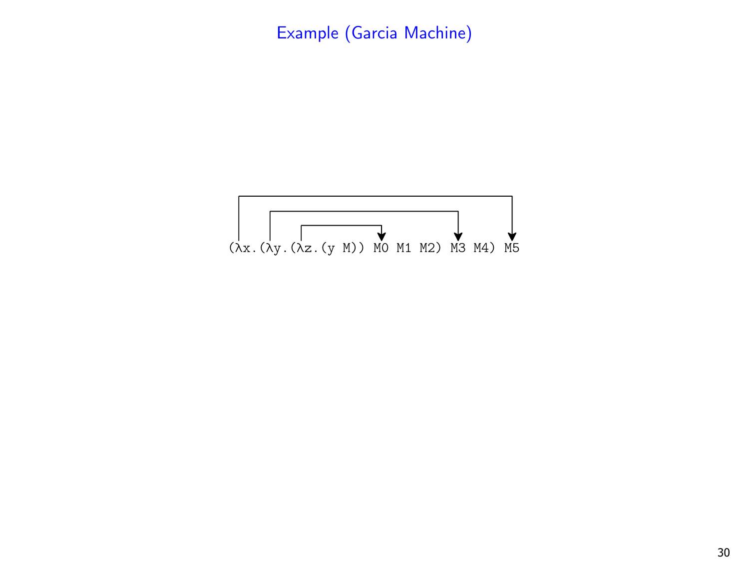# Example (Garcia Machine)

```
(λx.(λy.(λz.(y M)) M0 M1 M2) M3 M4) M5
```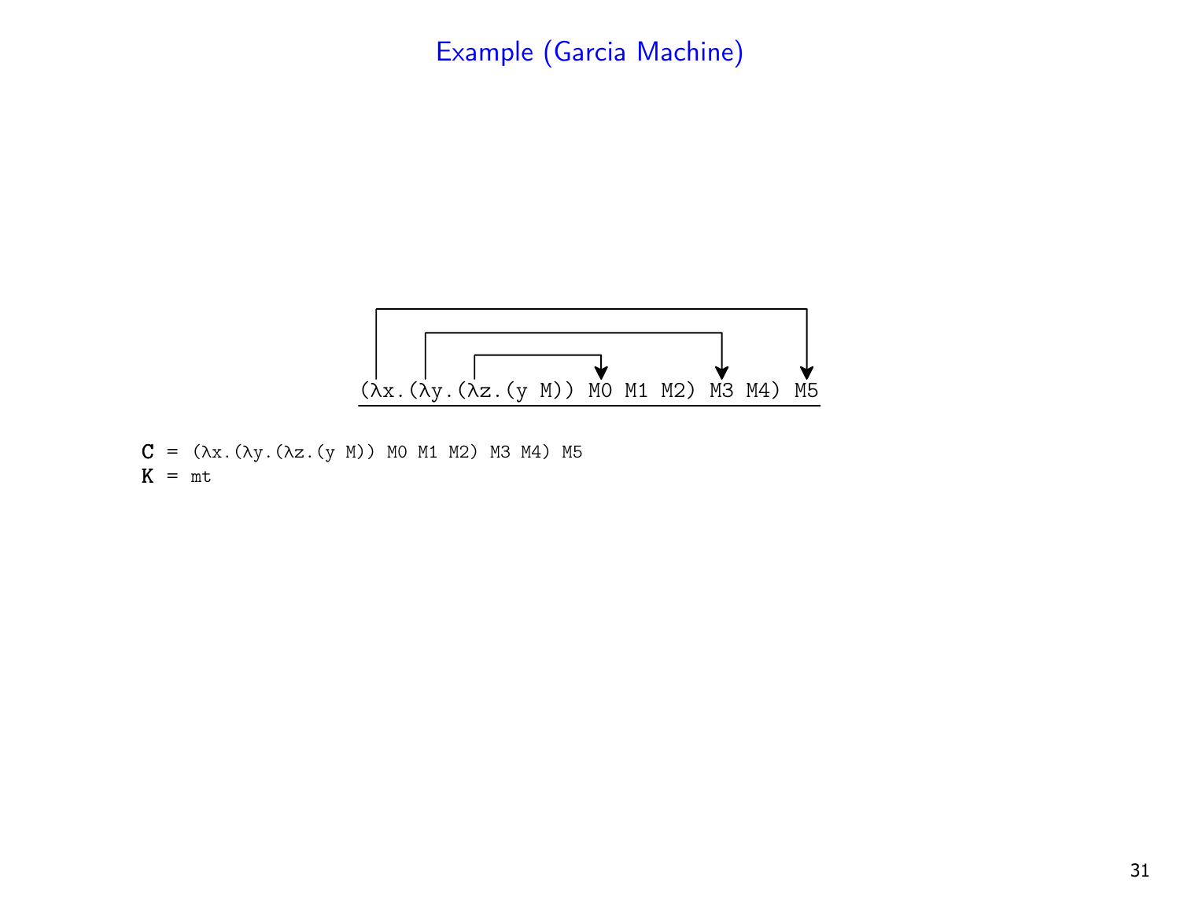# Example (Garcia Machine)

```
(λx.(λy.(λz.(y M)) M0 M1 M2) M3 M4) M5
```

```
C = (λx.(λy.(λz.(y M)) M0 M1 M2) M3 M4) M5
K = mt
```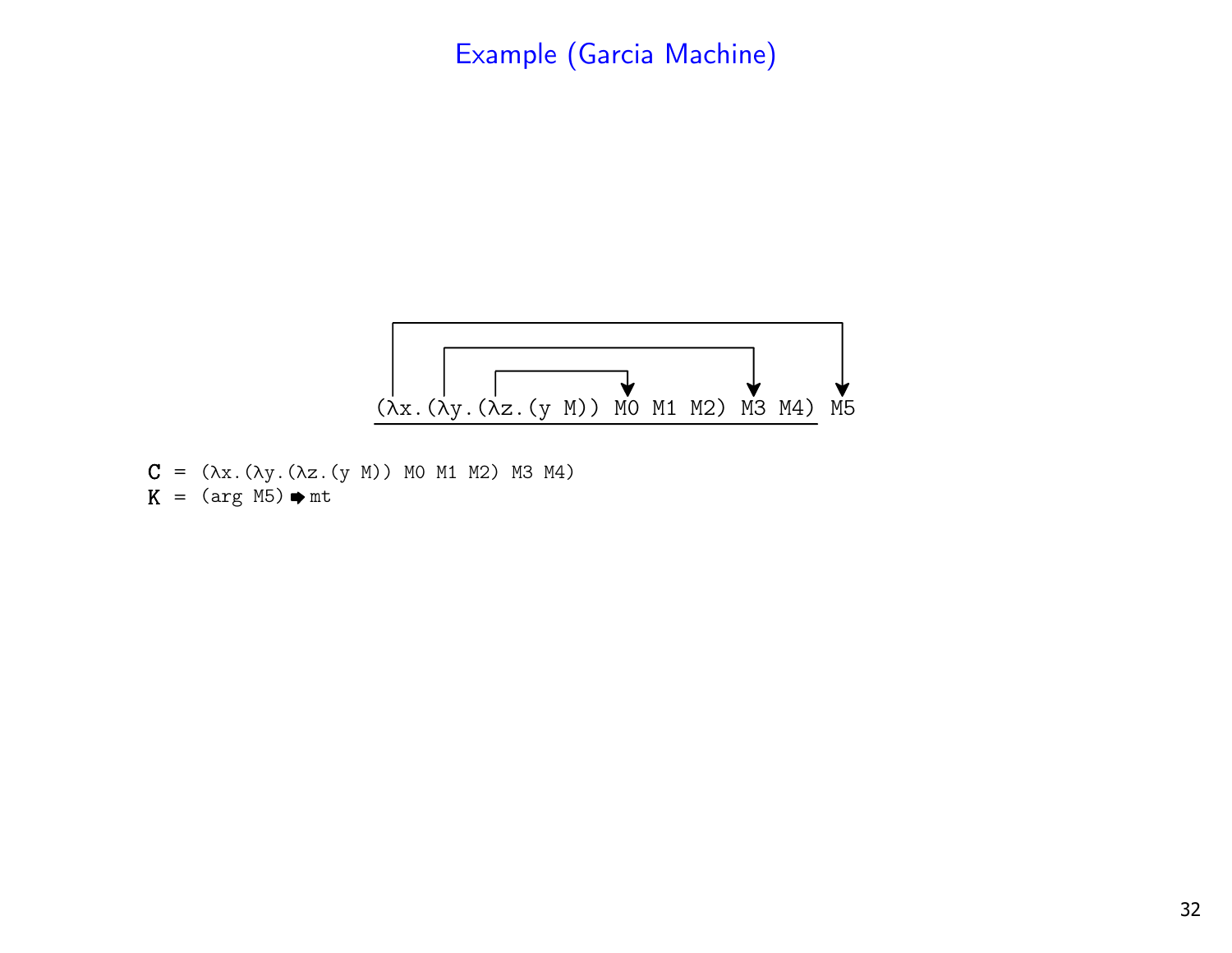# Example (Garcia Machine)

```
(λx.(λy.(λz.(y M)) M0 M1 M2) M3 M4) M5
```

```
C = (λx.(λy.(λz.(y M)) M0 M1 M2) M3 M4)
K = (arg M5) ➡ mt
```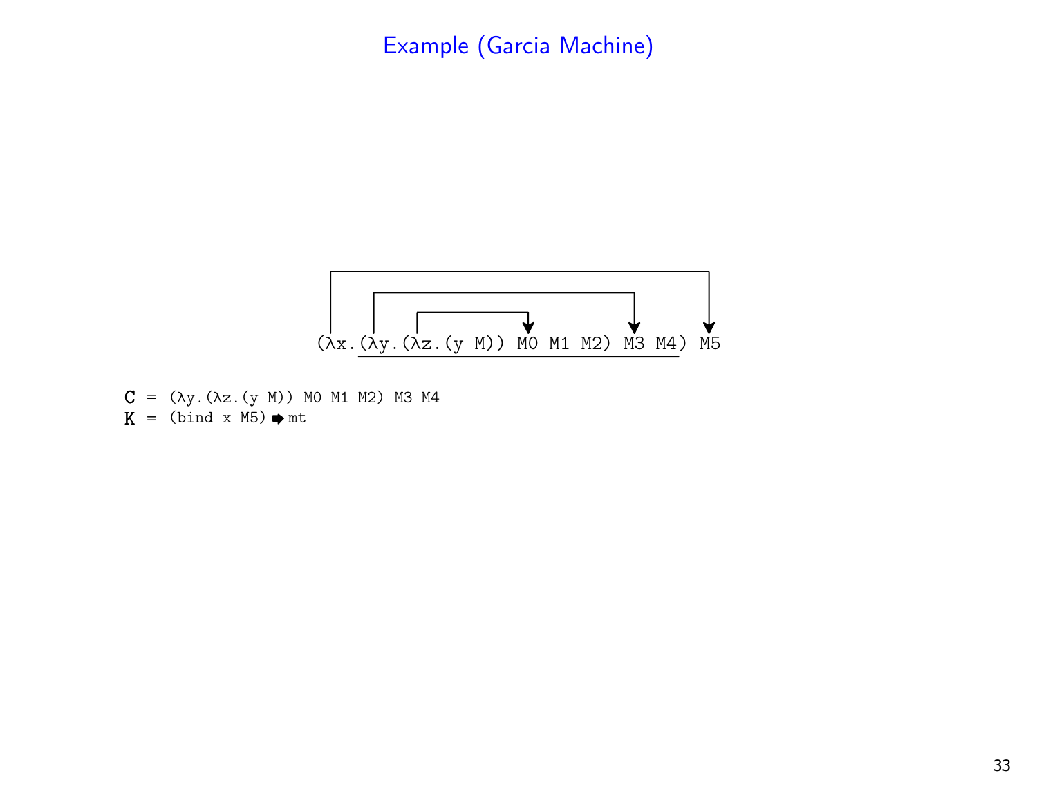# Example (Garcia Machine)

```
(λx.(λy.(λz.(y M)) M0 M1 M2) M3 M4) M5
```

```
C = (λy.(λz.(y M)) M0 M1 M2) M3 M4
K = (bind x M5) ➡ mt
```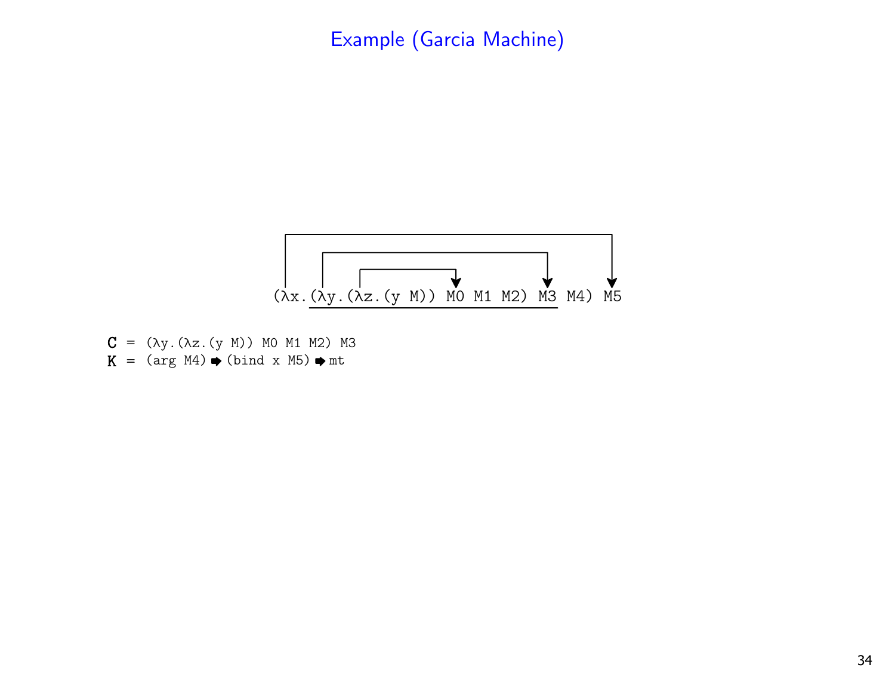# Example (Garcia Machine)

```
(λx.(λy.(λz.(y M)) M0 M1 M2) M3 M4) M5
```

**C** = (λy.(λz.(y M)) M0 M1 M2) M3

**K** = (arg M4) ➡ (bind x M5) ➡ mt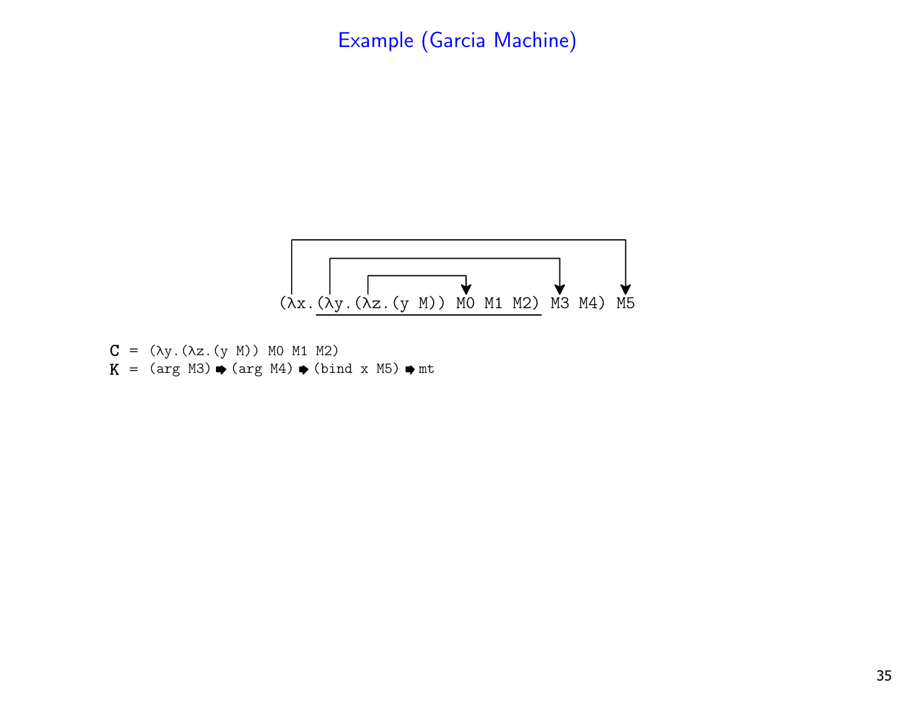# Example (Garcia Machine)

```
(λx.(λy.(λz.(y M)) M0 M1 M2) M3 M4) M5
```

```
C = (λy.(λz.(y M)) M0 M1 M2)
K = (arg M3) ➡ (arg M4) ➡ (bind x M5) ➡ mt
```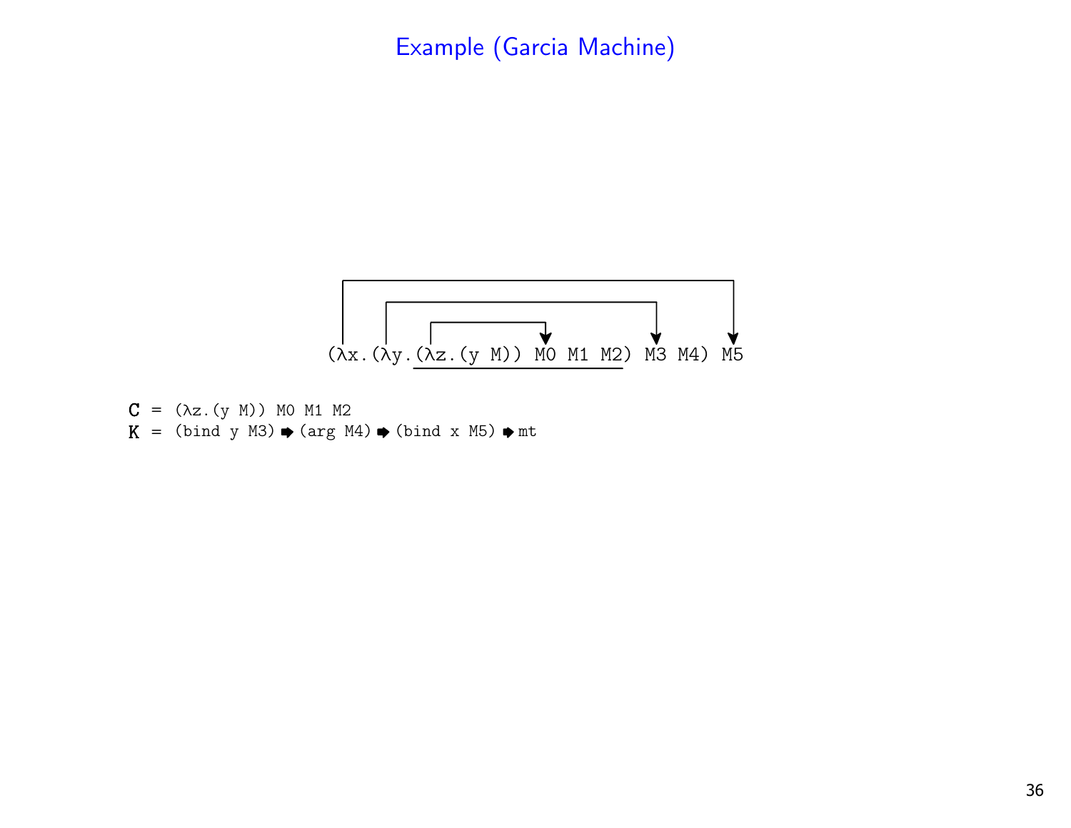## Example (Garcia Machine)

```
(λx.(λy.(λz.(y M)) M0 M1 M2) M3 M4) M5
```

```
C = (λz.(y M)) M0 M1 M2
K = (bind y M3) ➡ (arg M4) ➡ (bind x M5) ➡ mt
```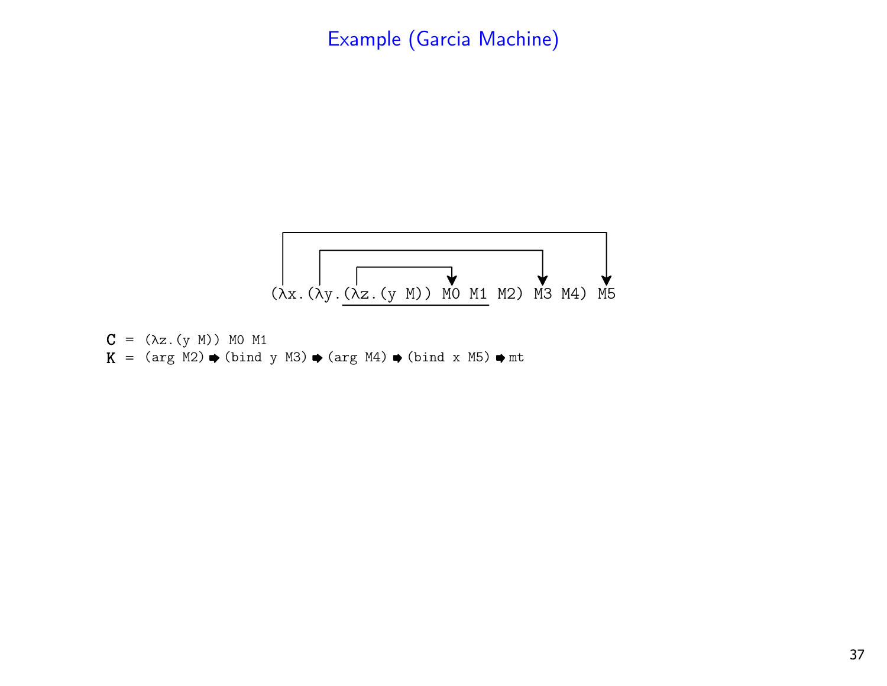# Example (Garcia Machine)

```
(λx.(λy.(λz.(y M)) M0 M1 M2) M3 M4) M5
```

```
C = (λz.(y M)) M0 M1
K = (arg M2) ➡ (bind y M3) ➡ (arg M4) ➡ (bind x M5) ➡ mt
```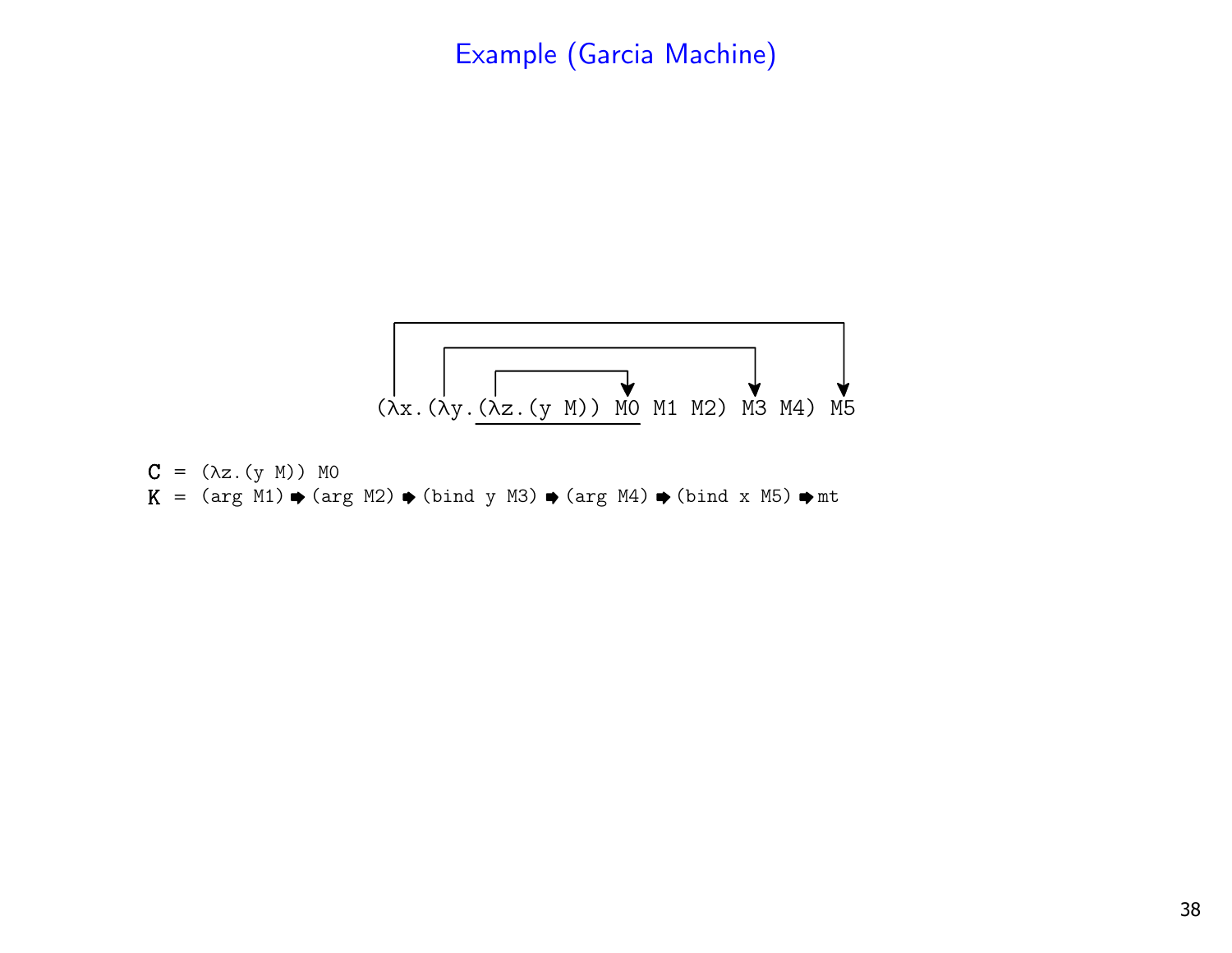# Example (Garcia Machine)

```
(λx.(λy.(λz.(y M)) M0 M1 M2) M3 M4) M5
```

```
C = (λz.(y M)) M0
K = (arg M1) ➡ (arg M2) ➡ (bind y M3) ➡ (arg M4) ➡ (bind x M5) ➡ mt
```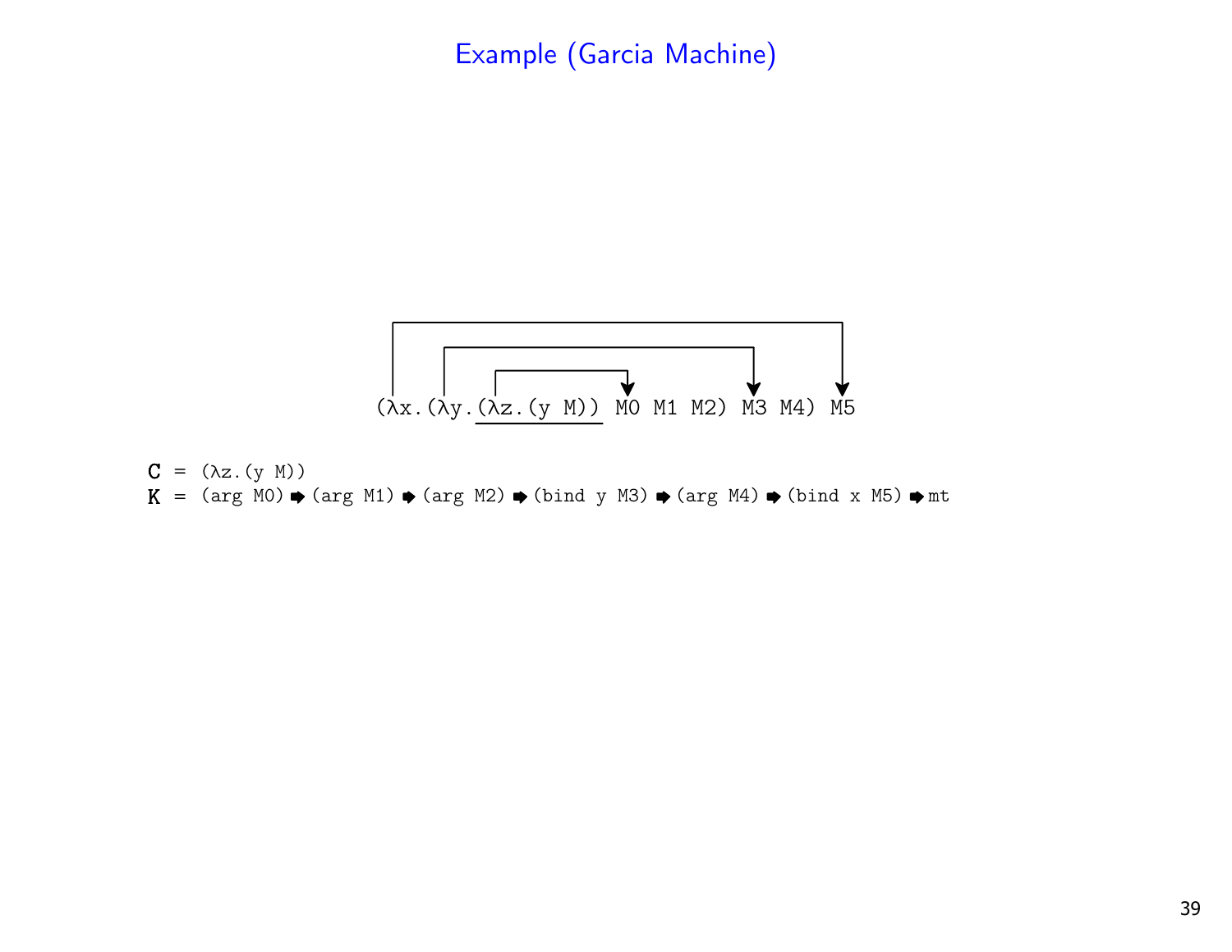# Example (Garcia Machine)

```
(λx.(λy.(λz.(y M)) M0 M1 M2) M3 M4) M5
```

```
C = (λz.(y M))
K = (arg M0) ➡ (arg M1) ➡ (arg M2) ➡ (bind y M3) ➡ (arg M4) ➡ (bind x M5) ➡ mt
```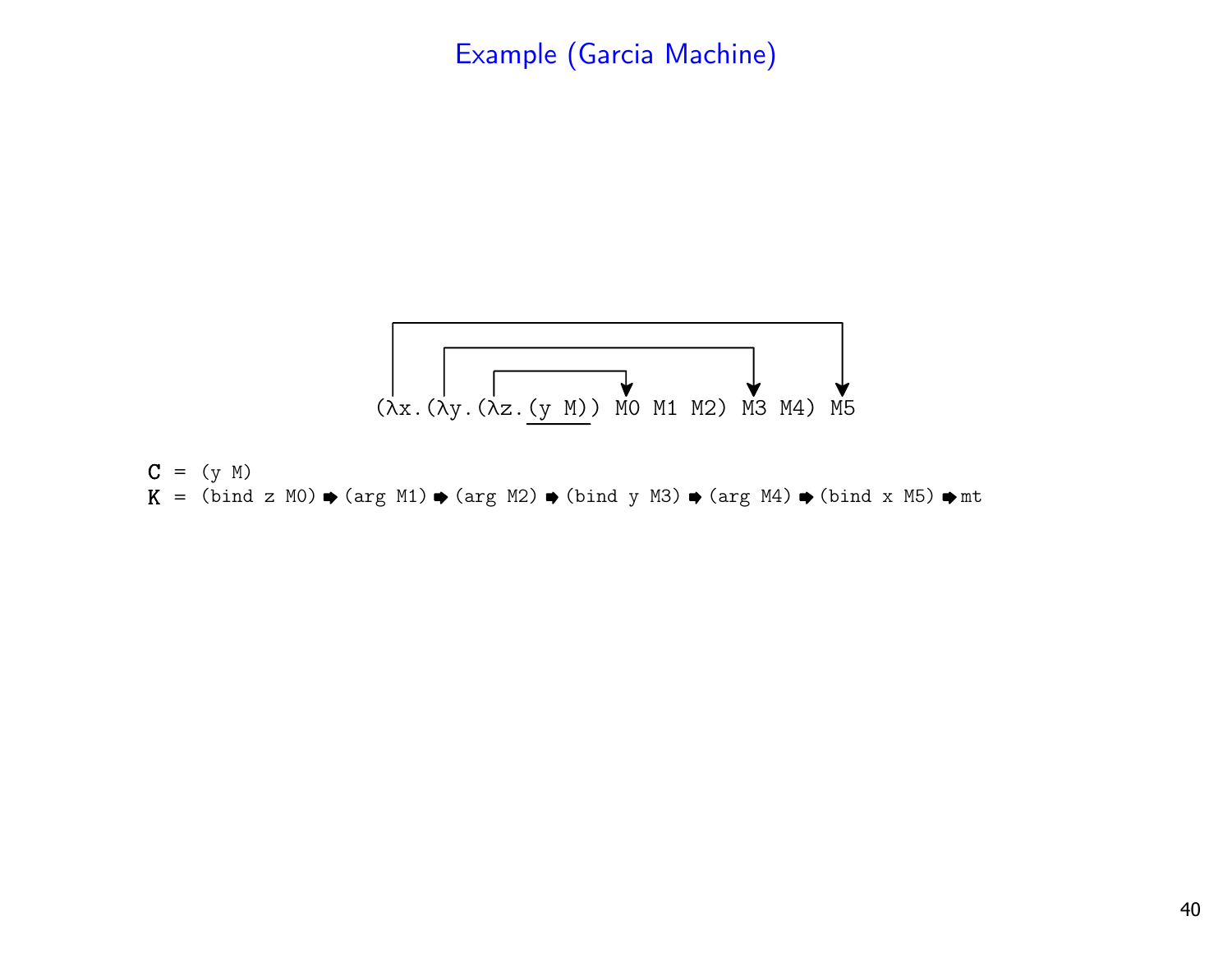# Example (Garcia Machine)

```
(λx.(λy.(λz.(y M)) M0 M1 M2) M3 M4) M5
```

```
C = (y M)
K = (bind z M0) ➡ (arg M1) ➡ (arg M2) ➡ (bind y M3) ➡ (arg M4) ➡ (bind x M5) ➡ mt
```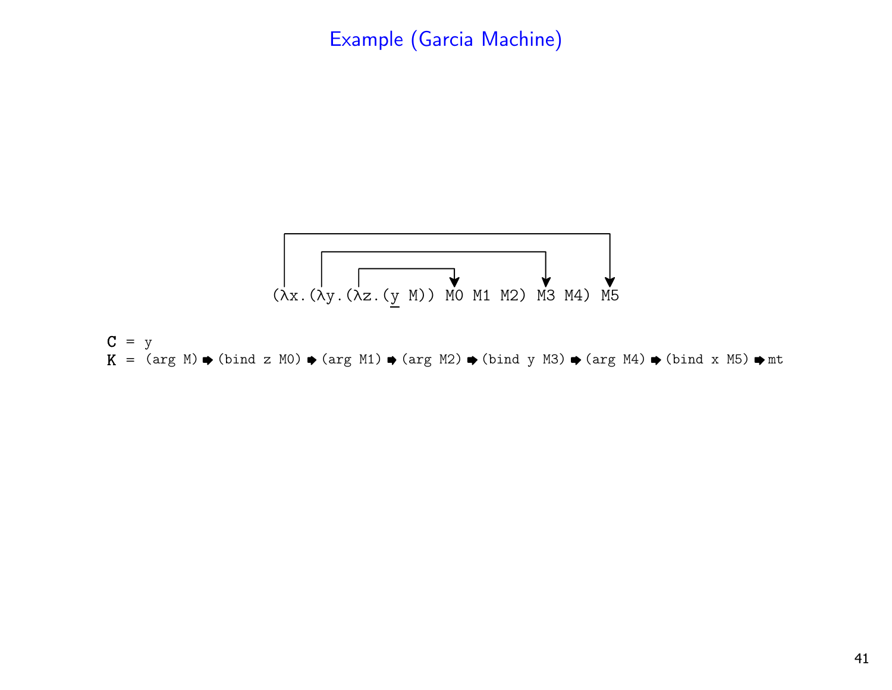# Example (Garcia Machine)

```
(λx.(λy.(λz.(y M)) M0 M1 M2) M3 M4) M5
```

```
C = y
K = (arg M) ➡ (bind z M0) ➡ (arg M1) ➡ (arg M2) ➡ (bind y M3) ➡ (arg M4) ➡ (bind x M5) ➡ mt
```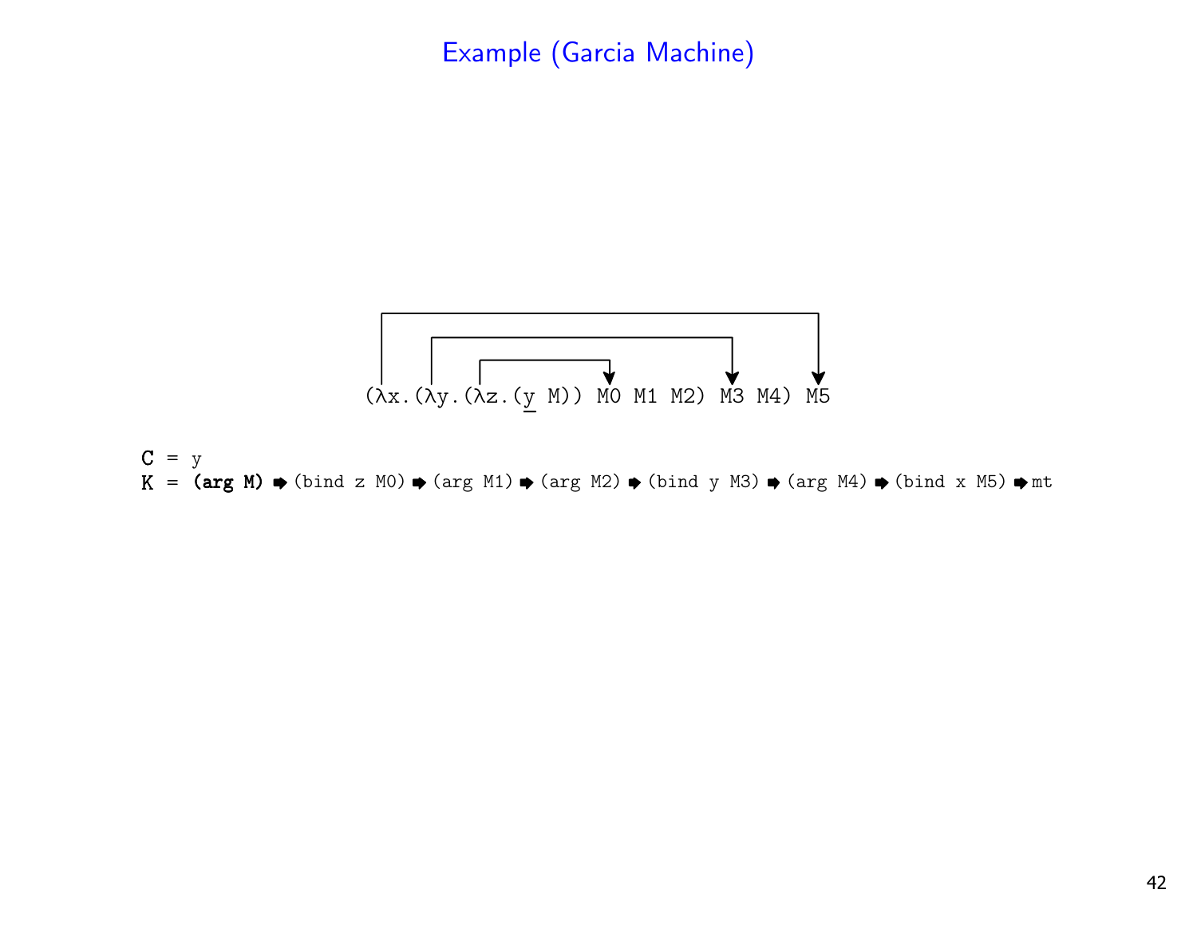# Example (Garcia Machine)

```
(λx.(λy.(λz.(y M)) M0 M1 M2) M3 M4) M5
```

```
C = y
K = (arg M) ➡ (bind z M0) ➡ (arg M1) ➡ (arg M2) ➡ (bind y M3) ➡ (arg M4) ➡ (bind x M5) ➡ mt
```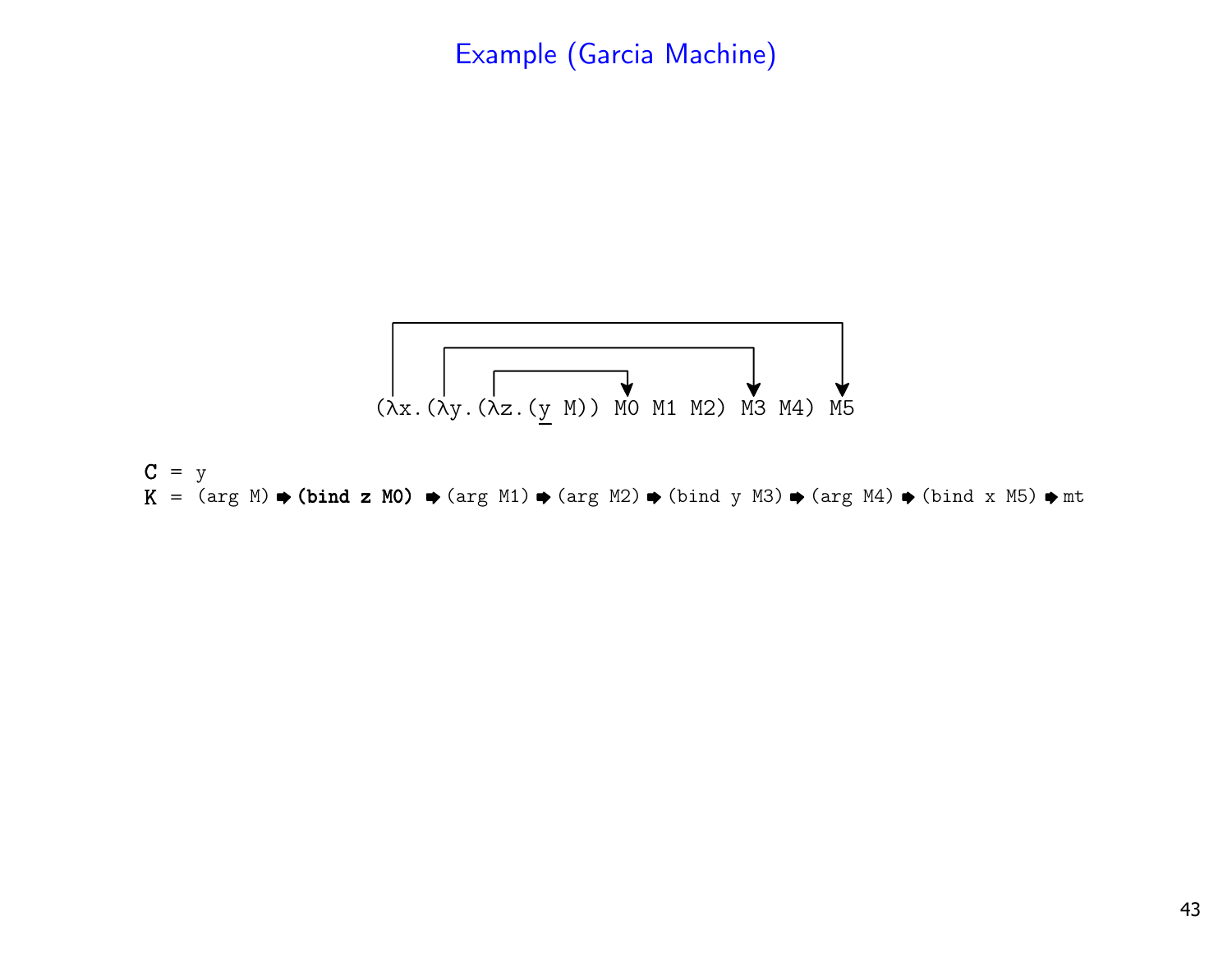# Example (Garcia Machine)

```
(λx.(λy.(λz.(y M)) M0 M1 M2) M3 M4) M5
```

C = y

K = (arg M) ➡ **(bind z M0)** ➡ (arg M1) ➡ (arg M2) ➡ (bind y M3) ➡ (arg M4) ➡ (bind x M5) ➡ mt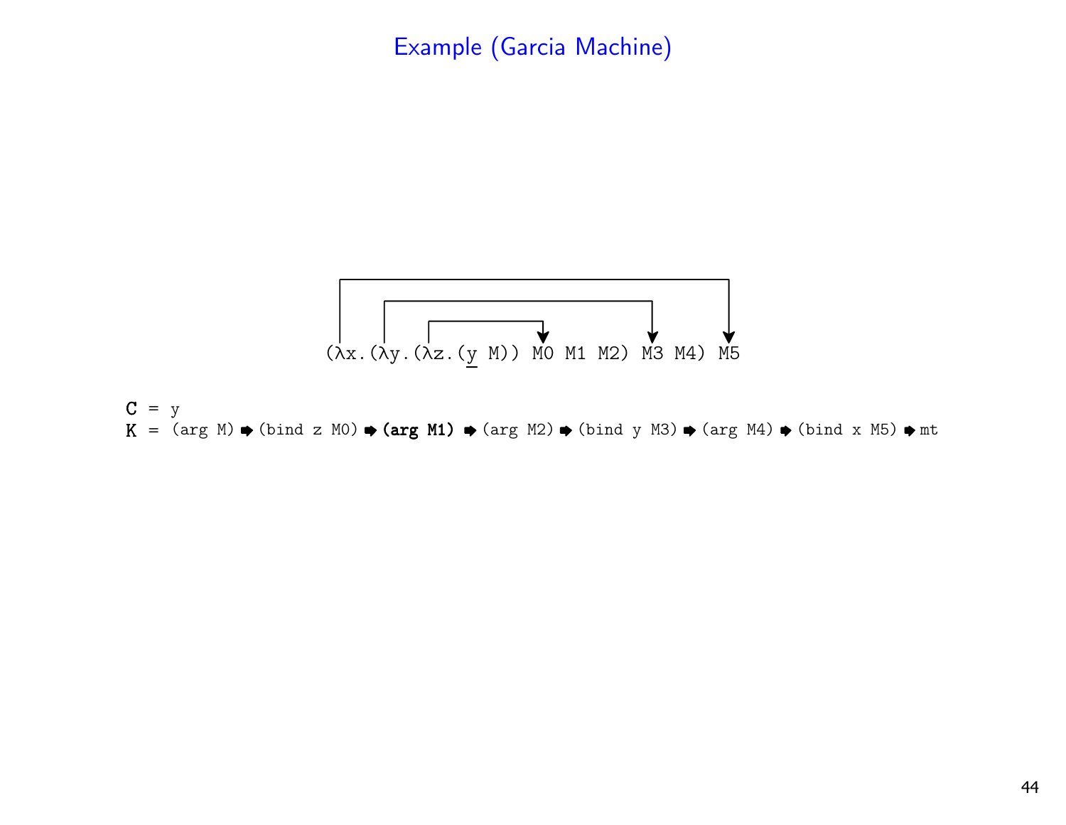## Example (Garcia Machine)

```
(λx.(λy.(λz.(y M)) M0 M1 M2) M3 M4) M5
```

C = y

K = (arg M) ➡ (bind z M0) ➡ **(arg M1)** ➡ (arg M2) ➡ (bind y M3) ➡ (arg M4) ➡ (bind x M5) ➡ mt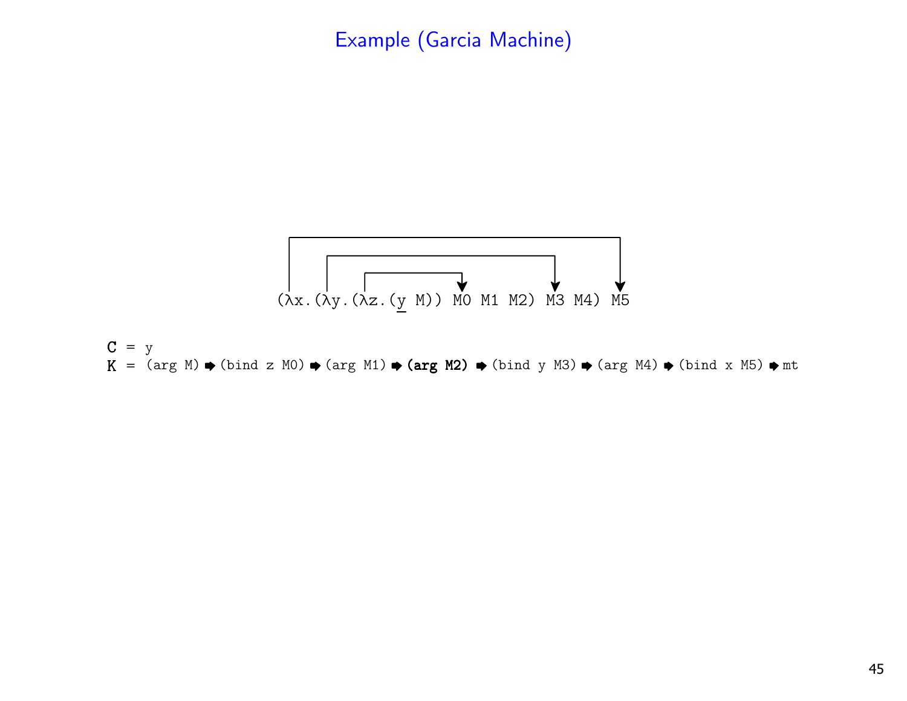## Example (Garcia Machine)

```
(λx.(λy.(λz.(y M)) M0 M1 M2) M3 M4) M5
```

```
C = y
K = (arg M) ➡ (bind z M0) ➡ (arg M1) ➡ (arg M2) ➡ (bind y M3) ➡ (arg M4) ➡ (bind x M5) ➡ mt
```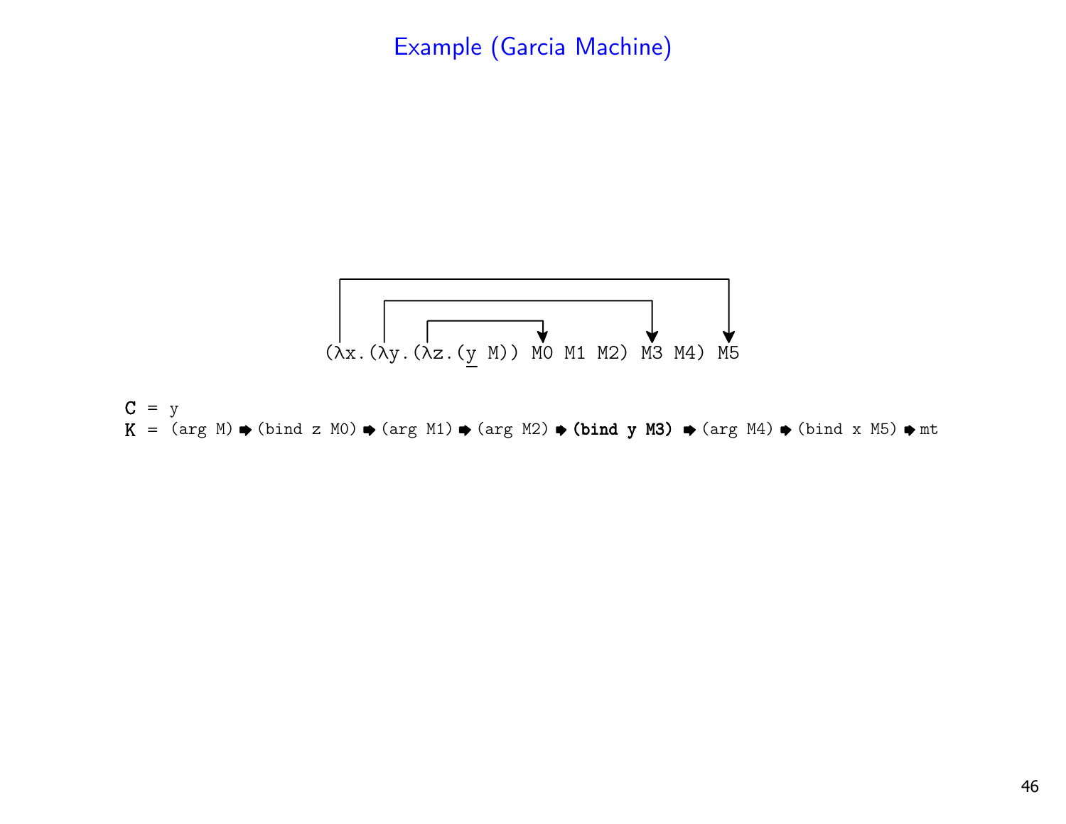# Example (Garcia Machine)

```
(λx.(λy.(λz.(y M)) M0 M1 M2) M3 M4) M5
```

C = y

K = (arg M) ➡ (bind z M0) ➡ (arg M1) ➡ (arg M2) ➡ **(bind y M3)** ➡ (arg M4) ➡ (bind x M5) ➡ mt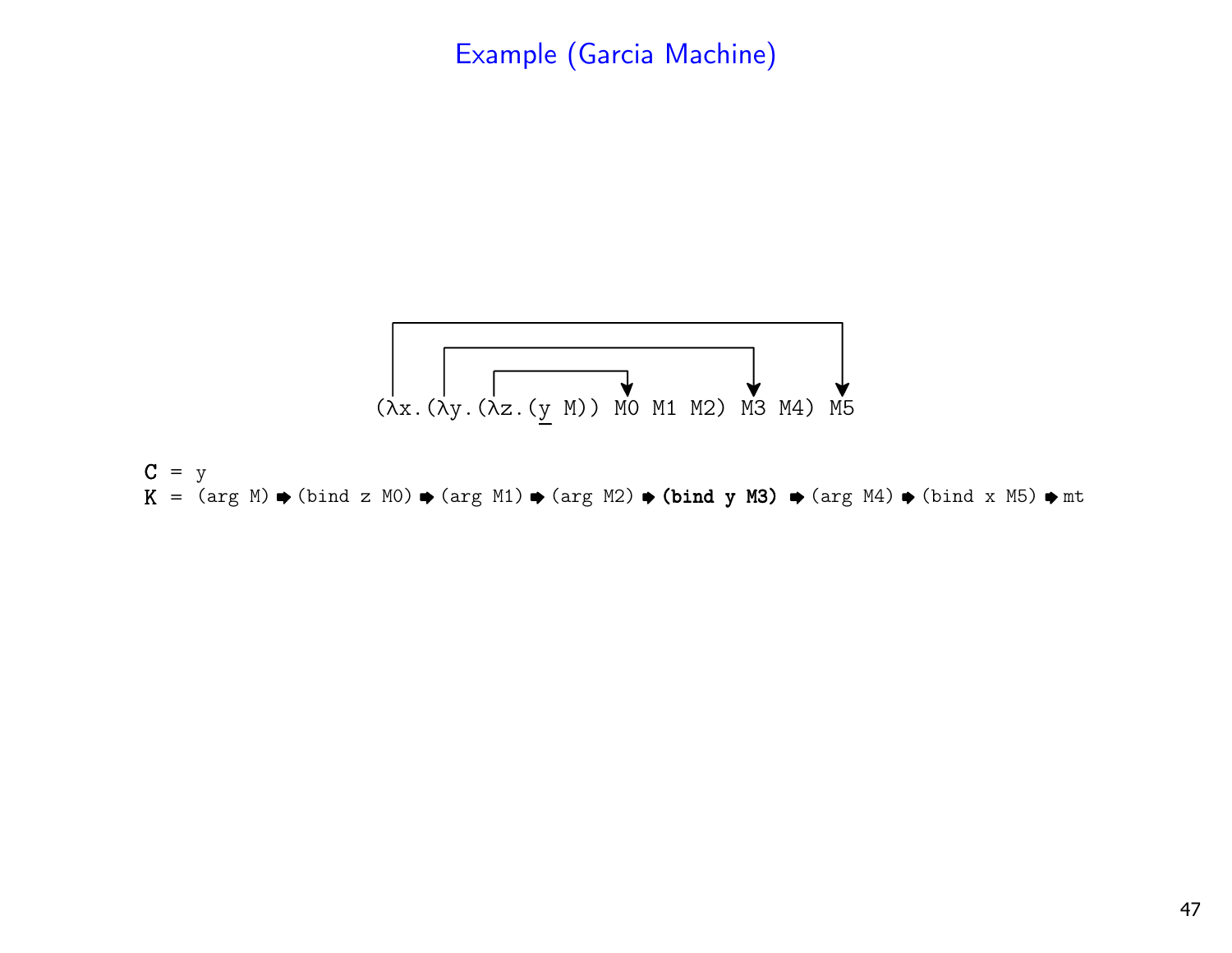# Example (Garcia Machine)

```
(λx.(λy.(λz.(y M)) M0 M1 M2) M3 M4) M5
```

(In the expression, y is underlined; arrows link λz to M0, λy to M3, and λx to M5.)

```
C = y
K = (arg M) ➡ (bind z M0) ➡ (arg M1) ➡ (arg M2) ➡ (bind y M3) ➡ (arg M4) ➡ (bind x M5) ➡ mt
```

(In K, (bind y M3) is shown in bold.)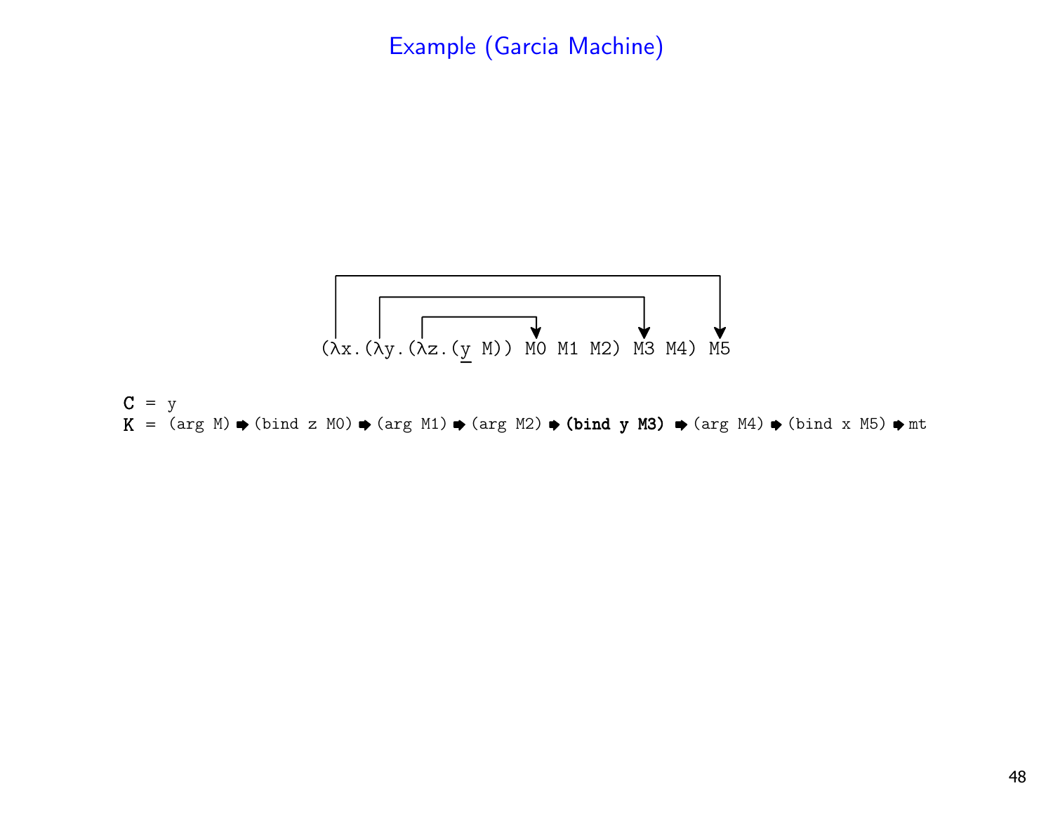## Example (Garcia Machine)

```
(λx.(λy.(λz.(y M)) M0 M1 M2) M3 M4) M5
```

C = y

K = (arg M) ➨ (bind z M0) ➨ (arg M1) ➨ (arg M2) ➨ **(bind y M3)** ➨ (arg M4) ➨ (bind x M5) ➨ mt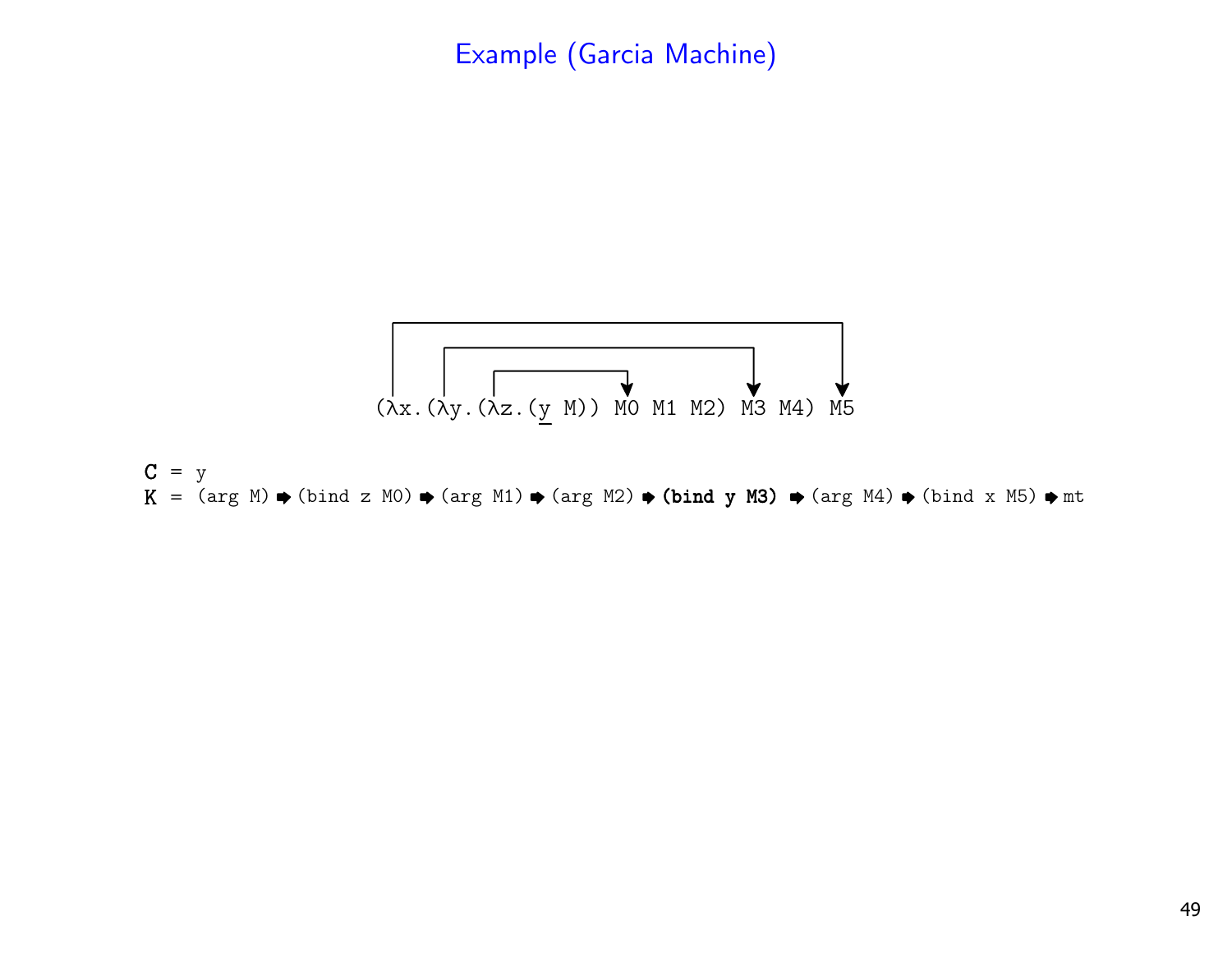# Example (Garcia Machine)

```
(λx.(λy.(λz.(y M)) M0 M1 M2) M3 M4) M5
```

```
C = y
K = (arg M) ➡ (bind z M0) ➡ (arg M1) ➡ (arg M2) ➡ (bind y M3) ➡ (arg M4) ➡ (bind x M5) ➡ mt
```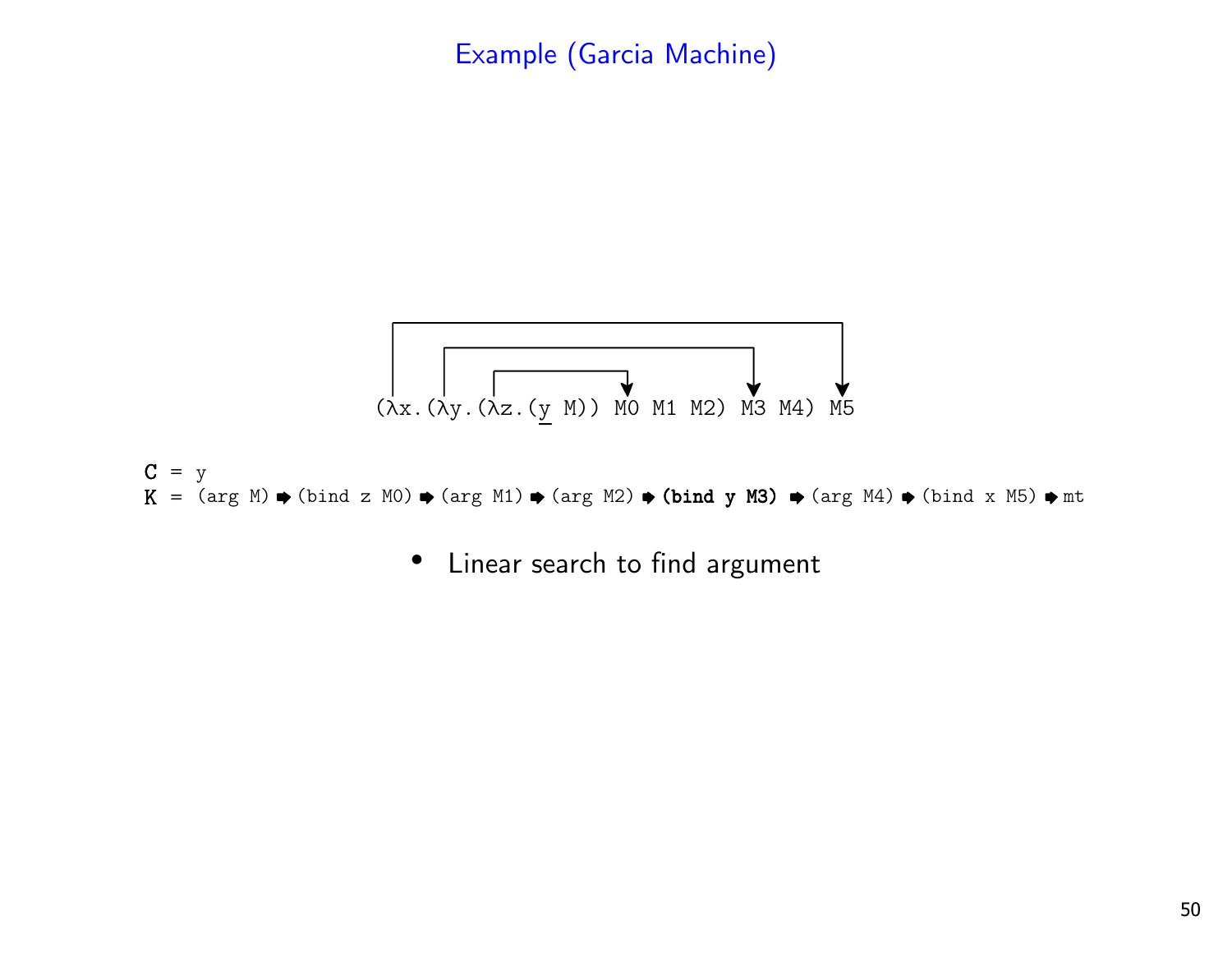## Example (Garcia Machine)

```
(λx.(λy.(λz.(y M)) M0 M1 M2) M3 M4) M5
```

```
C = y
K = (arg M) ➡ (bind z M0) ➡ (arg M1) ➡ (arg M2) ➡ (bind y M3) ➡ (arg M4) ➡ (bind x M5) ➡ mt
```

- Linear search to find argument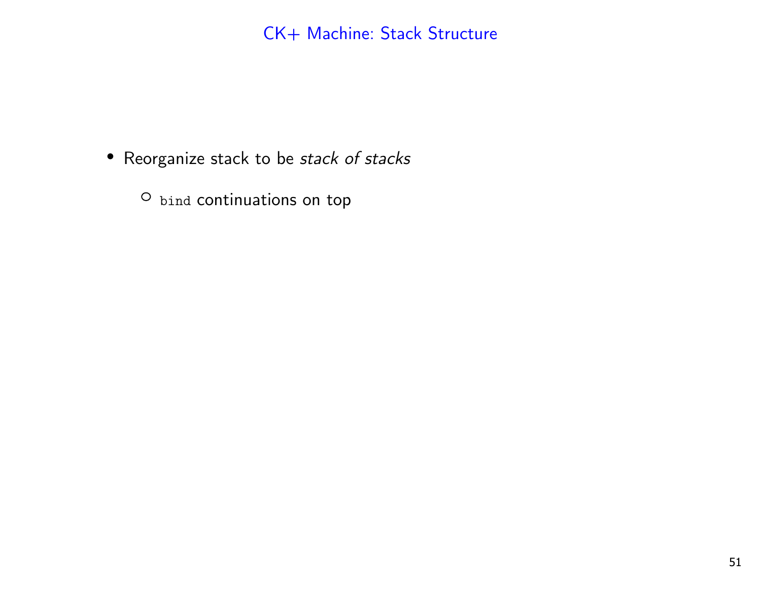# CK+ Machine: Stack Structure

- Reorganize stack to be *stack of stacks*
  - `bind` continuations on top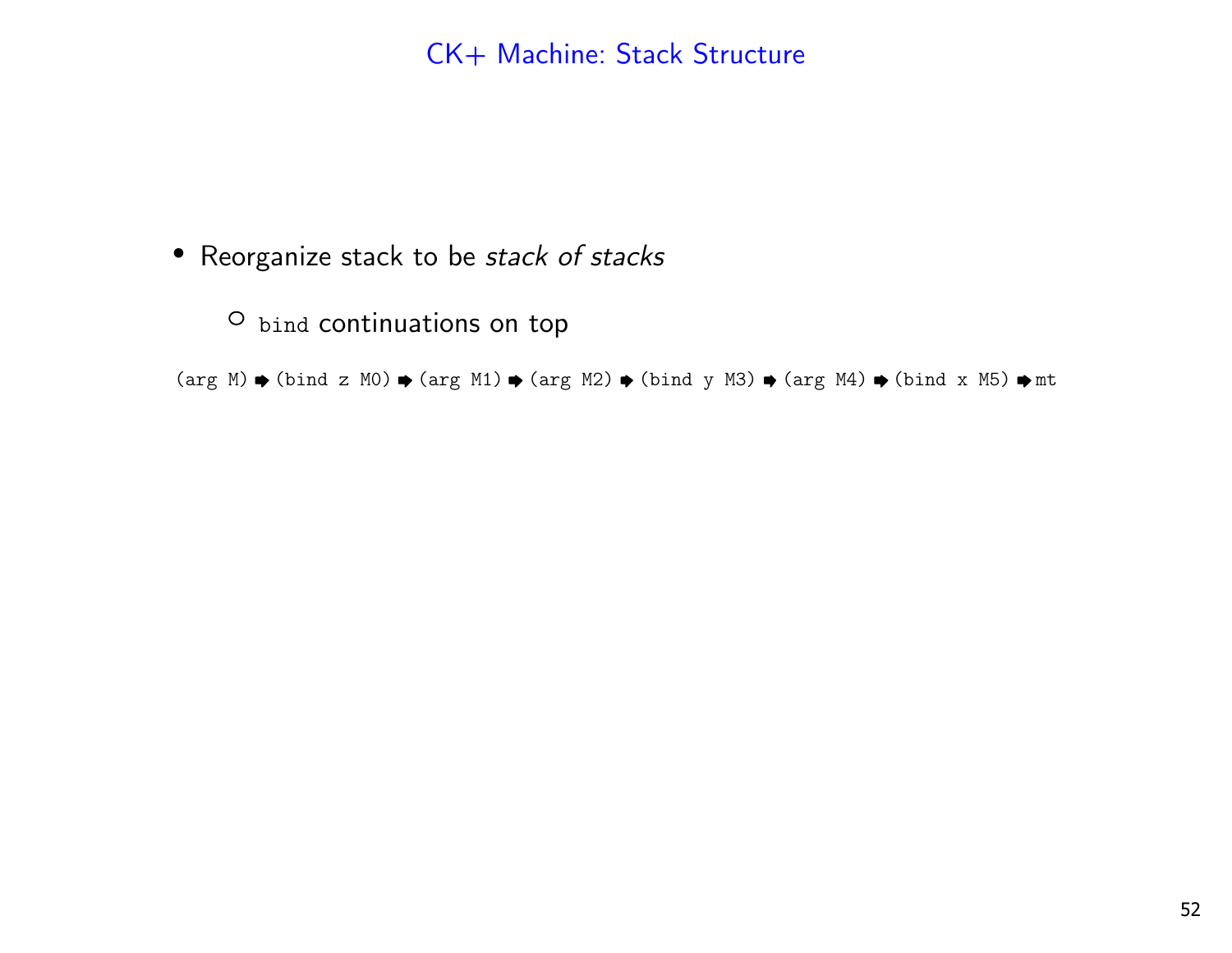## CK+ Machine: Stack Structure

- Reorganize stack to be *stack of stacks*
  - `bind` continuations on top

```
(arg M) ➡ (bind z M0) ➡ (arg M1) ➡ (arg M2) ➡ (bind y M3) ➡ (arg M4) ➡ (bind x M5) ➡ mt
```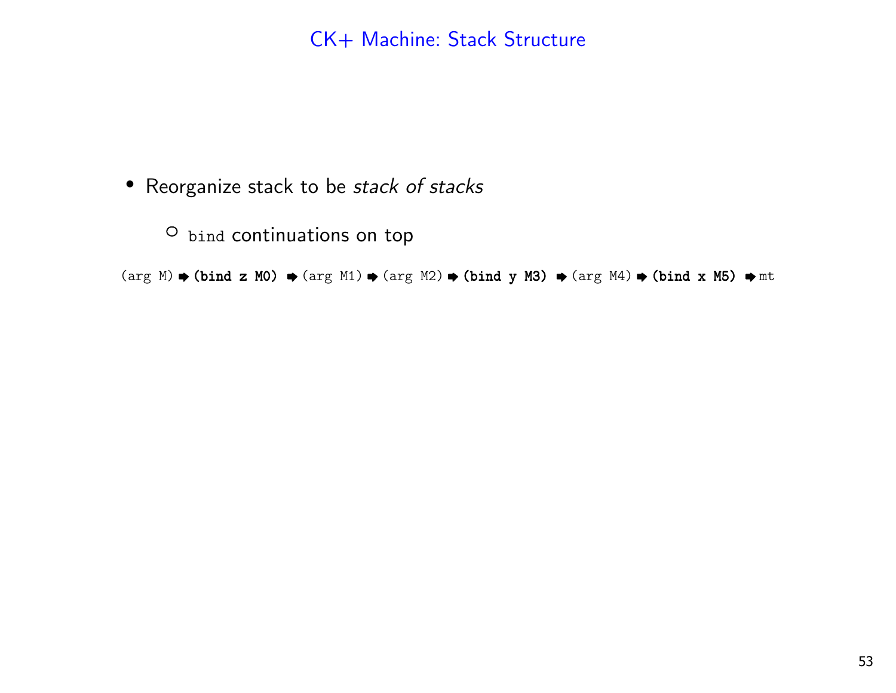# CK+ Machine: Stack Structure

- Reorganize stack to be *stack of stacks*
  - `bind` continuations on top

(arg M) ➡ **(bind z M0)** ➡ (arg M1) ➡ (arg M2) ➡ **(bind y M3)** ➡ (arg M4) ➡ **(bind x M5)** ➡ mt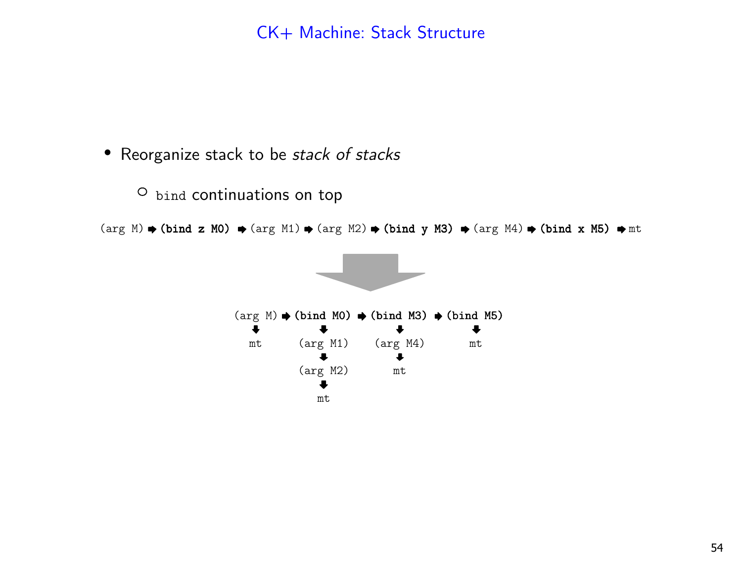# CK+ Machine: Stack Structure

- Reorganize stack to be *stack of stacks*
  - `bind` continuations on top

```
(arg M) ➡ (bind z M0) ➡ (arg M1) ➡ (arg M2) ➡ (bind y M3) ➡ (arg M4) ➡ (bind x M5) ➡ mt
```

```
(arg M) ➡ (bind M0) ➡ (bind M3) ➡ (bind M5)
   ⬇          ⬇           ⬇          ⬇
   mt      (arg M1)    (arg M4)      mt
              ⬇           ⬇
           (arg M2)       mt
              ⬇
              mt
```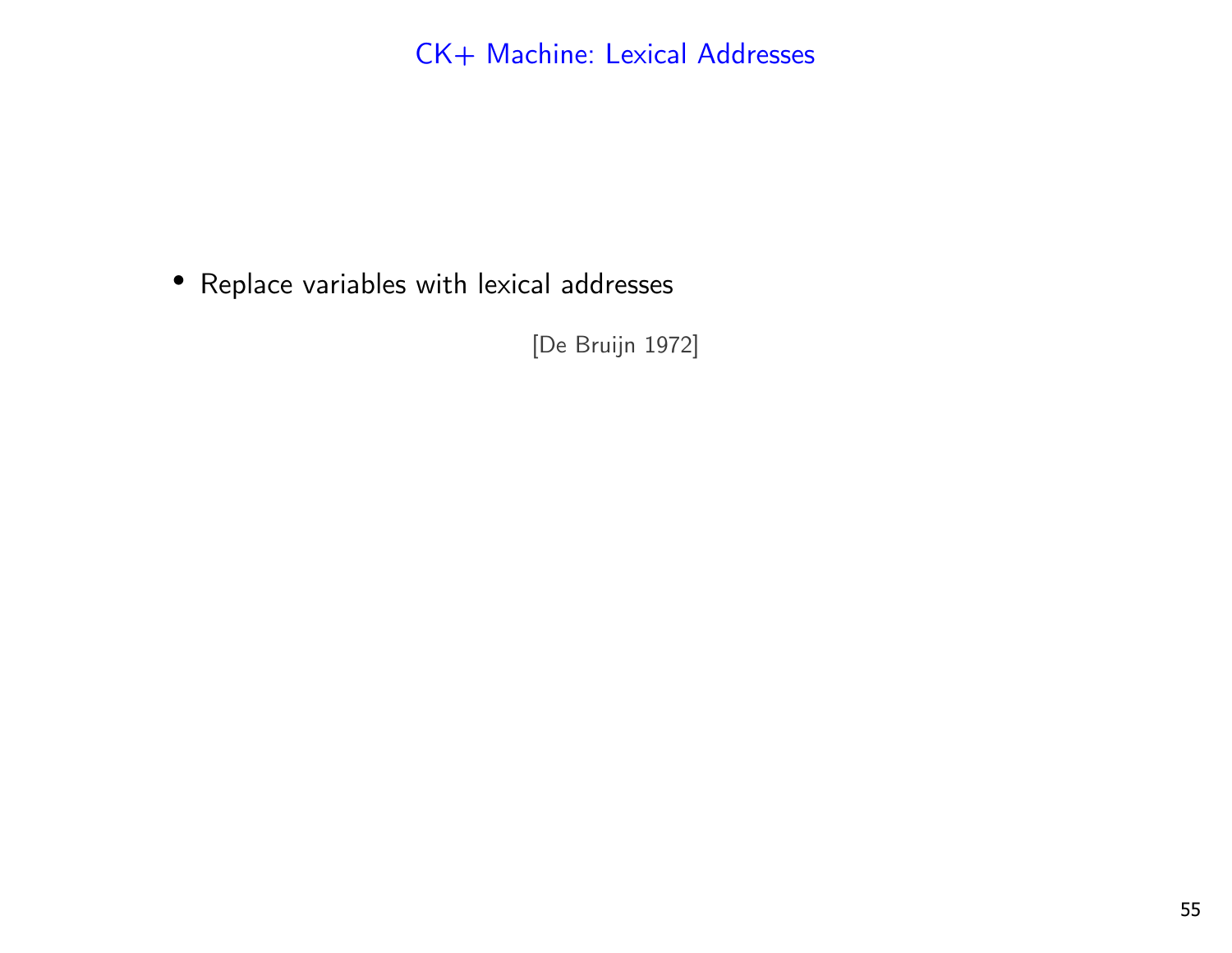# CK+ Machine: Lexical Addresses

- Replace variables with lexical addresses

[De Bruijn 1972]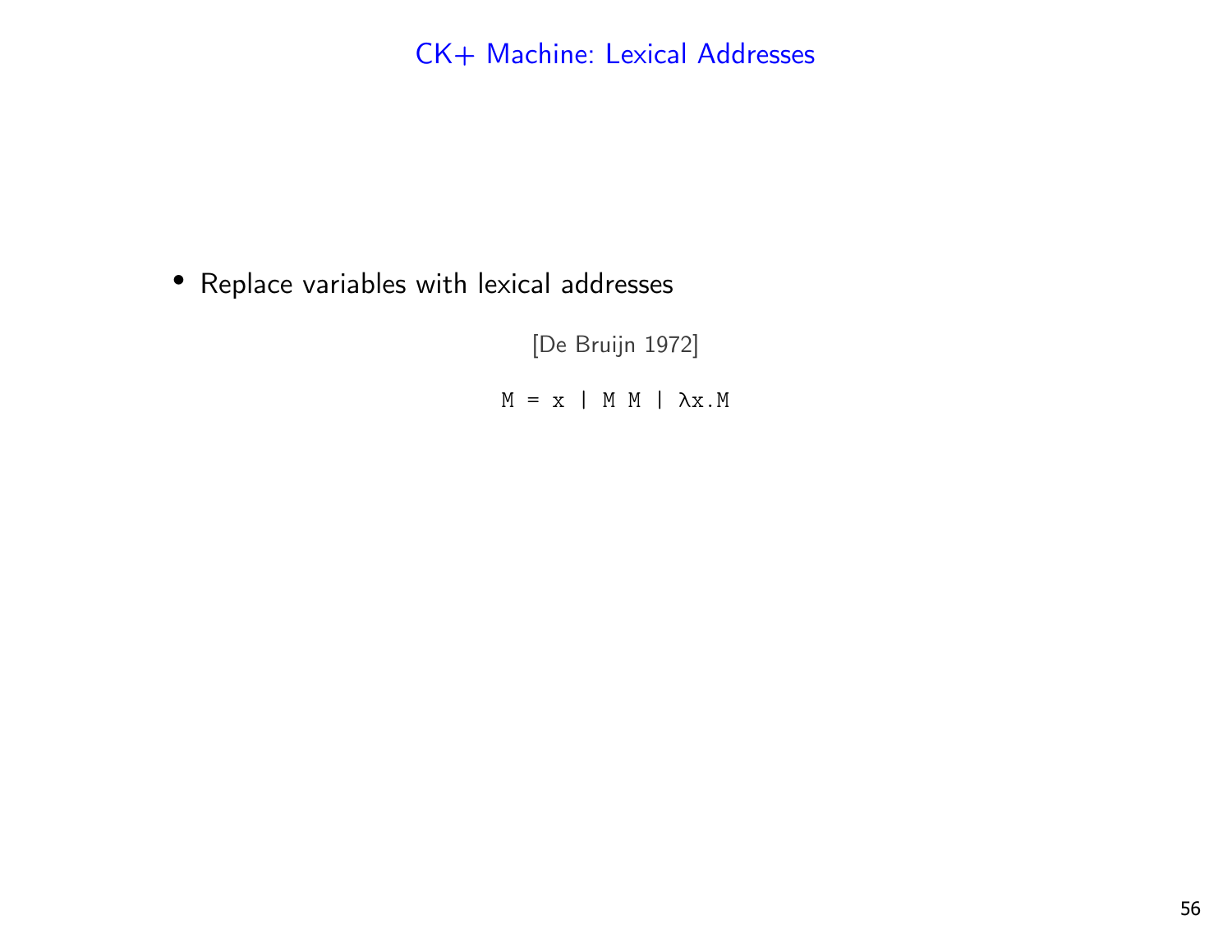# CK+ Machine: Lexical Addresses

- Replace variables with lexical addresses

[De Bruijn 1972]

```
M = x | M M | λx.M
```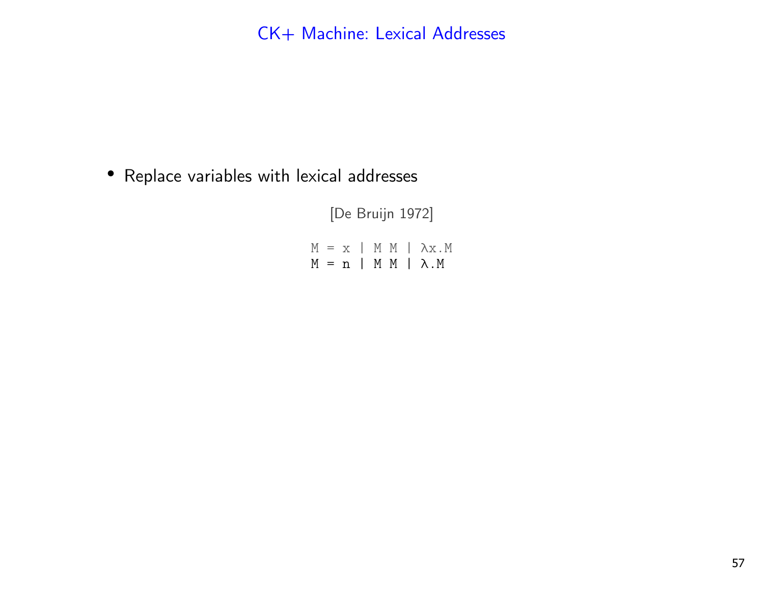# CK+ Machine: Lexical Addresses

- Replace variables with lexical addresses

[De Bruijn 1972]

```
M = x | M M | λx.M
M = n | M M | λ.M
```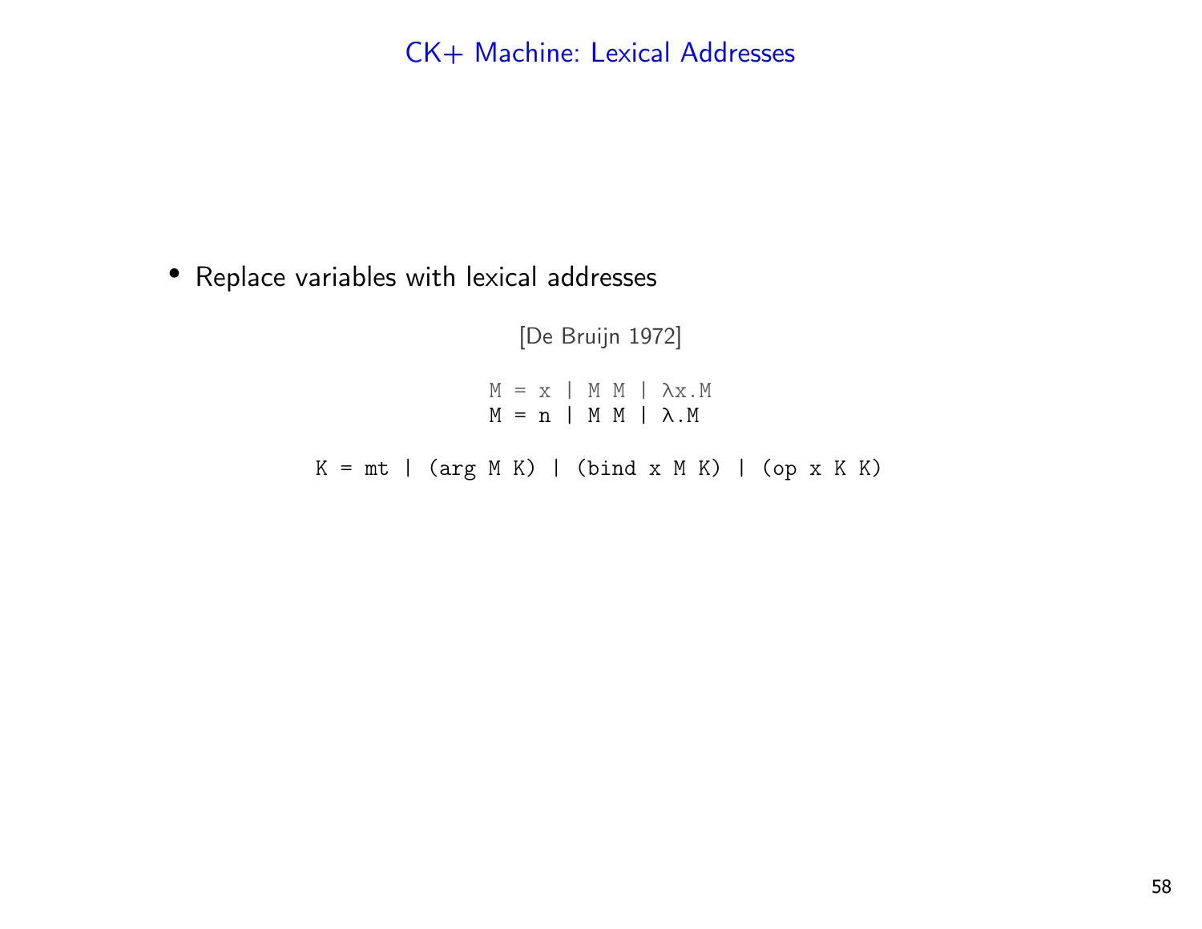# CK+ Machine: Lexical Addresses

- Replace variables with lexical addresses

[De Bruijn 1972]

```
M = x | M M | λx.M
M = n | M M | λ.M

K = mt | (arg M K) | (bind x M K) | (op x K K)
```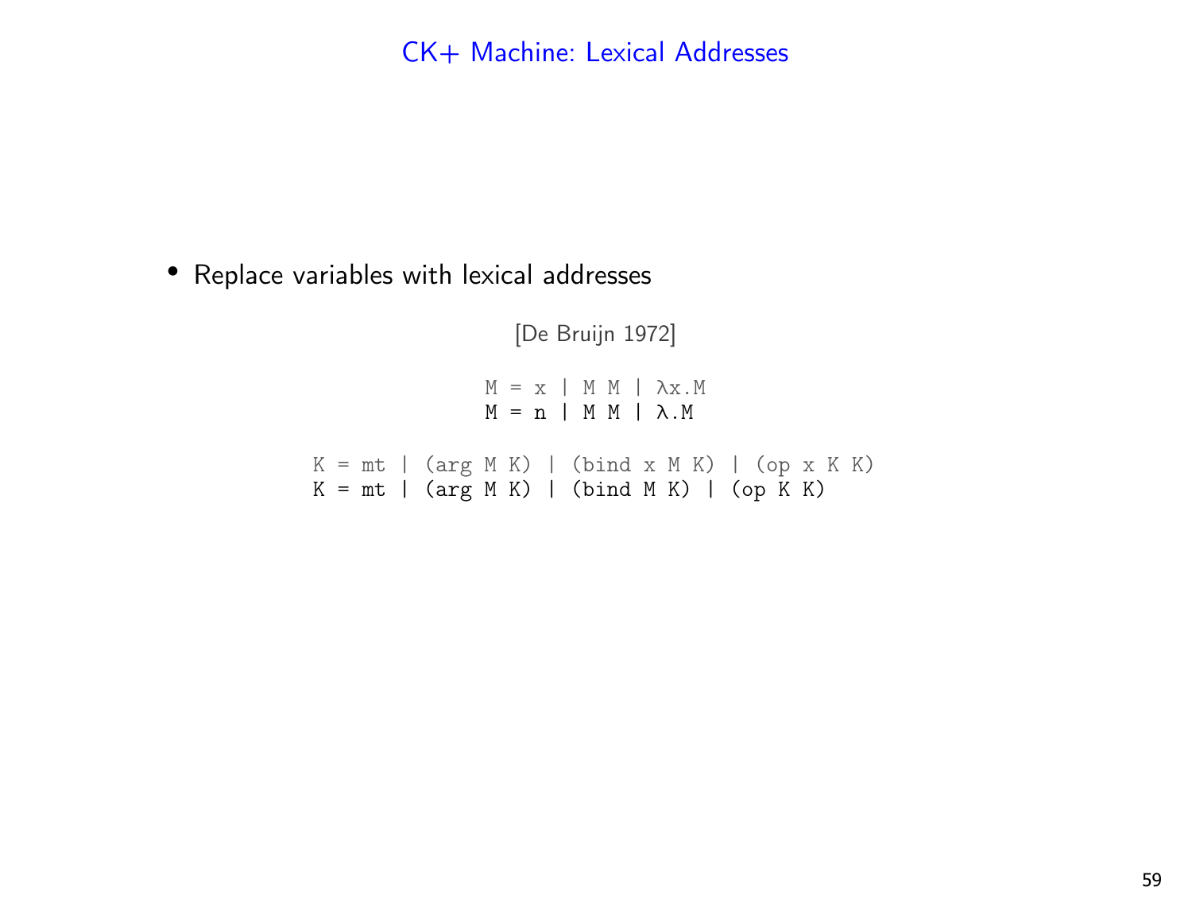# CK+ Machine: Lexical Addresses

- Replace variables with lexical addresses

[De Bruijn 1972]

```
M = x | M M | λx.M
M = n | M M | λ.M

K = mt | (arg M K) | (bind x M K) | (op x K K)
K = mt | (arg M K) | (bind M K) | (op K K)
```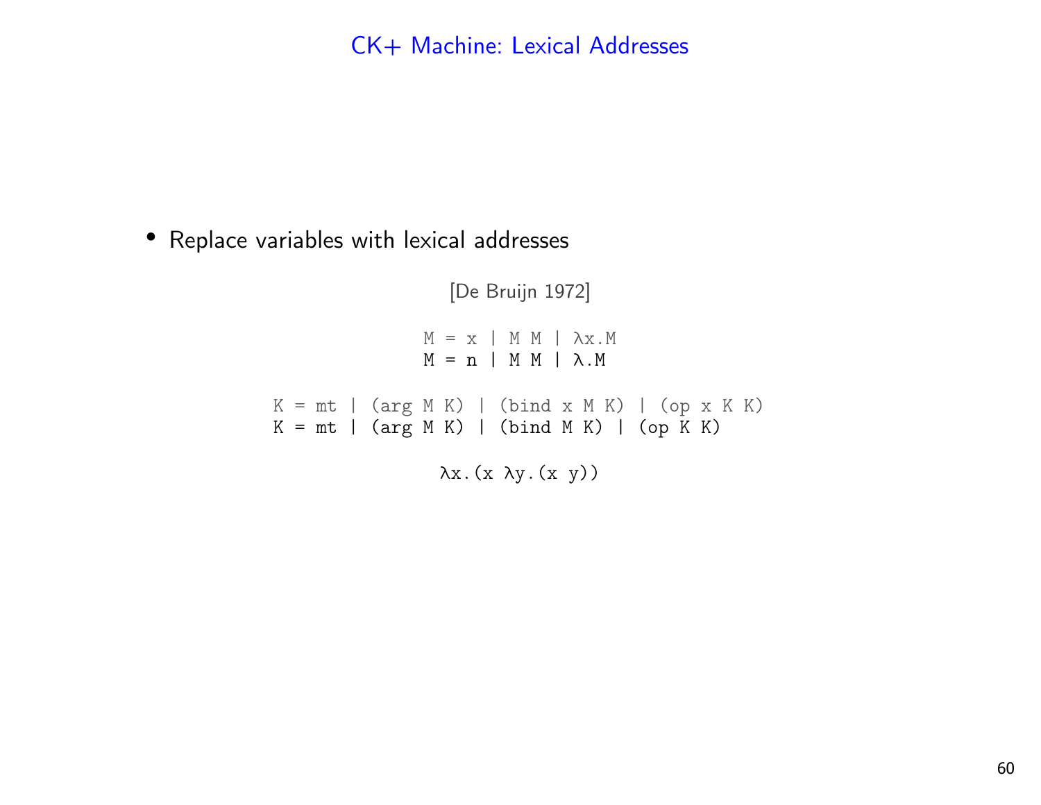# CK+ Machine: Lexical Addresses

- Replace variables with lexical addresses

[De Bruijn 1972]

```
M = x | M M | λx.M
M = n | M M | λ.M

K = mt | (arg M K) | (bind x M K) | (op x K K)
K = mt | (arg M K) | (bind M K) | (op K K)

λx.(x λy.(x y))
```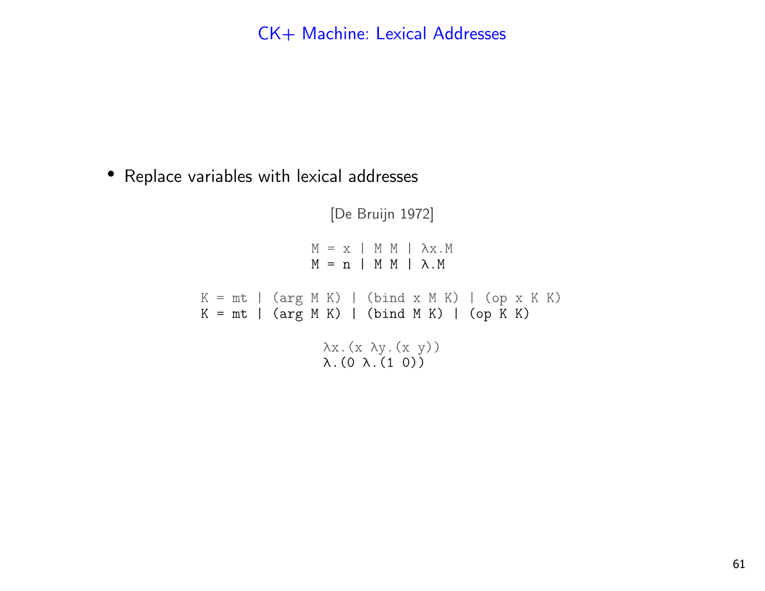# CK+ Machine: Lexical Addresses

- Replace variables with lexical addresses

[De Bruijn 1972]

```
M = x | M M | λx.M
M = n | M M | λ.M

K = mt | (arg M K) | (bind x M K) | (op x K K)
K = mt | (arg M K) | (bind M K) | (op K K)

λx.(x λy.(x y))
λ.(0 λ.(1 0))
```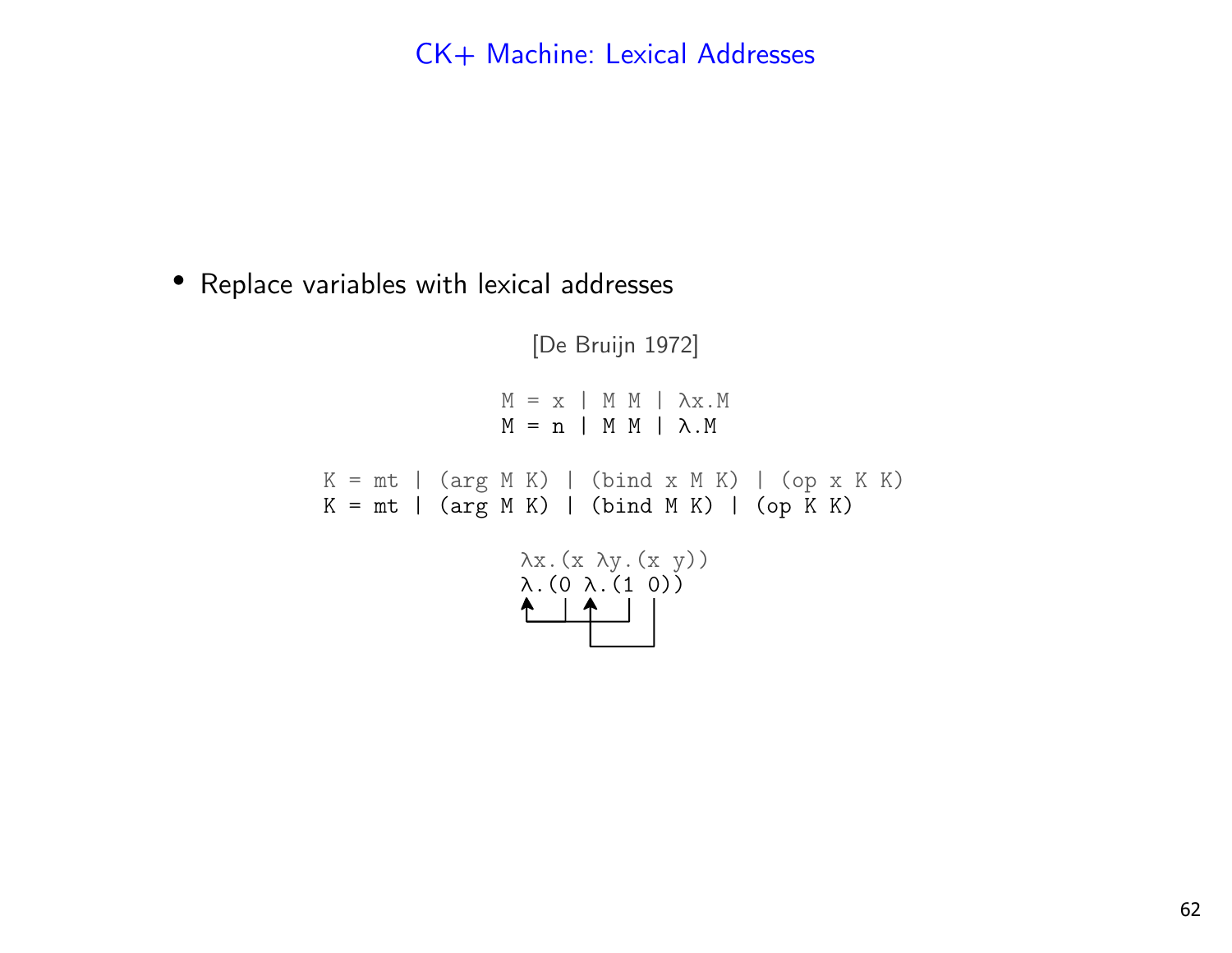# CK+ Machine: Lexical Addresses

- Replace variables with lexical addresses

[De Bruijn 1972]

```
M = x | M M | λx.M
M = n | M M | λ.M

K = mt | (arg M K) | (bind x M K) | (op x K K)
K = mt | (arg M K) | (bind M K) | (op K K)

λx.(x λy.(x y))
λ.(0 λ.(1 0))
```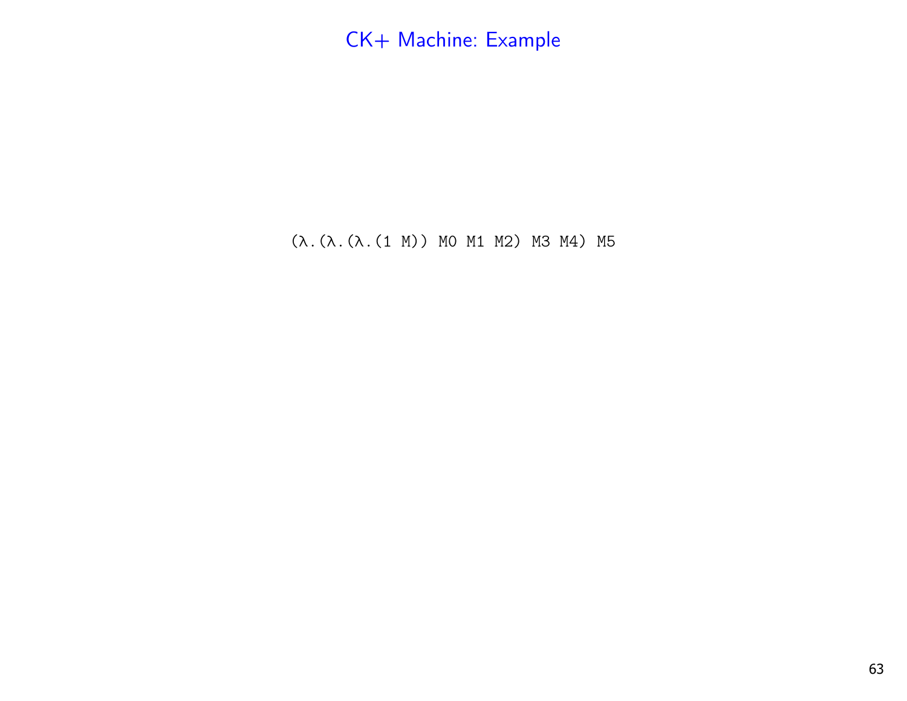# CK+ Machine: Example

```
(λ.(λ.(λ.(1 M)) M0 M1 M2) M3 M4) M5
```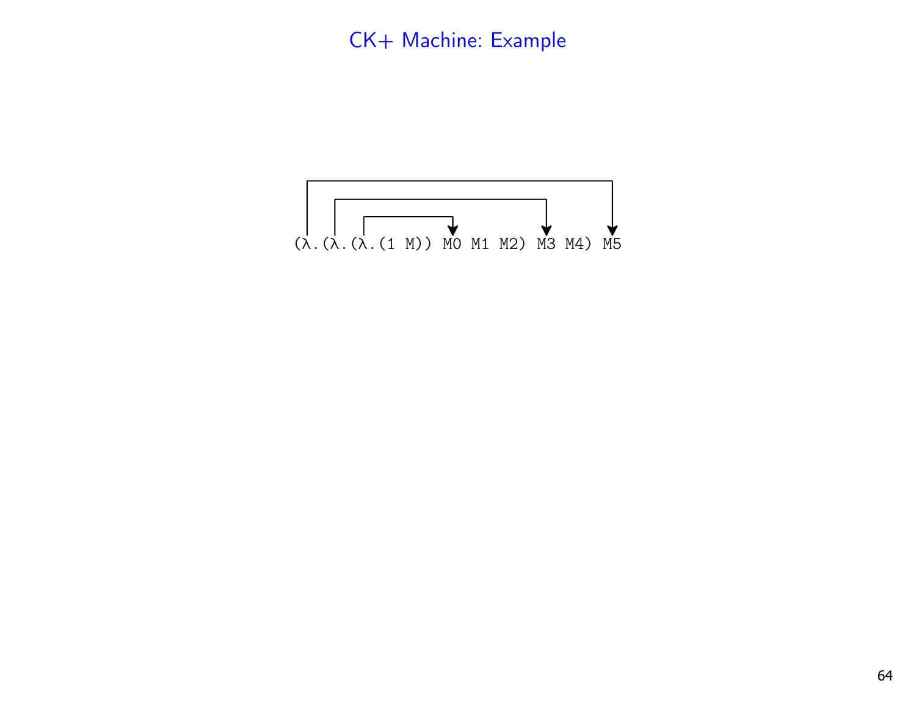# CK+ Machine: Example

```
(λ.(λ.(λ.(1 M)) M0 M1 M2) M3 M4) M5
```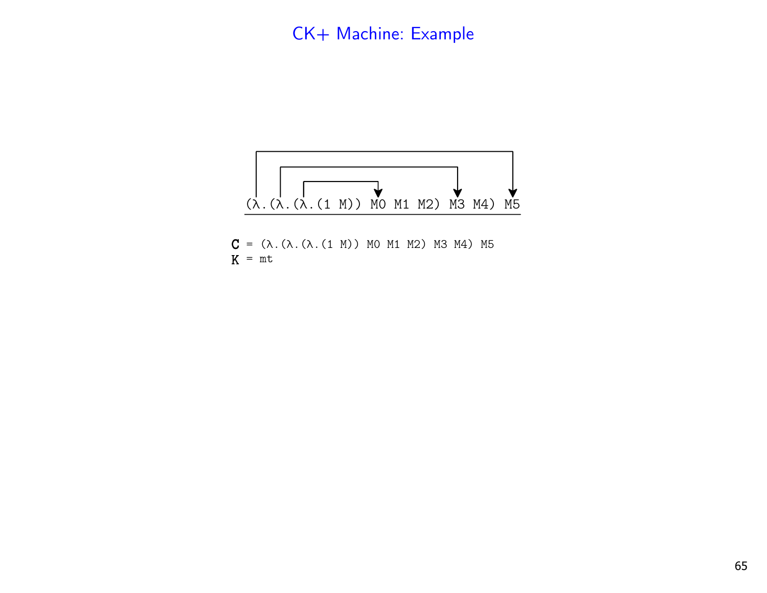# CK+ Machine: Example

```
(λ.(λ.(λ.(1 M)) M0 M1 M2) M3 M4) M5
```

```
C = (λ.(λ.(λ.(1 M)) M0 M1 M2) M3 M4) M5
K = mt
```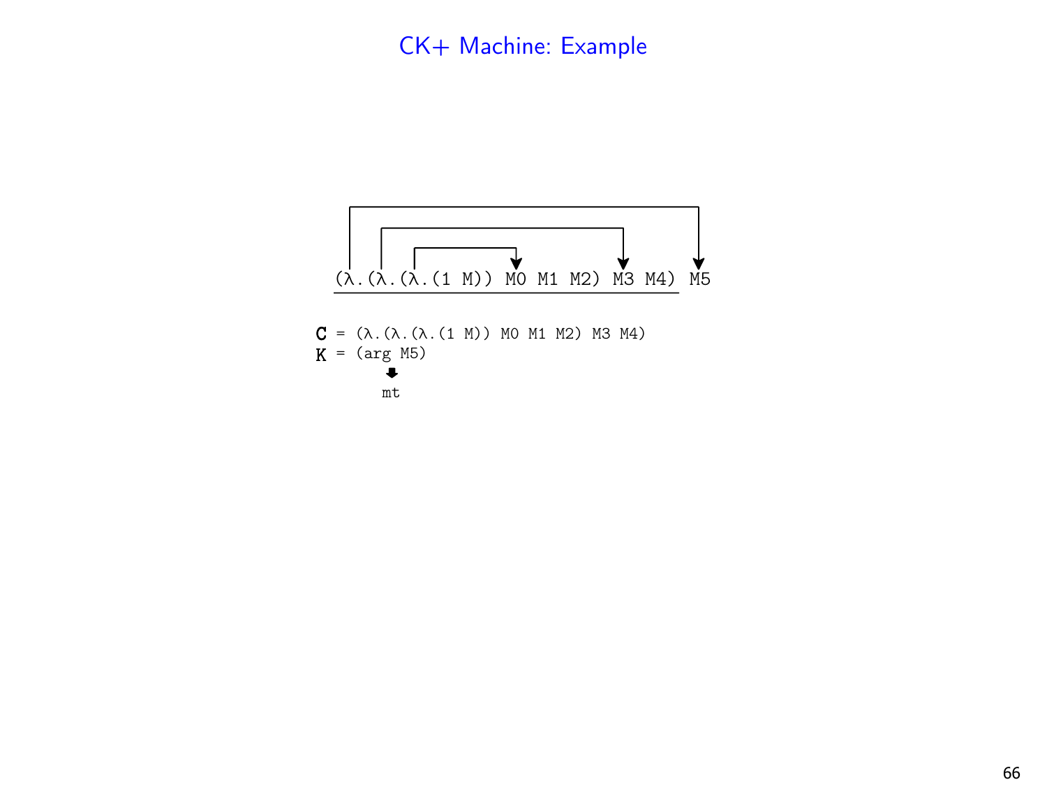# CK+ Machine: Example

```
(λ.(λ.(λ.(1 M)) M0 M1 M2) M3 M4) M5
```

```
C = (λ.(λ.(λ.(1 M)) M0 M1 M2) M3 M4)
K = (arg M5)
       ⬇
      mt
```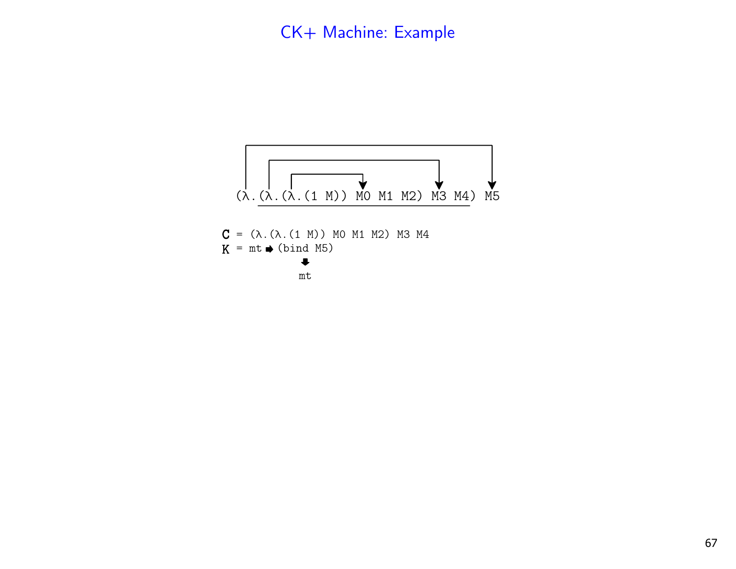# CK+ Machine: Example

```
(λ.(λ.(λ.(1 M)) M0 M1 M2) M3 M4) M5
```

```
C = (λ.(λ.(1 M)) M0 M1 M2) M3 M4
K = mt ➡ (bind M5)
            ⬇
            mt
```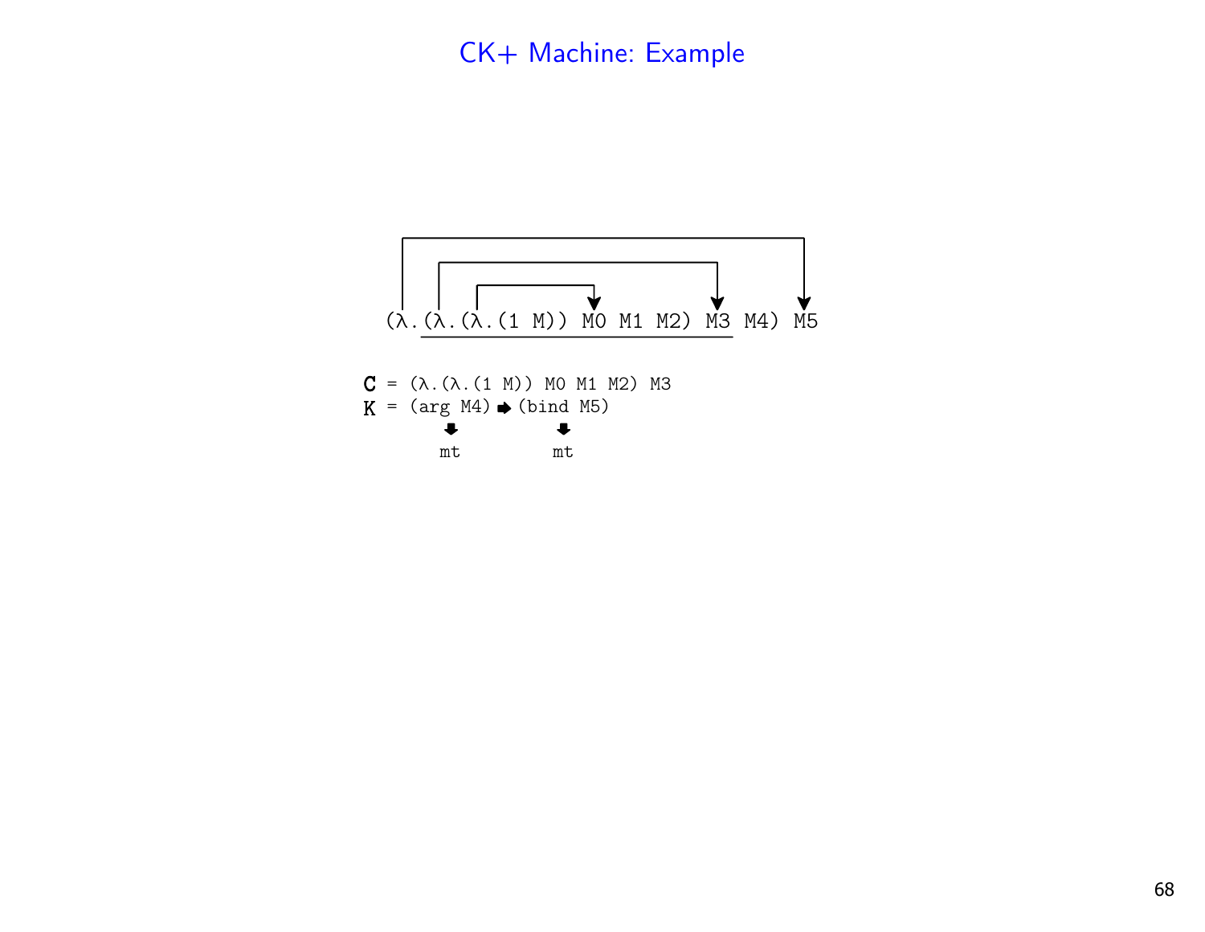# CK+ Machine: Example

```
(λ.(λ.(λ.(1 M)) M0 M1 M2) M3 M4) M5
```

```
C = (λ.(λ.(1 M)) M0 M1 M2) M3
K = (arg M4) ➡ (bind M5)
       ⬇           ⬇
       mt          mt
```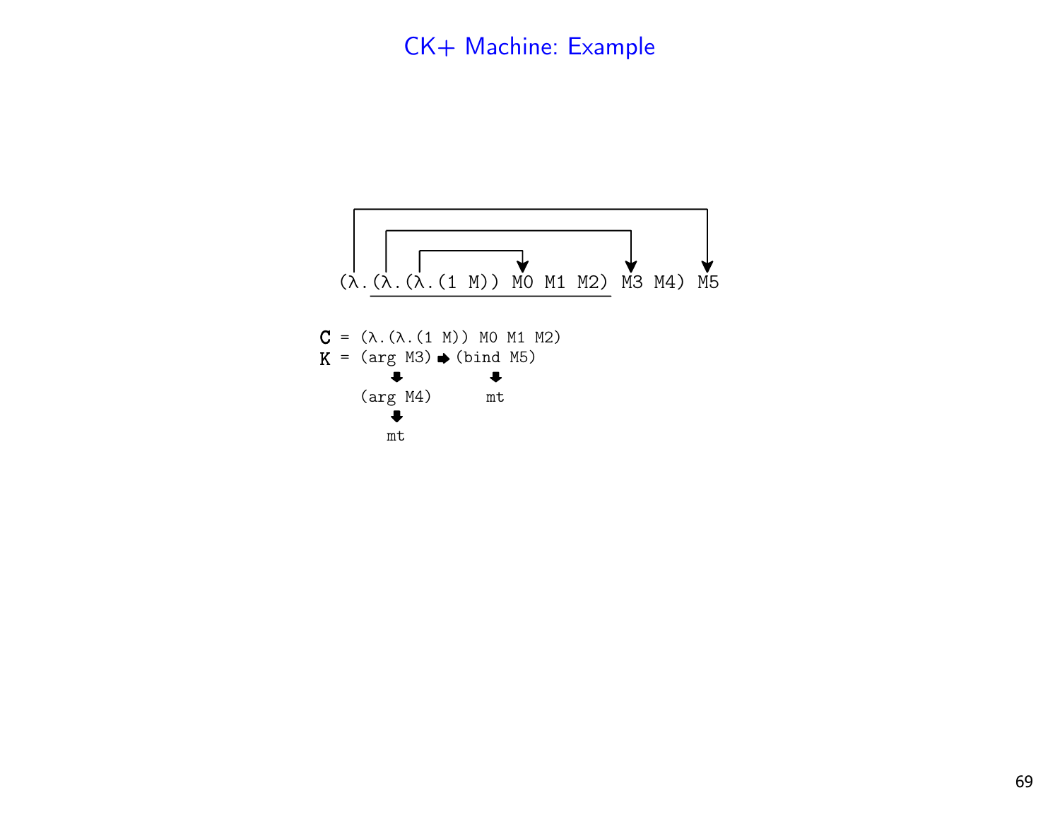# CK+ Machine: Example

```
(λ.(λ.(λ.(1 M)) M0 M1 M2) M3 M4) M5
```

```
C = (λ.(λ.(1 M)) M0 M1 M2)
K = (arg M3) ➡ (bind M5)
       ⬇           ⬇
    (arg M4)       mt
       ⬇
       mt
```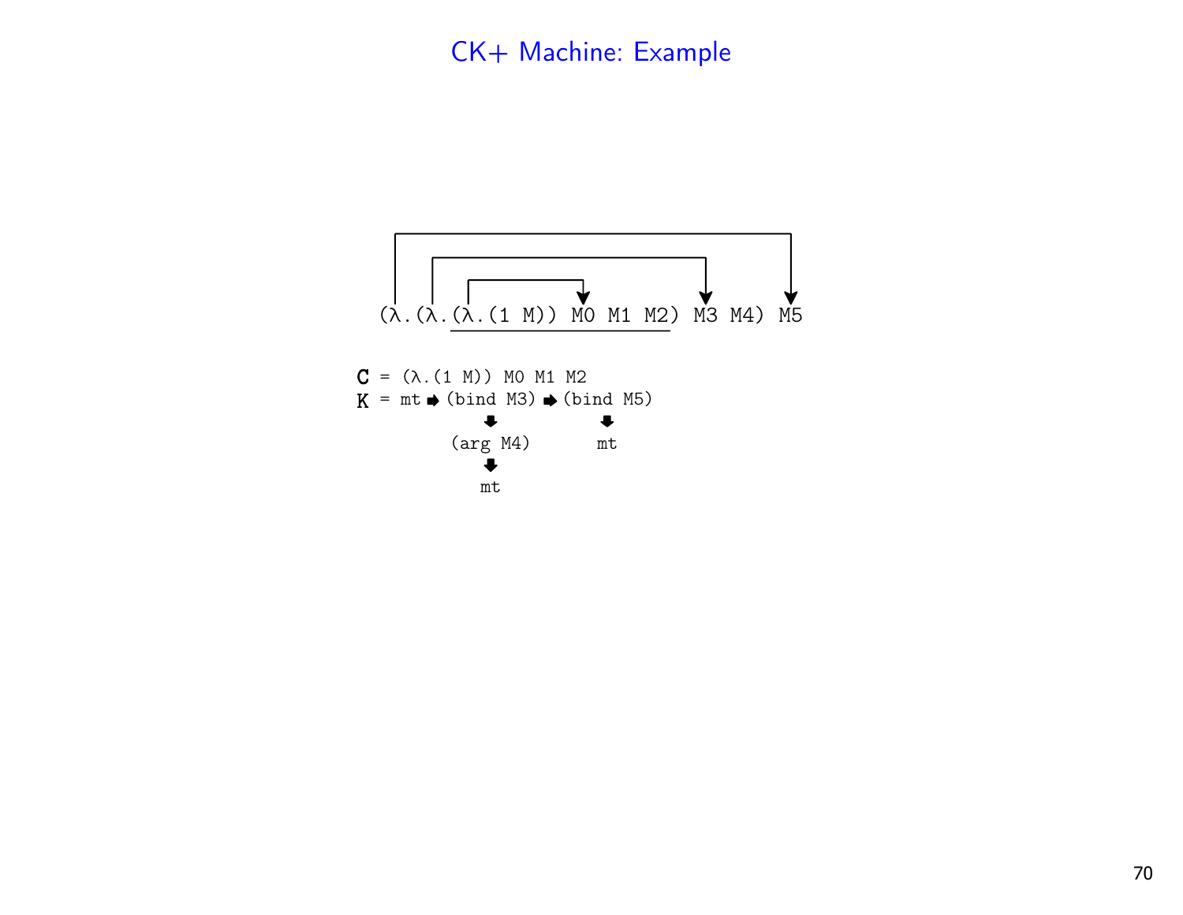# CK+ Machine: Example

```
(λ.(λ.(λ.(1 M)) M0 M1 M2) M3 M4) M5
```

```
C = (λ.(1 M)) M0 M1 M2
K = mt ➡ (bind M3) ➡ (bind M5)
             ⬇            ⬇
         (arg M4)         mt
             ⬇
            mt
```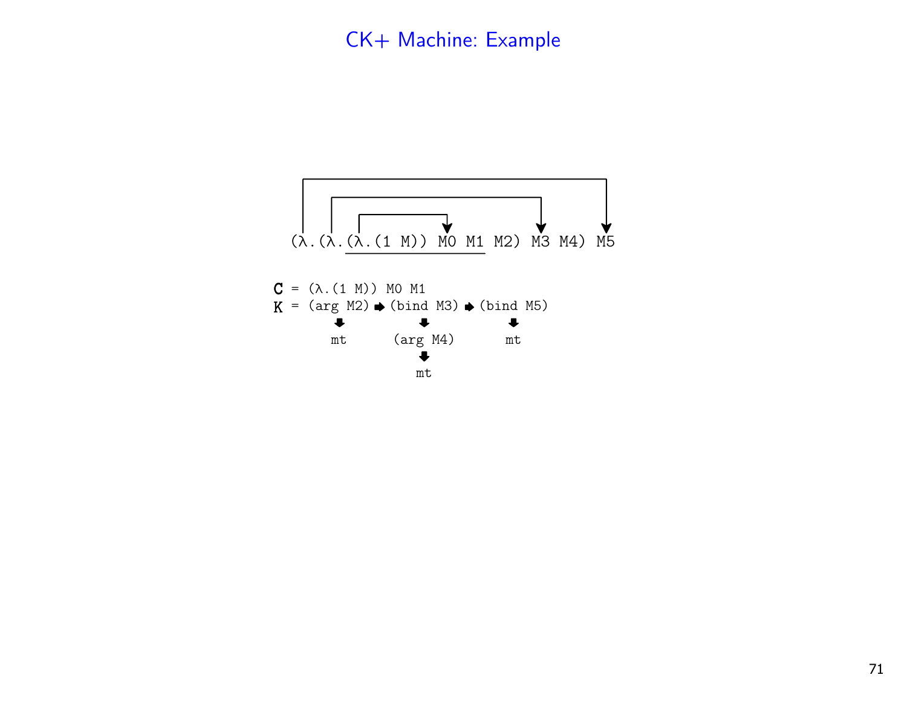# CK+ Machine: Example

```
(λ.(λ.(λ.(1 M)) M0 M1 M2) M3 M4) M5
```

```
C = (λ.(1 M)) M0 M1
K = (arg M2) ➡ (bind M3) ➡ (bind M5)
        ⬇          ⬇           ⬇
        mt      (arg M4)       mt
                   ⬇
                   mt
```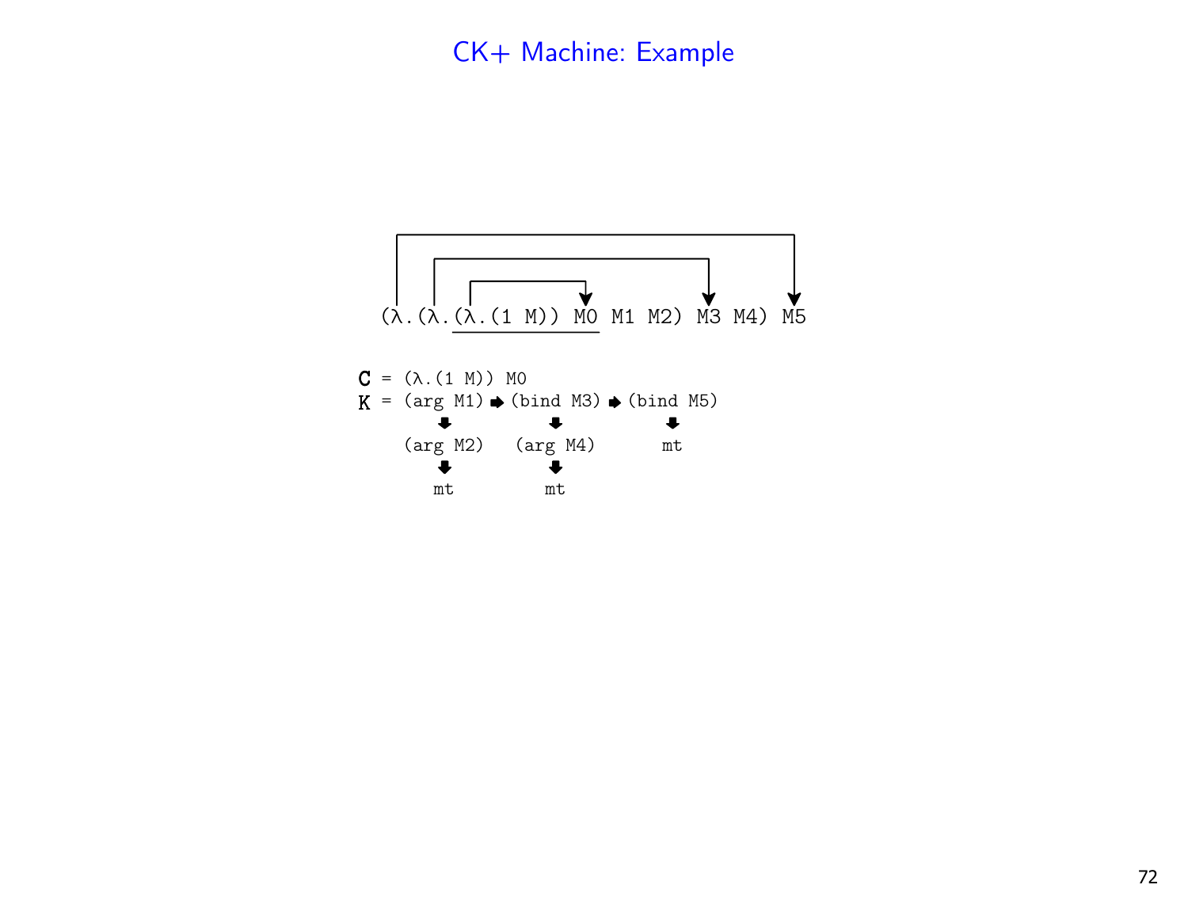# CK+ Machine: Example

```
(λ.(λ.(λ.(1 M)) M0 M1 M2) M3 M4) M5
```

```
C = (λ.(1 M)) M0
K = (arg M1) ➡ (bind M3) ➡ (bind M5)
        ⬇           ⬇           ⬇
    (arg M2)    (arg M4)       mt
        ⬇           ⬇
       mt          mt
```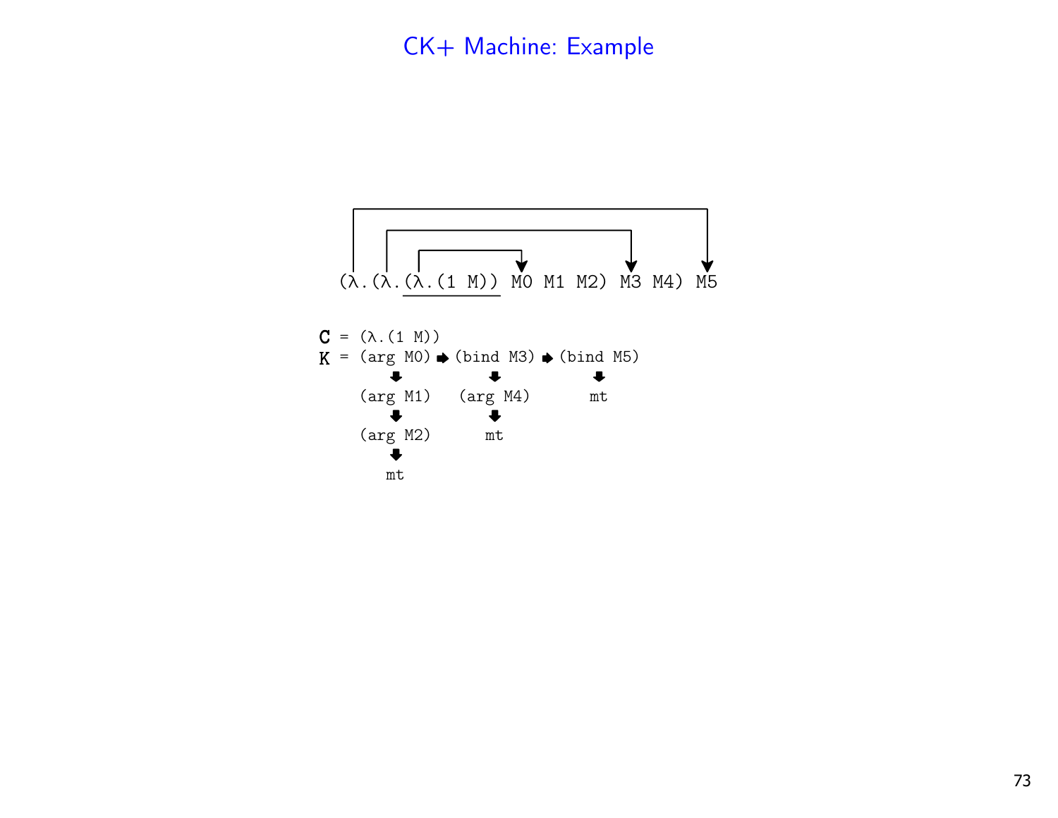# CK+ Machine: Example

```
(λ.(λ.(λ.(1 M)) M0 M1 M2) M3 M4) M5
```

```
C = (λ.(1 M))
K = (arg M0) ➡ (bind M3) ➡ (bind M5)
       ⬇           ⬇           ⬇
    (arg M1)    (arg M4)       mt
       ⬇           ⬇
    (arg M2)       mt
       ⬇
       mt
```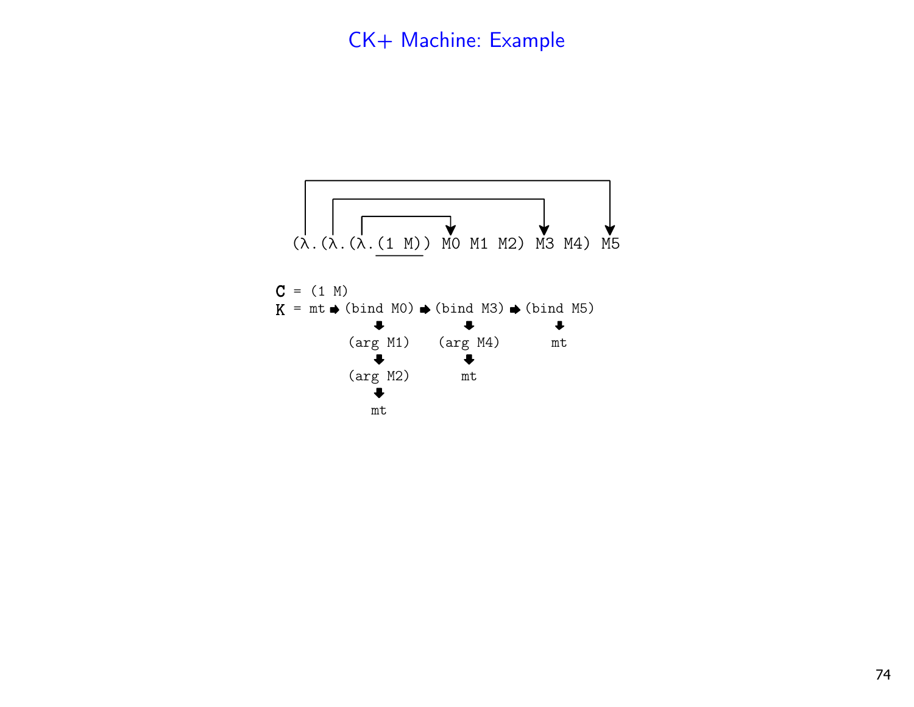# CK+ Machine: Example

```
(λ.(λ.(λ.(1 M)) M0 M1 M2) M3 M4) M5
```

```
C = (1 M)
K = mt ➡ (bind M0) ➡ (bind M3) ➡ (bind M5)
             ⬇           ⬇           ⬇
          (arg M1)    (arg M4)       mt
             ⬇           ⬇
          (arg M2)       mt
             ⬇
             mt
```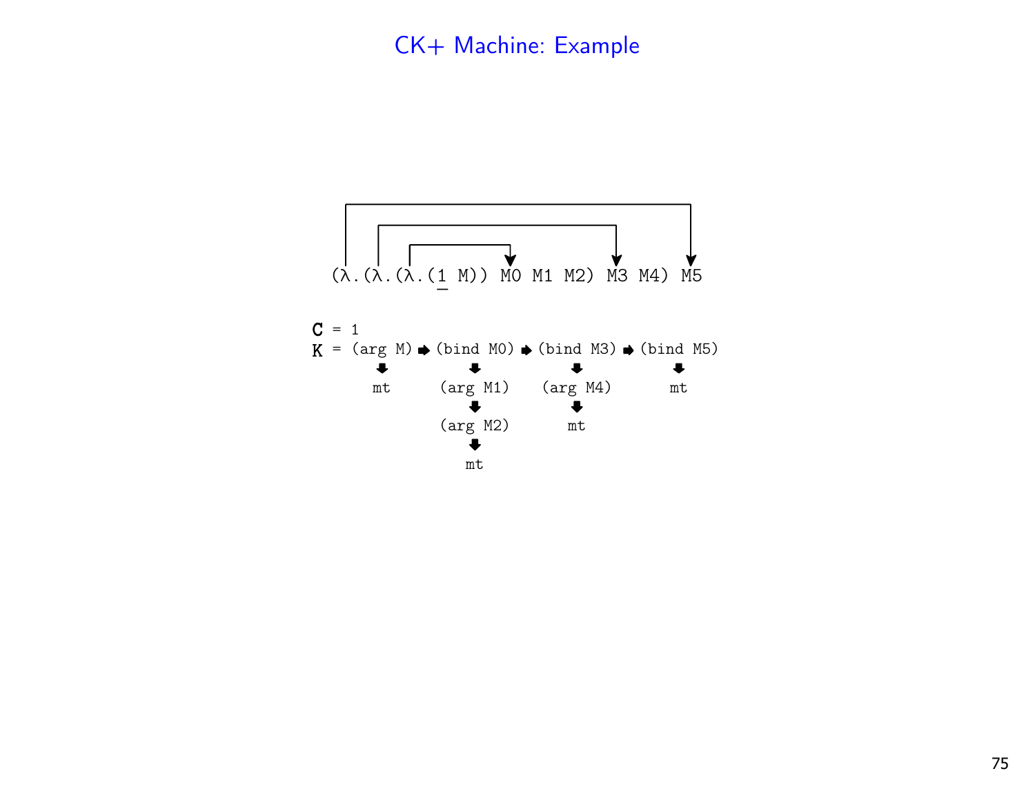# CK+ Machine: Example

```
(λ.(λ.(λ.(1 M)) M0 M1 M2) M3 M4) M5
```

```
C = 1
K = (arg M) ➡ (bind M0) ➡ (bind M3) ➡ (bind M5)
       ⬇          ⬇           ⬇           ⬇
       mt      (arg M1)    (arg M4)       mt
                  ⬇           ⬇
               (arg M2)       mt
                  ⬇
                  mt
```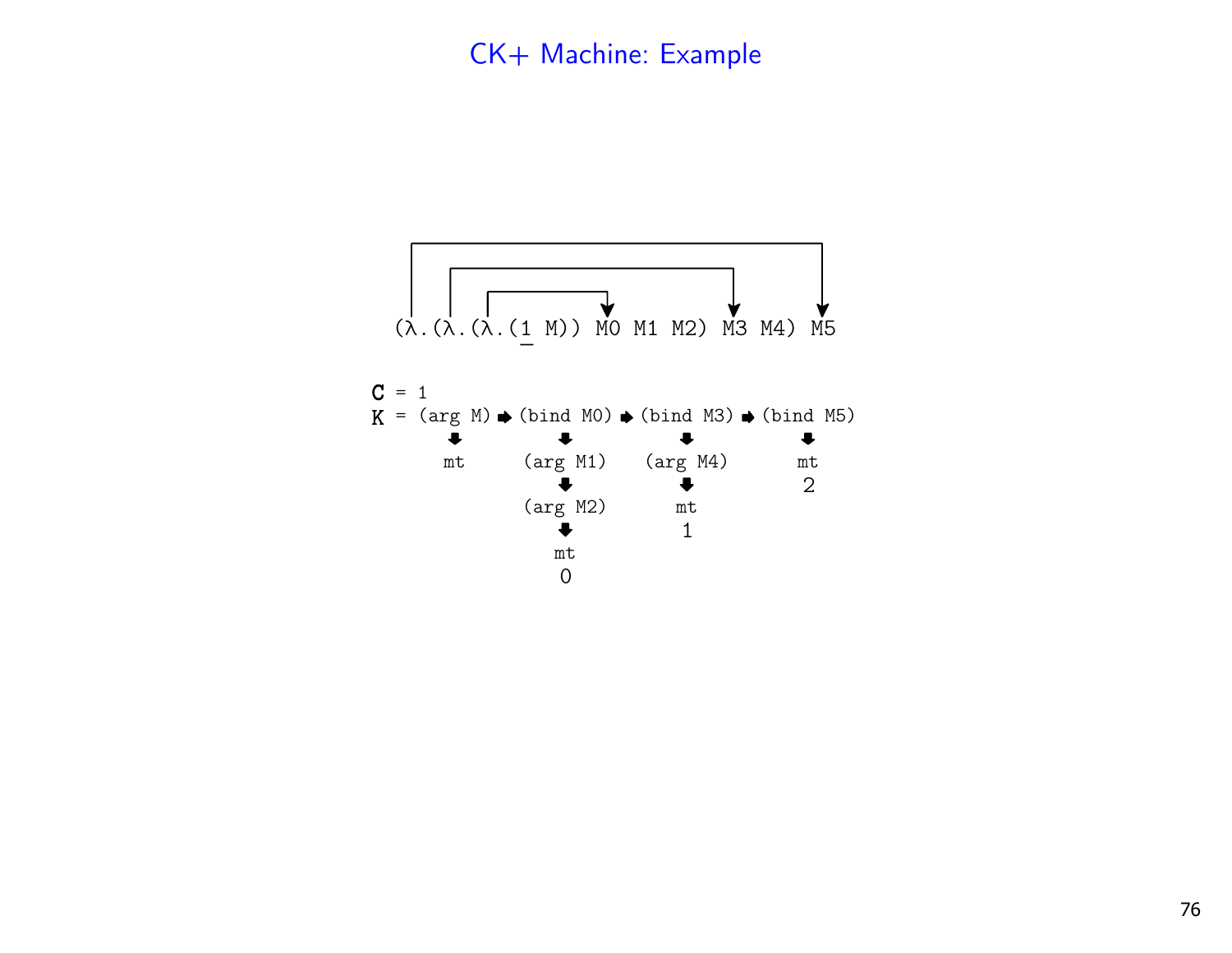# CK+ Machine: Example

```
(λ.(λ.(λ.(1 M)) M0 M1 M2) M3 M4) M5
```

```
C = 1
K = (arg M) ➡ (bind M0) ➡ (bind M3) ➡ (bind M5)
       ⬇           ⬇            ⬇            ⬇
       mt       (arg M1)     (arg M4)        mt
                   ⬇            ⬇            2
                (arg M2)        mt
                   ⬇            1
                   mt
                   0
```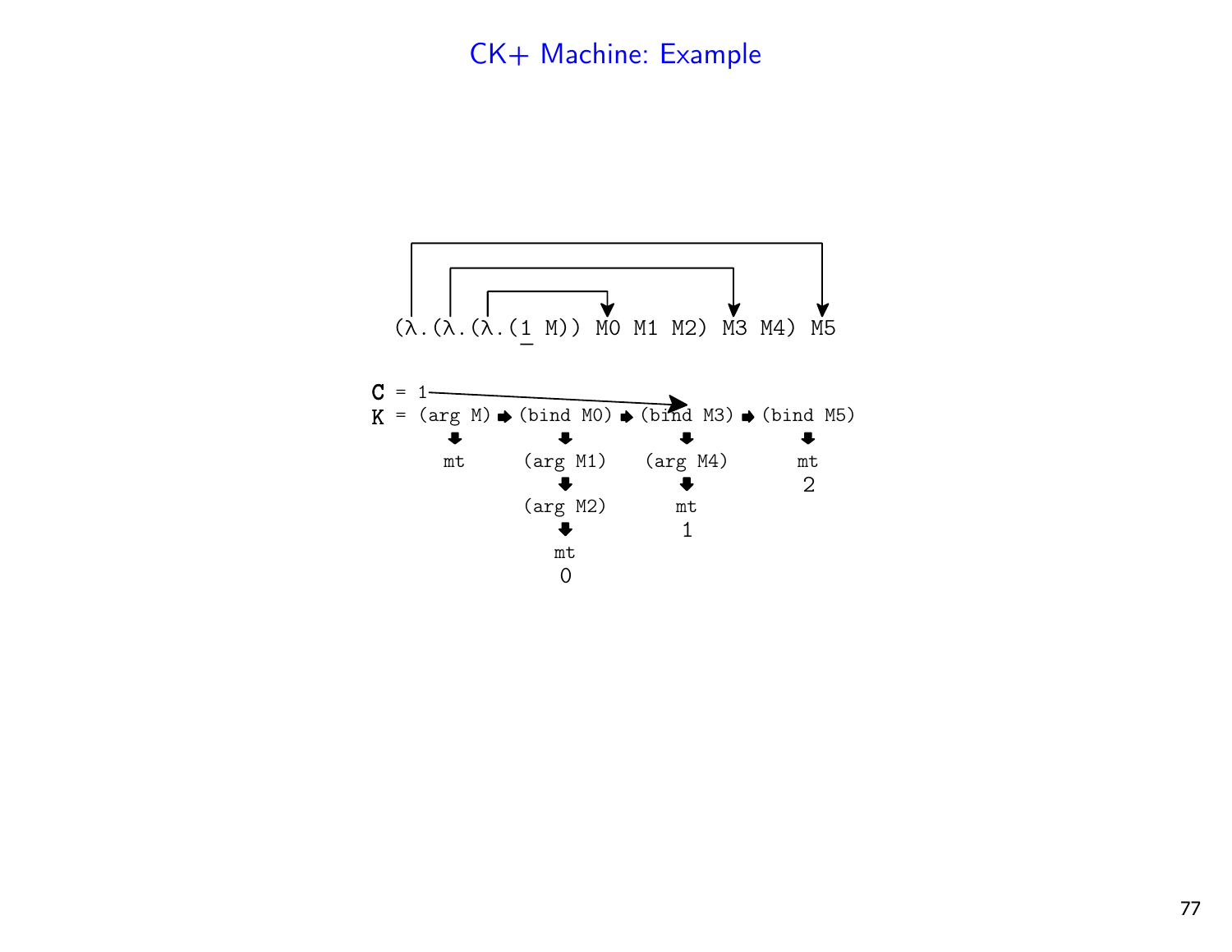# CK+ Machine: Example

```
(λ.(λ.(λ.(1 M)) M0 M1 M2) M3 M4) M5
```

```
C = 1
K = (arg M) ➡ (bind M0) ➡ (bind M3) ➡ (bind M5)
       ⬇           ⬇            ⬇            ⬇
       mt       (arg M1)     (arg M4)        mt
                   ⬇            ⬇            2
                (arg M2)        mt
                   ⬇            1
                   mt
                   0
```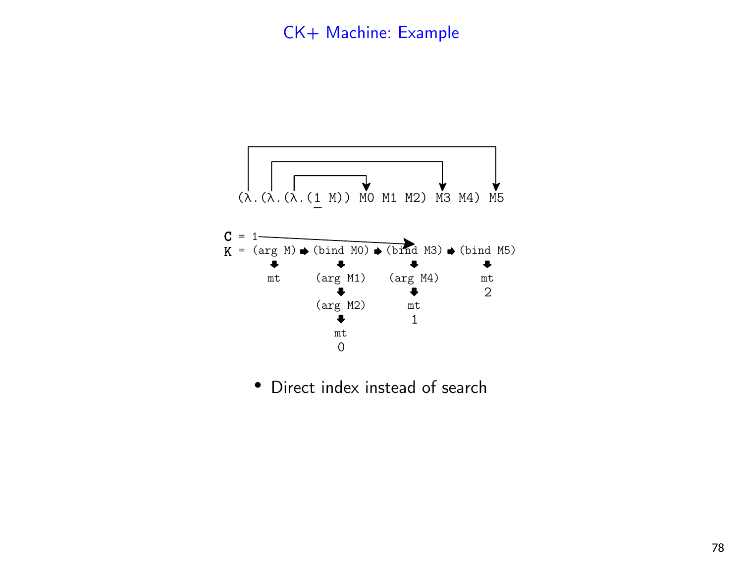# CK+ Machine: Example

```
(λ.(λ.(λ.(1 M)) M0 M1 M2) M3 M4) M5
```

```
C = 1
K = (arg M) ➡ (bind M0) ➡ (bind M3) ➡ (bind M5)
       ⬇           ⬇            ⬇            ⬇
       mt       (arg M1)     (arg M4)       mt
                   ⬇            ⬇            2
                (arg M2)        mt
                   ⬇            1
                   mt
                   0
```

- Direct index instead of search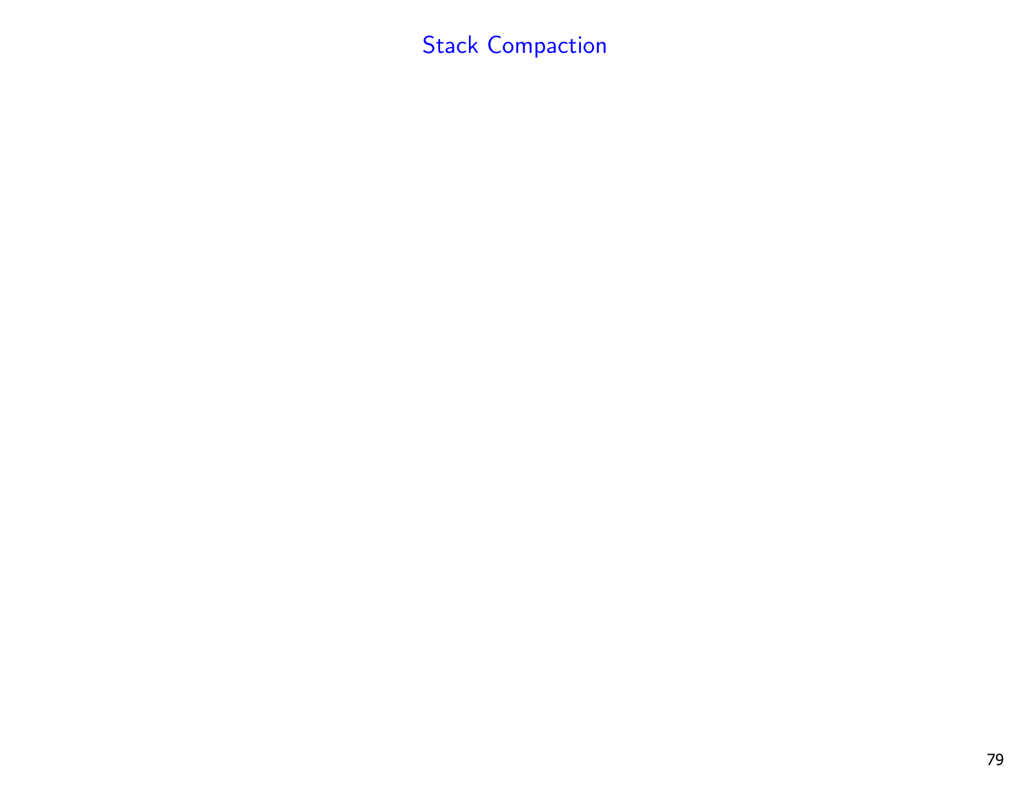# Stack Compaction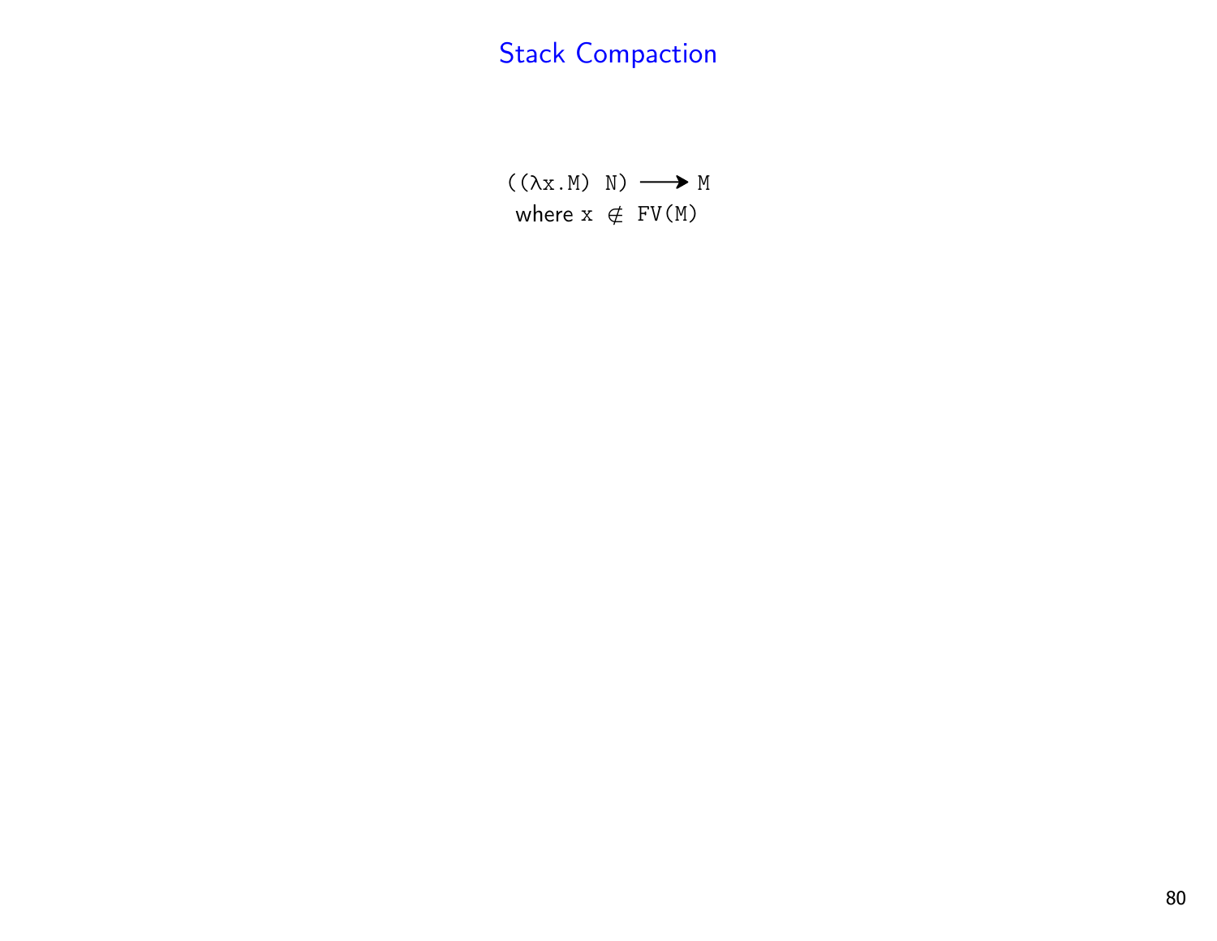# Stack Compaction

$$((\lambda x.M)\ N) \longrightarrow M$$

where $x \notin FV(M)$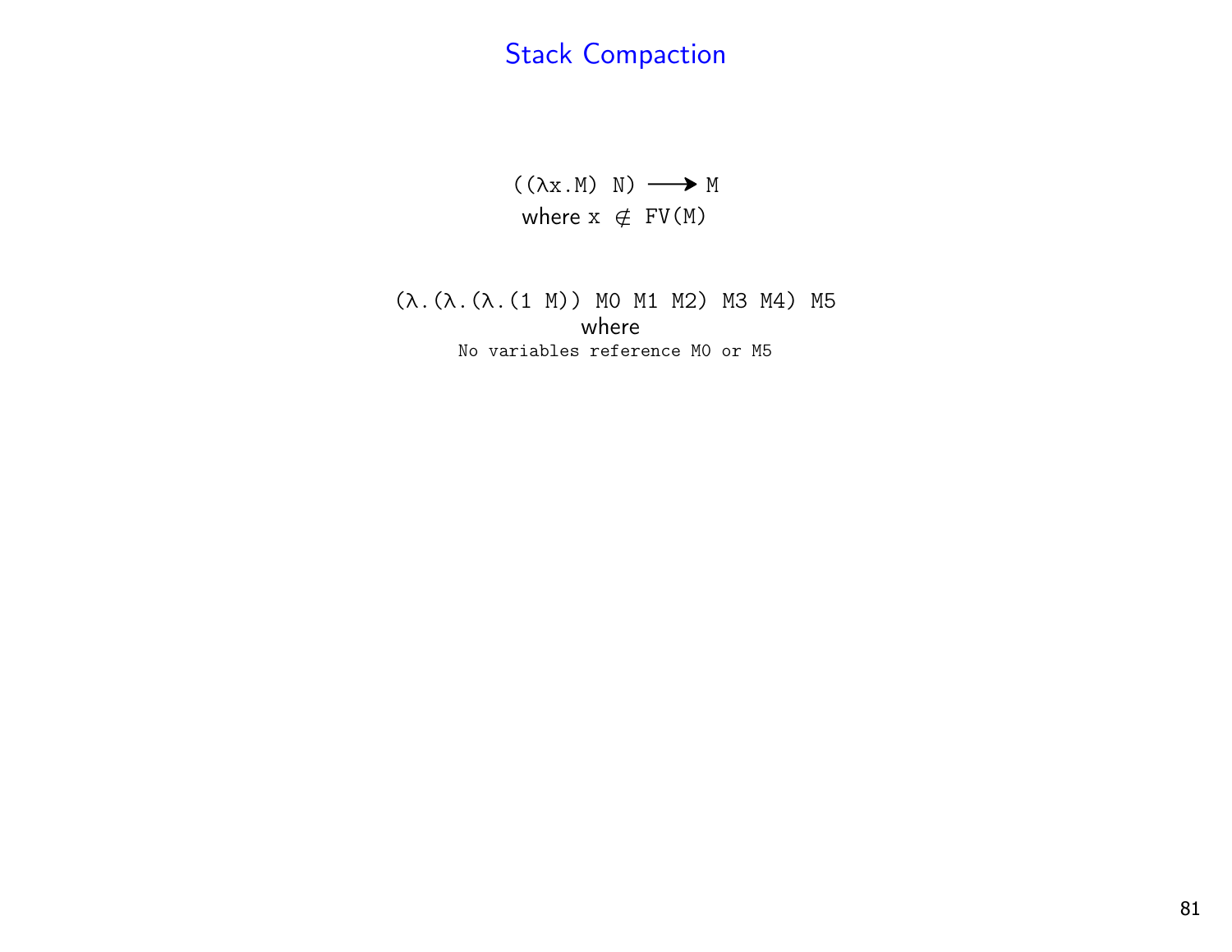# Stack Compaction

```
((λx.M) N) ⟶ M
```

where x ∉ FV(M)

```
(λ.(λ.(λ.(1 M)) M0 M1 M2) M3 M4) M5
```

where

```
No variables reference M0 or M5
```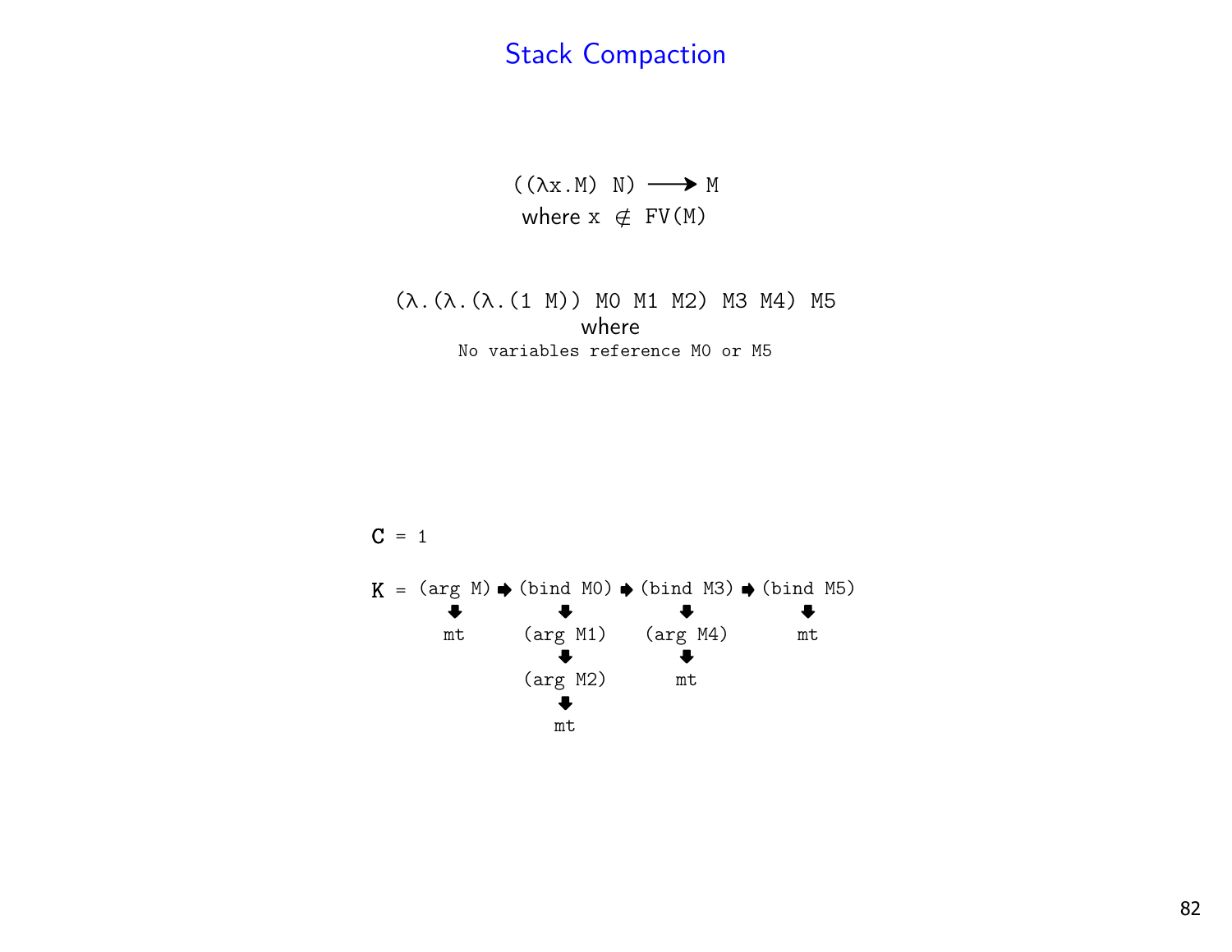# Stack Compaction

```
((λx.M) N) ⟶ M
```

where x ∉ FV(M)

```
(λ.(λ.(λ.(1 M)) M0 M1 M2) M3 M4) M5
```

where

No variables reference M0 or M5

**C** = 1

```
K = (arg M) ➡ (bind M0) ➡ (bind M3) ➡ (bind M5)
       ⬇          ⬇           ⬇           ⬇
       mt      (arg M1)    (arg M4)       mt
                  ⬇           ⬇
               (arg M2)       mt
                  ⬇
                  mt
```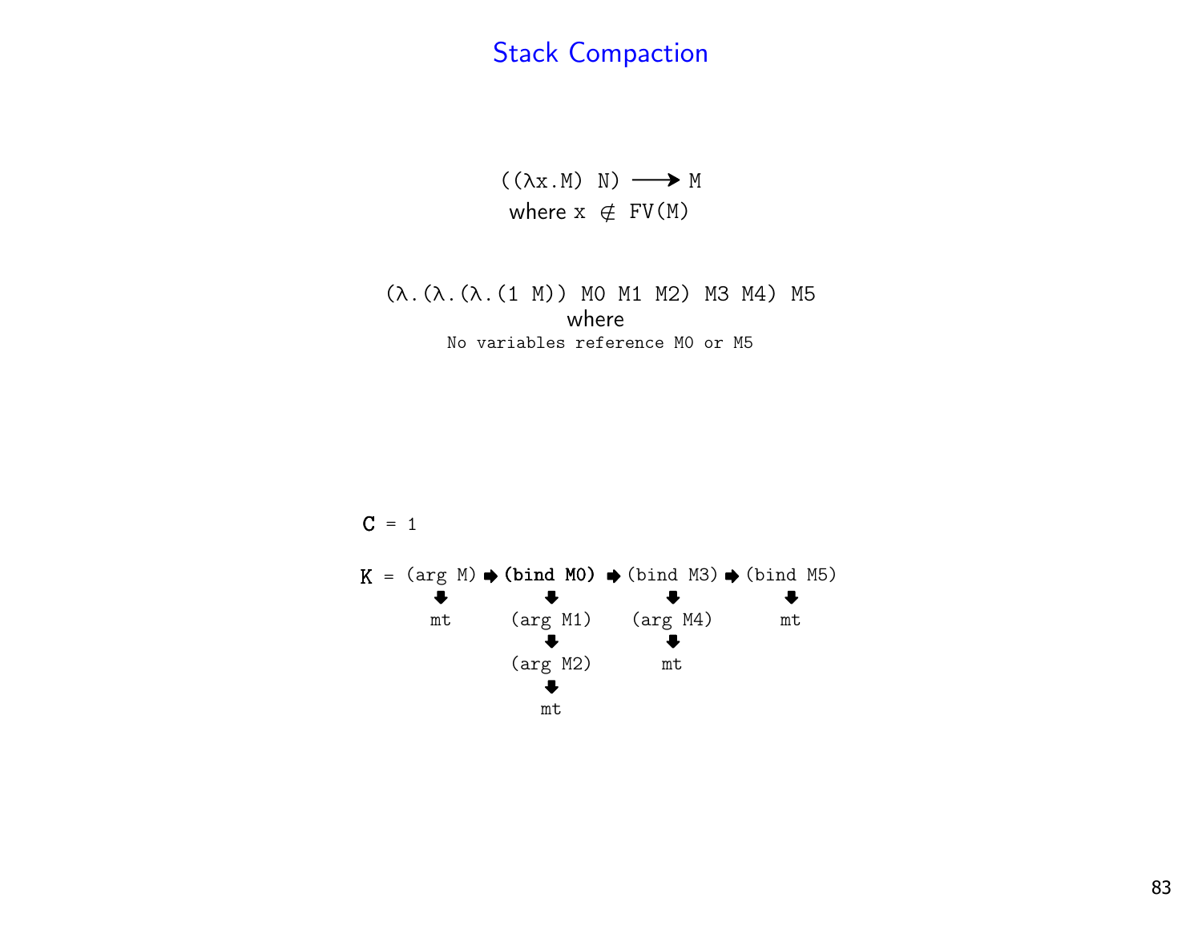# Stack Compaction

```
((λx.M) N) ⟶ M
```

where `x ∉ FV(M)`

```
(λ.(λ.(λ.(1 M)) M0 M1 M2) M3 M4) M5
```

where

No variables reference M0 or M5

**C** = 1

```
K = (arg M) ➡ (bind M0) ➡ (bind M3) ➡ (bind M5)
       ⬇          ⬇           ⬇           ⬇
       mt      (arg M1)    (arg M4)       mt
                  ⬇           ⬇
               (arg M2)       mt
                  ⬇
                  mt
```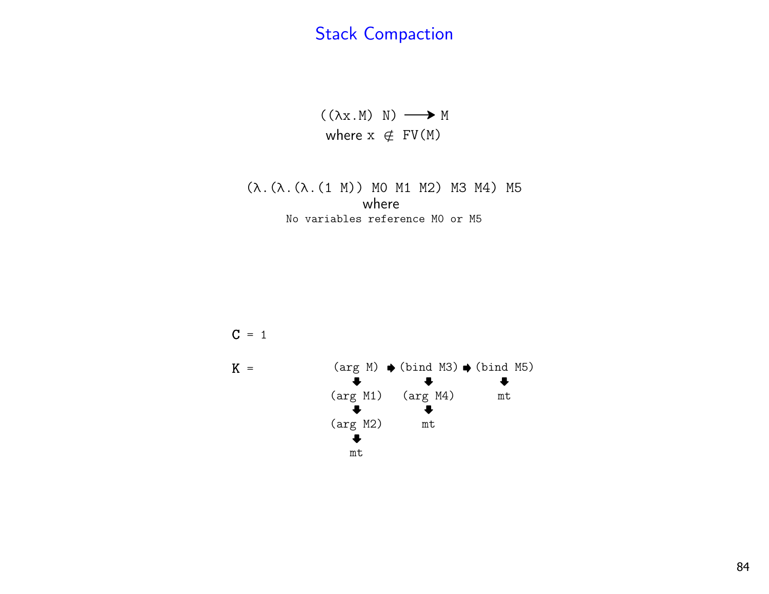# Stack Compaction

```
((λx.M) N) ⟶ M
```

where `x ∉ FV(M)`

```
(λ.(λ.(λ.(1 M)) M0 M1 M2) M3 M4) M5
```

where

`No variables reference M0 or M5`

```
C = 1

K =     (arg M)  ➡ (bind M3) ➡ (bind M5)
           ⬇            ⬇            ⬇
        (arg M1)    (arg M4)       mt
           ⬇            ⬇
        (arg M2)       mt
           ⬇
           mt
```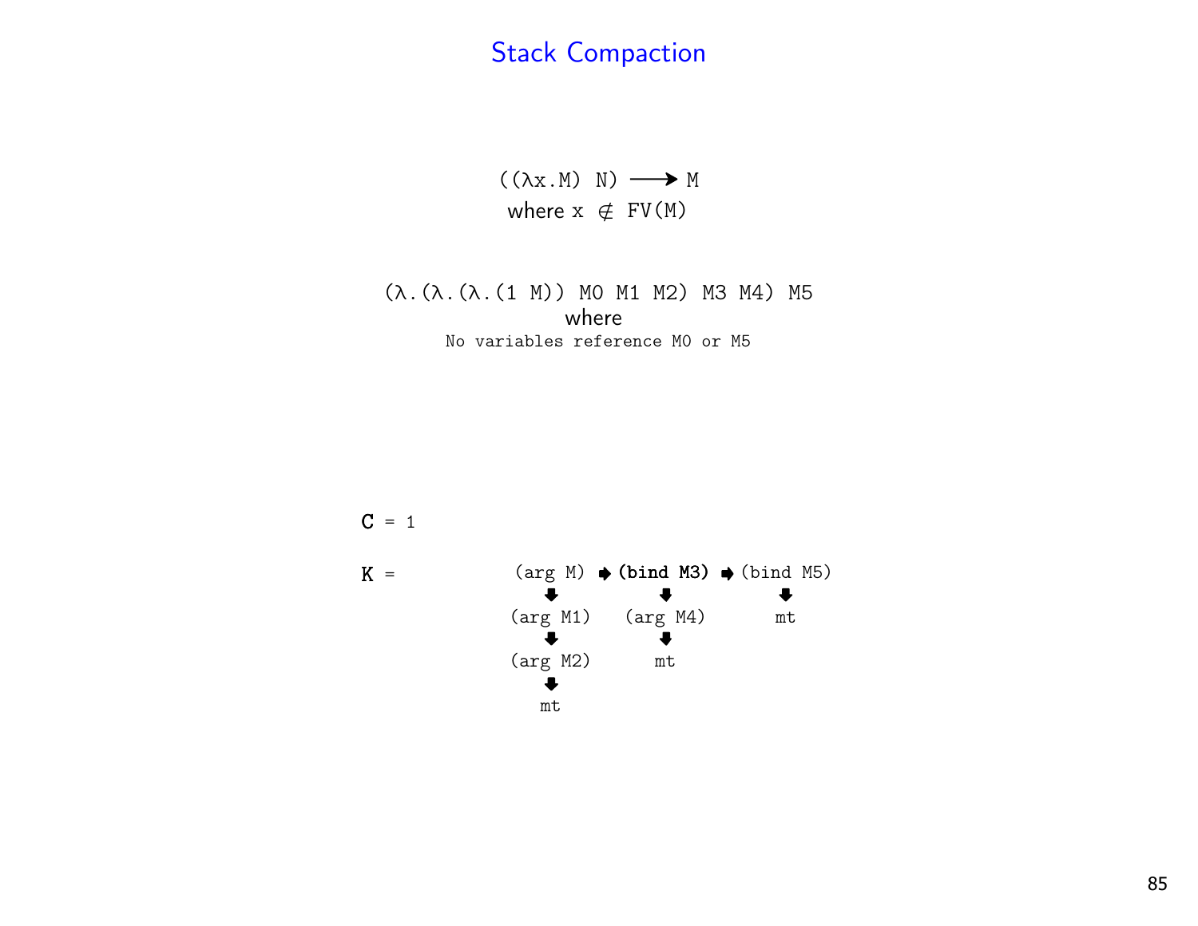# Stack Compaction

```
((λx.M) N) ⟶ M
```

where x ∉ FV(M)

```
(λ.(λ.(λ.(1 M)) M0 M1 M2) M3 M4) M5
```

where

No variables reference M0 or M5

C = 1

K =

```
(arg M)  ➡ (bind M3) ➡ (bind M5)
   ⬇          ⬇           ⬇
(arg M1)    (arg M4)      mt
   ⬇          ⬇
(arg M2)      mt
   ⬇
   mt
```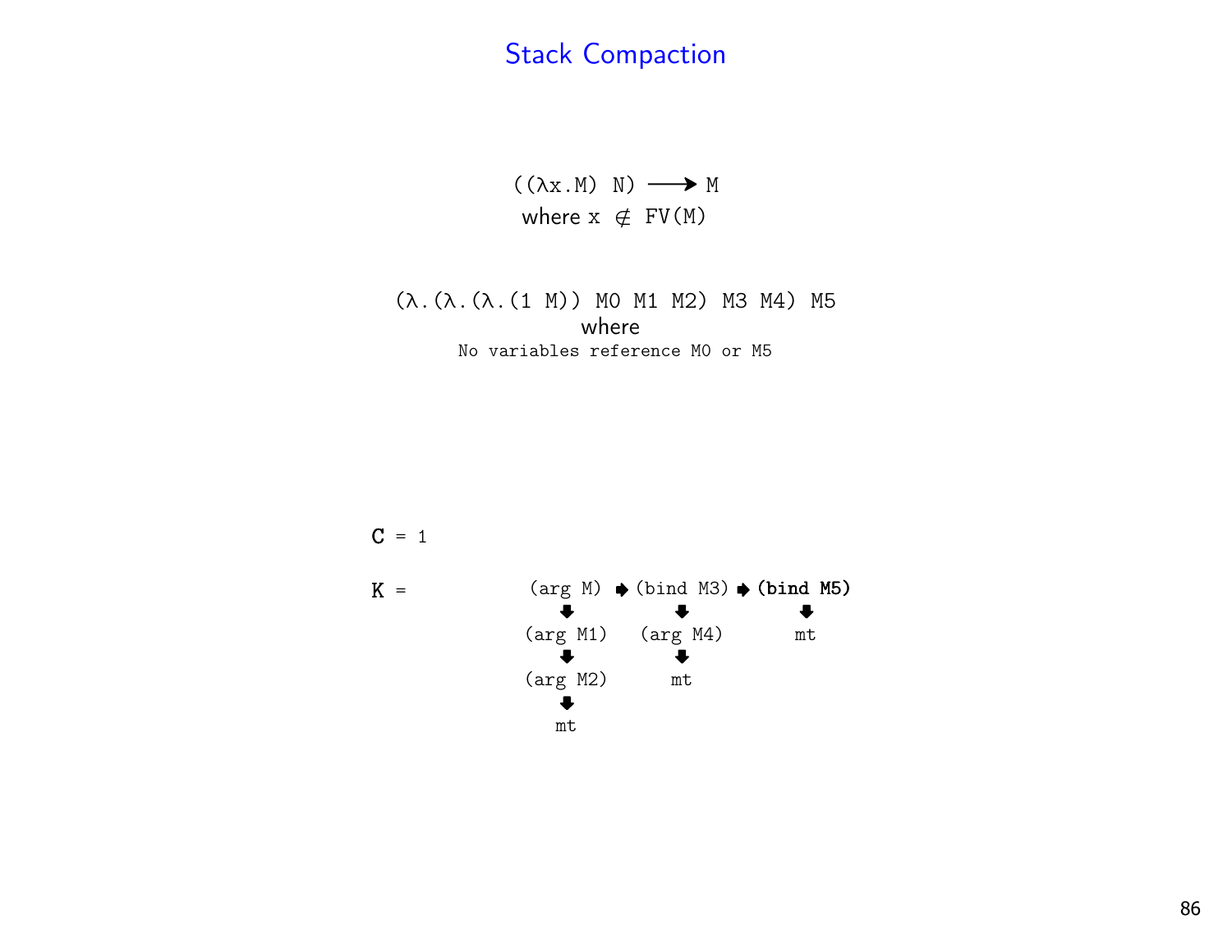# Stack Compaction

```
((λx.M) N) ⟶ M
```

where x ∉ FV(M)

```
(λ.(λ.(λ.(1 M)) M0 M1 M2) M3 M4) M5
```

where

```
No variables reference M0 or M5
```

```
C = 1

K =        (arg M)  ➡ (bind M3) ➡ (bind M5)
              ⬇           ⬇           ⬇
           (arg M1)    (arg M4)       mt
              ⬇           ⬇
           (arg M2)       mt
              ⬇
              mt
```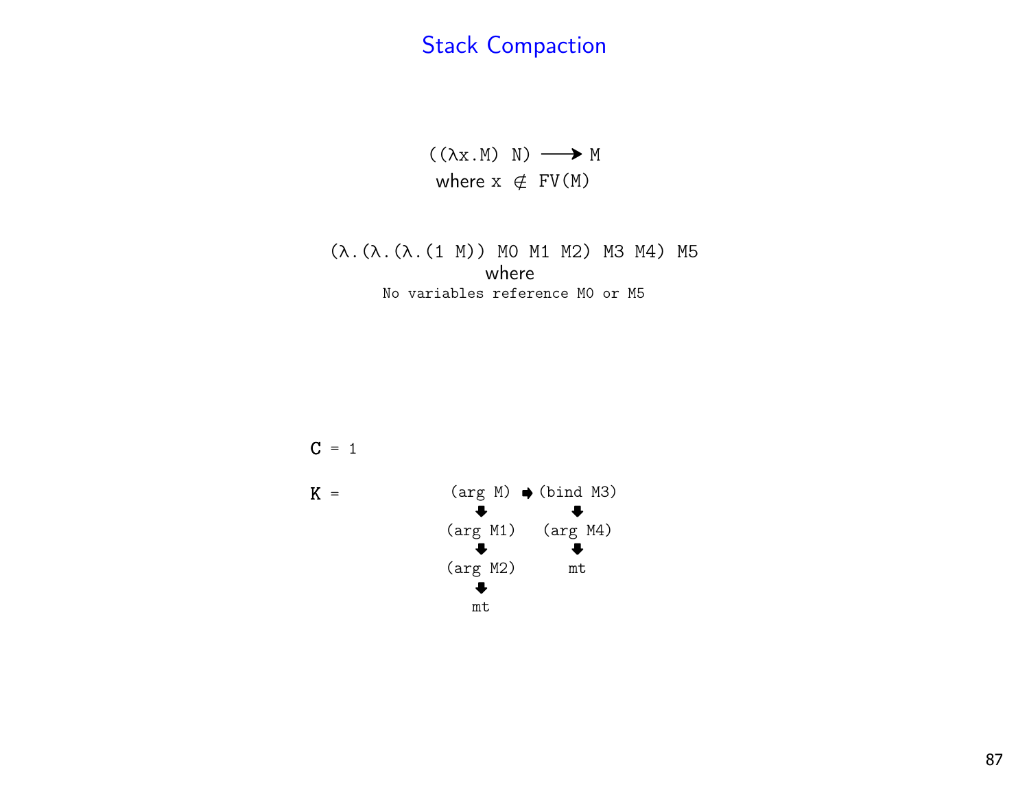# Stack Compaction

```
((λx.M) N) ⟶ M
```

where x ∉ FV(M)

```
(λ.(λ.(λ.(1 M)) M0 M1 M2) M3 M4) M5
```

where

```
No variables reference M0 or M5
```

```
C = 1

K =      (arg M) ➡ (bind M3)
            ⬇           ⬇
         (arg M1)    (arg M4)
            ⬇           ⬇
         (arg M2)       mt
            ⬇
            mt
```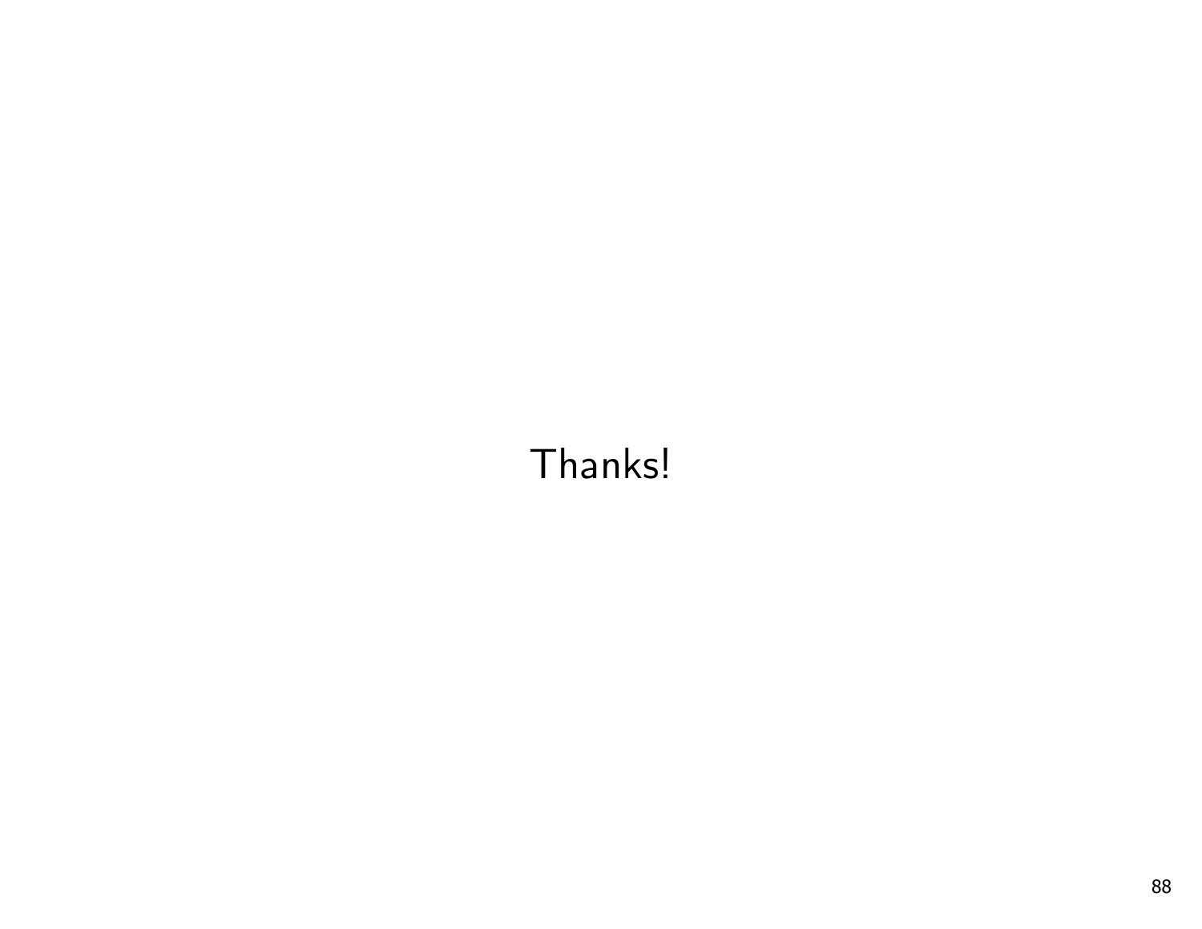Thanks!